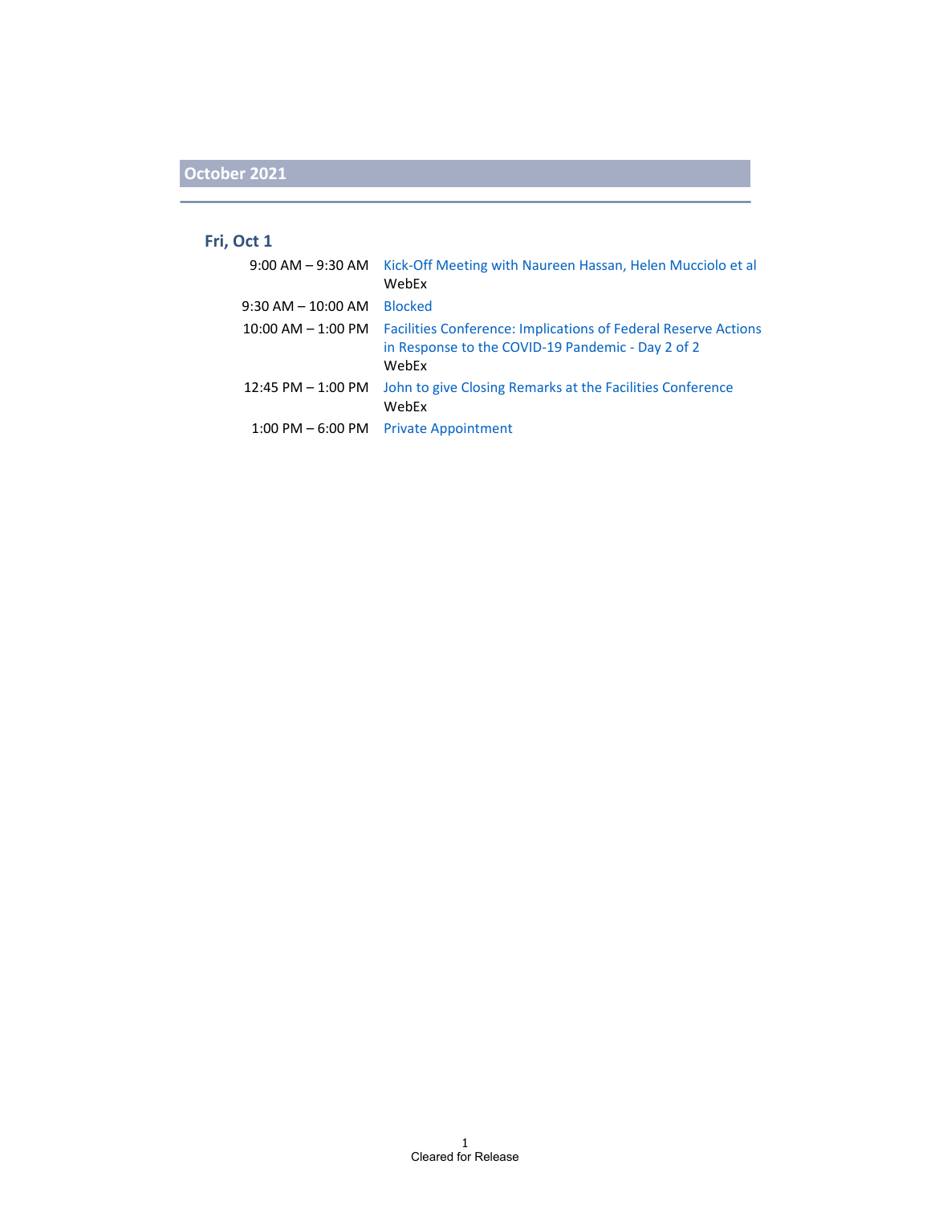# October 2021

## Fri, Oct 1

| | |
|---|---|
| 9:00 AM – 9:30 AM | Kick-Off Meeting with Naureen Hassan, Helen Mucciolo et al<br>WebEx |
| 9:30 AM – 10:00 AM | Blocked |
| 10:00 AM – 1:00 PM | Facilities Conference: Implications of Federal Reserve Actions in Response to the COVID-19 Pandemic - Day 2 of 2<br>WebEx |
| 12:45 PM – 1:00 PM | John to give Closing Remarks at the Facilities Conference<br>WebEx |
| 1:00 PM – 6:00 PM | Private Appointment |

Cleared for Release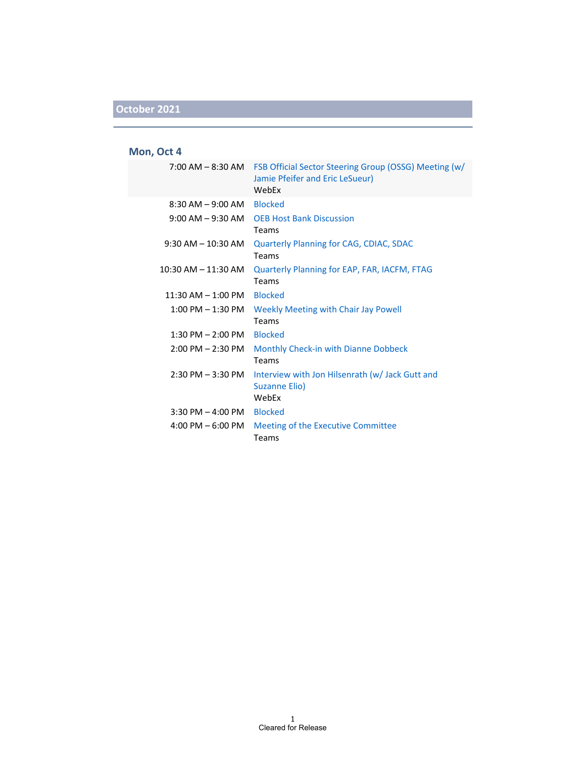## October 2021

### Mon, Oct 4

| | |
|---|---|
| 7:00 AM – 8:30 AM | FSB Official Sector Steering Group (OSSG) Meeting (w/ Jamie Pfeifer and Eric LeSueur)<br>WebEx |
| 8:30 AM – 9:00 AM | Blocked |
| 9:00 AM – 9:30 AM | OEB Host Bank Discussion<br>Teams |
| 9:30 AM – 10:30 AM | Quarterly Planning for CAG, CDIAC, SDAC<br>Teams |
| 10:30 AM – 11:30 AM | Quarterly Planning for EAP, FAR, IACFM, FTAG<br>Teams |
| 11:30 AM – 1:00 PM | Blocked |
| 1:00 PM – 1:30 PM | Weekly Meeting with Chair Jay Powell<br>Teams |
| 1:30 PM – 2:00 PM | Blocked |
| 2:00 PM – 2:30 PM | Monthly Check-in with Dianne Dobbeck<br>Teams |
| 2:30 PM – 3:30 PM | Interview with Jon Hilsenrath (w/ Jack Gutt and Suzanne Elio)<br>WebEx |
| 3:30 PM – 4:00 PM | Blocked |
| 4:00 PM – 6:00 PM | Meeting of the Executive Committee<br>Teams |

Cleared for Release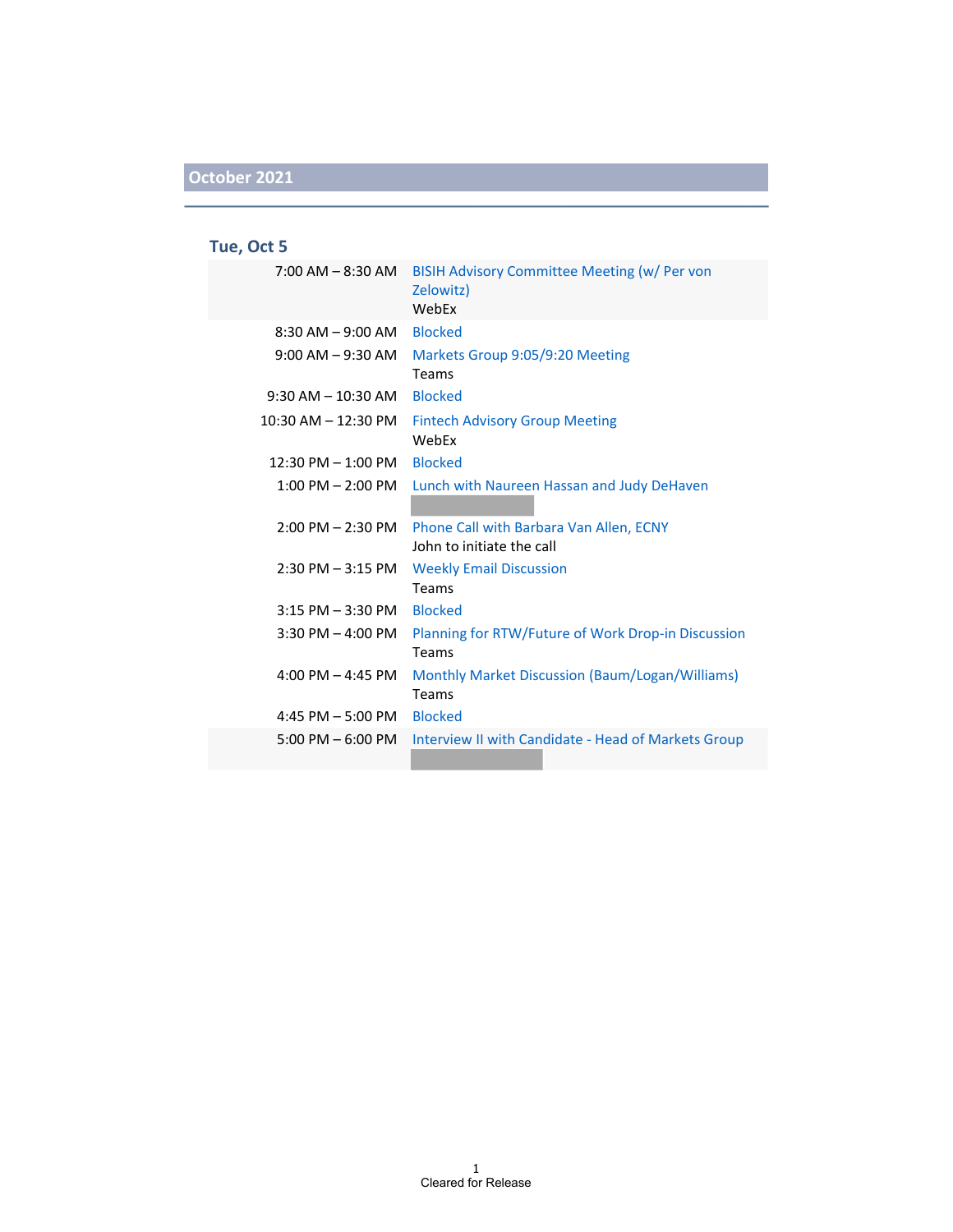## October 2021

### Tue, Oct 5

| | |
|---|---|
| 7:00 AM – 8:30 AM | BISIH Advisory Committee Meeting (w/ Per von Zelowitz)<br>WebEx |
| 8:30 AM – 9:00 AM | Blocked |
| 9:00 AM – 9:30 AM | Markets Group 9:05/9:20 Meeting<br>Teams |
| 9:30 AM – 10:30 AM | Blocked |
| 10:30 AM – 12:30 PM | Fintech Advisory Group Meeting<br>WebEx |
| 12:30 PM – 1:00 PM | Blocked |
| 1:00 PM – 2:00 PM | Lunch with Naureen Hassan and Judy DeHaven |
| 2:00 PM – 2:30 PM | Phone Call with Barbara Van Allen, ECNY<br>John to initiate the call |
| 2:30 PM – 3:15 PM | Weekly Email Discussion<br>Teams |
| 3:15 PM – 3:30 PM | Blocked |
| 3:30 PM – 4:00 PM | Planning for RTW/Future of Work Drop-in Discussion<br>Teams |
| 4:00 PM – 4:45 PM | Monthly Market Discussion (Baum/Logan/Williams)<br>Teams |
| 4:45 PM – 5:00 PM | Blocked |
| 5:00 PM – 6:00 PM | Interview II with Candidate - Head of Markets Group |

Cleared for Release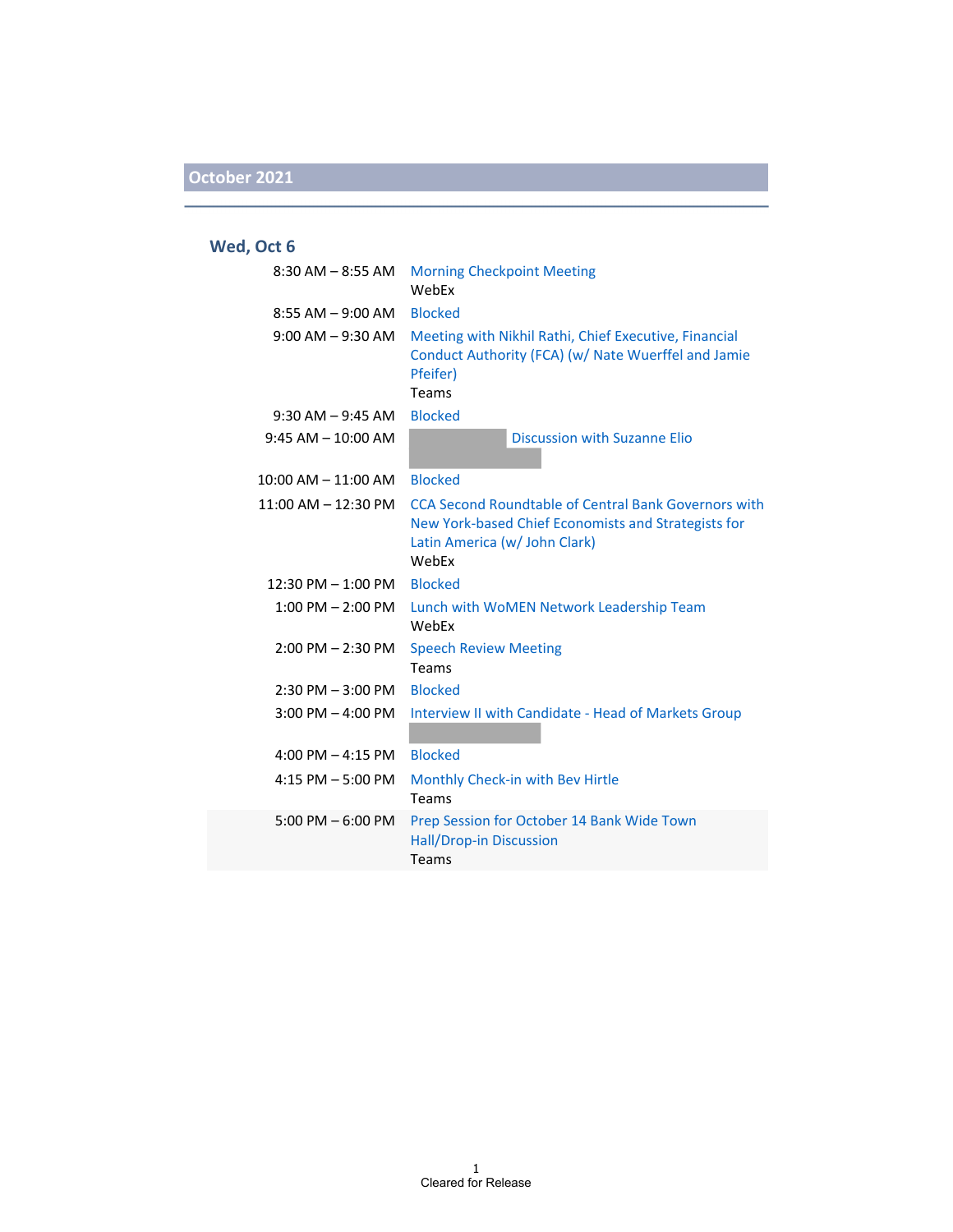## October 2021

### Wed, Oct 6

| | |
|---|---|
| 8:30 AM – 8:55 AM | Morning Checkpoint Meeting<br>WebEx |
| 8:55 AM – 9:00 AM | Blocked |
| 9:00 AM – 9:30 AM | Meeting with Nikhil Rathi, Chief Executive, Financial Conduct Authority (FCA) (w/ Nate Wuerffel and Jamie Pfeifer)<br>Teams |
| 9:30 AM – 9:45 AM | Blocked |
| 9:45 AM – 10:00 AM | Discussion with Suzanne Elio |
| 10:00 AM – 11:00 AM | Blocked |
| 11:00 AM – 12:30 PM | CCA Second Roundtable of Central Bank Governors with New York-based Chief Economists and Strategists for Latin America (w/ John Clark)<br>WebEx |
| 12:30 PM – 1:00 PM | Blocked |
| 1:00 PM – 2:00 PM | Lunch with WoMEN Network Leadership Team<br>WebEx |
| 2:00 PM – 2:30 PM | Speech Review Meeting<br>Teams |
| 2:30 PM – 3:00 PM | Blocked |
| 3:00 PM – 4:00 PM | Interview II with Candidate - Head of Markets Group |
| 4:00 PM – 4:15 PM | Blocked |
| 4:15 PM – 5:00 PM | Monthly Check-in with Bev Hirtle<br>Teams |
| 5:00 PM – 6:00 PM | Prep Session for October 14 Bank Wide Town Hall/Drop-in Discussion<br>Teams |

Cleared for Release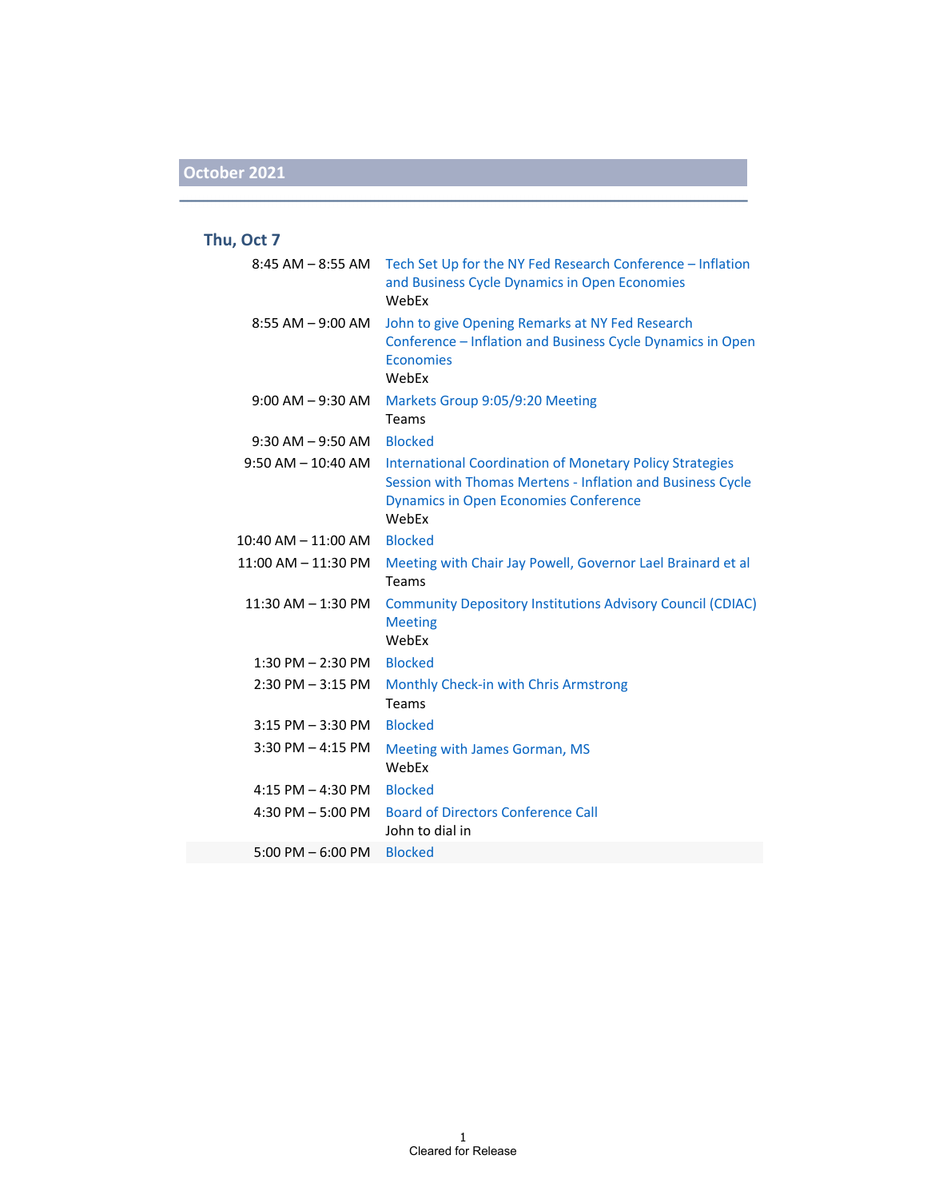## October 2021

### Thu, Oct 7

| | |
|---|---|
| 8:45 AM – 8:55 AM | Tech Set Up for the NY Fed Research Conference – Inflation and Business Cycle Dynamics in Open Economies<br>WebEx |
| 8:55 AM – 9:00 AM | John to give Opening Remarks at NY Fed Research Conference – Inflation and Business Cycle Dynamics in Open Economies<br>WebEx |
| 9:00 AM – 9:30 AM | Markets Group 9:05/9:20 Meeting<br>Teams |
| 9:30 AM – 9:50 AM | Blocked |
| 9:50 AM – 10:40 AM | International Coordination of Monetary Policy Strategies Session with Thomas Mertens - Inflation and Business Cycle Dynamics in Open Economies Conference<br>WebEx |
| 10:40 AM – 11:00 AM | Blocked |
| 11:00 AM – 11:30 PM | Meeting with Chair Jay Powell, Governor Lael Brainard et al<br>Teams |
| 11:30 AM – 1:30 PM | Community Depository Institutions Advisory Council (CDIAC) Meeting<br>WebEx |
| 1:30 PM – 2:30 PM | Blocked |
| 2:30 PM – 3:15 PM | Monthly Check-in with Chris Armstrong<br>Teams |
| 3:15 PM – 3:30 PM | Blocked |
| 3:30 PM – 4:15 PM | Meeting with James Gorman, MS<br>WebEx |
| 4:15 PM – 4:30 PM | Blocked |
| 4:30 PM – 5:00 PM | Board of Directors Conference Call<br>John to dial in |
| 5:00 PM – 6:00 PM | Blocked |

Cleared for Release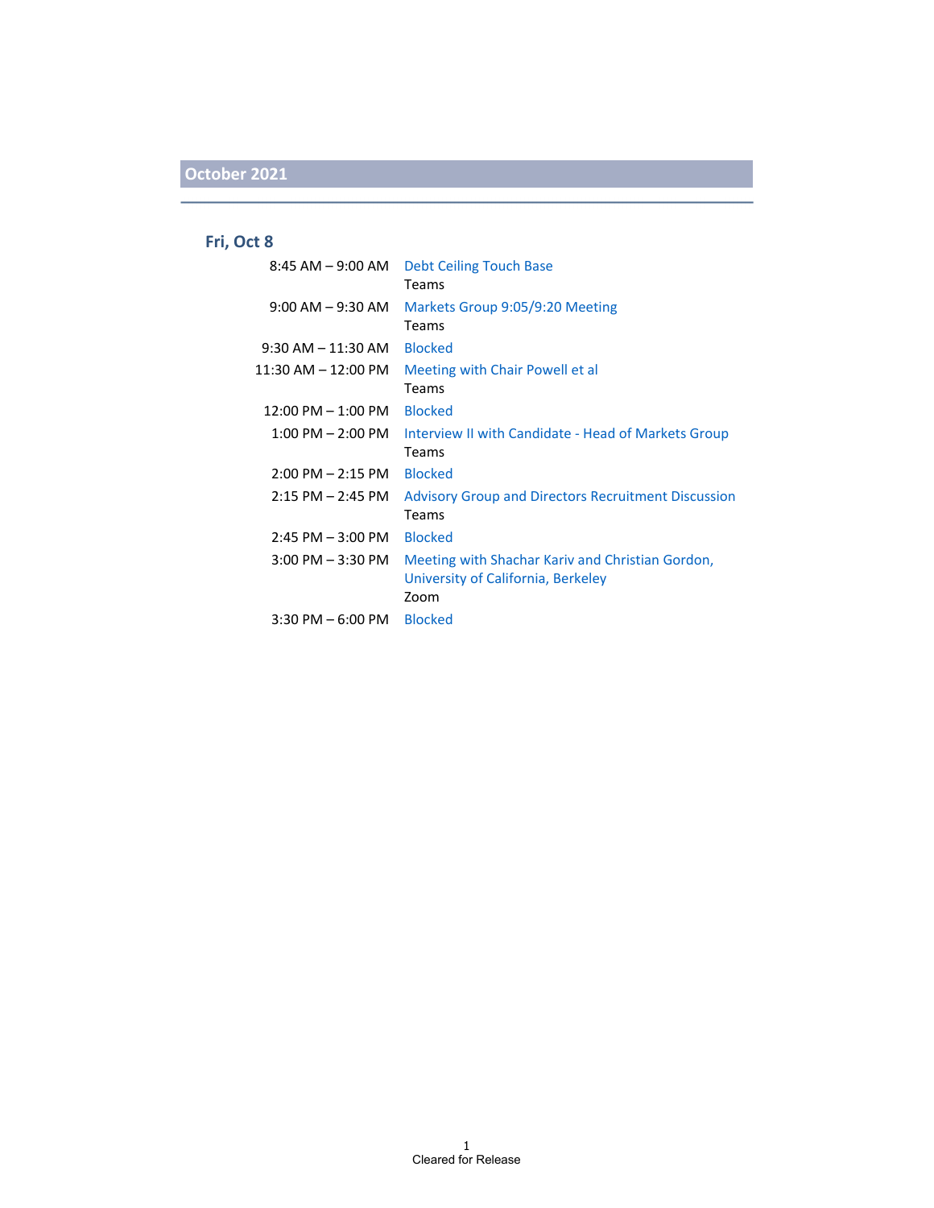## October 2021

### Fri, Oct 8

| | |
|---|---|
| 8:45 AM – 9:00 AM | Debt Ceiling Touch Base<br>Teams |
| 9:00 AM – 9:30 AM | Markets Group 9:05/9:20 Meeting<br>Teams |
| 9:30 AM – 11:30 AM | Blocked |
| 11:30 AM – 12:00 PM | Meeting with Chair Powell et al<br>Teams |
| 12:00 PM – 1:00 PM | Blocked |
| 1:00 PM – 2:00 PM | Interview II with Candidate - Head of Markets Group<br>Teams |
| 2:00 PM – 2:15 PM | Blocked |
| 2:15 PM – 2:45 PM | Advisory Group and Directors Recruitment Discussion<br>Teams |
| 2:45 PM – 3:00 PM | Blocked |
| 3:00 PM – 3:30 PM | Meeting with Shachar Kariv and Christian Gordon, University of California, Berkeley<br>Zoom |
| 3:30 PM – 6:00 PM | Blocked |

Cleared for Release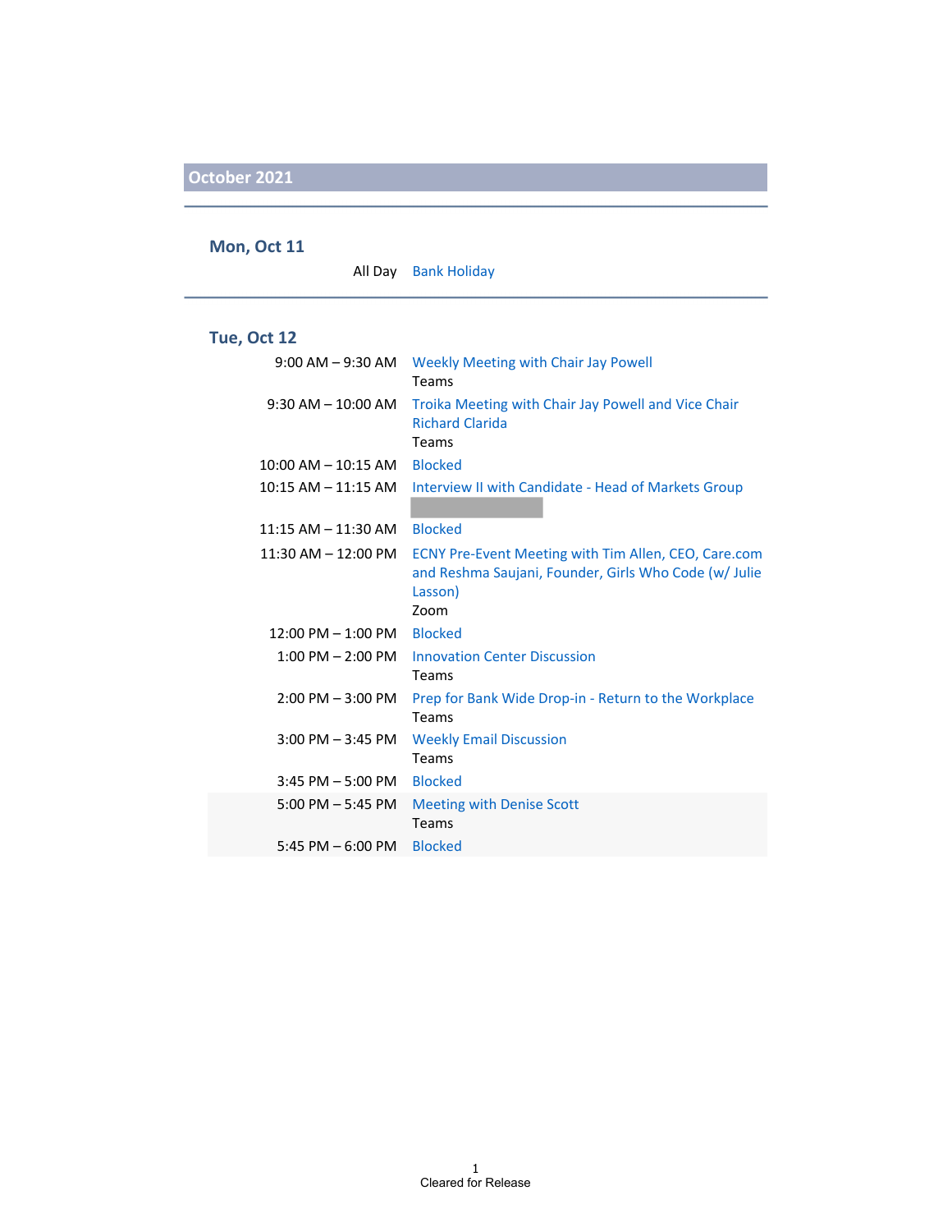## October 2021

### Mon, Oct 11

| | |
|---|---|
| All Day | Bank Holiday |

### Tue, Oct 12

| | |
|---|---|
| 9:00 AM – 9:30 AM | Weekly Meeting with Chair Jay Powell<br>Teams |
| 9:30 AM – 10:00 AM | Troika Meeting with Chair Jay Powell and Vice Chair Richard Clarida<br>Teams |
| 10:00 AM – 10:15 AM | Blocked |
| 10:15 AM – 11:15 AM | Interview II with Candidate - Head of Markets Group |
| 11:15 AM – 11:30 AM | Blocked |
| 11:30 AM – 12:00 PM | ECNY Pre-Event Meeting with Tim Allen, CEO, Care.com and Reshma Saujani, Founder, Girls Who Code (w/ Julie Lasson)<br>Zoom |
| 12:00 PM – 1:00 PM | Blocked |
| 1:00 PM – 2:00 PM | Innovation Center Discussion<br>Teams |
| 2:00 PM – 3:00 PM | Prep for Bank Wide Drop-in - Return to the Workplace<br>Teams |
| 3:00 PM – 3:45 PM | Weekly Email Discussion<br>Teams |
| 3:45 PM – 5:00 PM | Blocked |
| 5:00 PM – 5:45 PM | Meeting with Denise Scott<br>Teams |
| 5:45 PM – 6:00 PM | Blocked |

Cleared for Release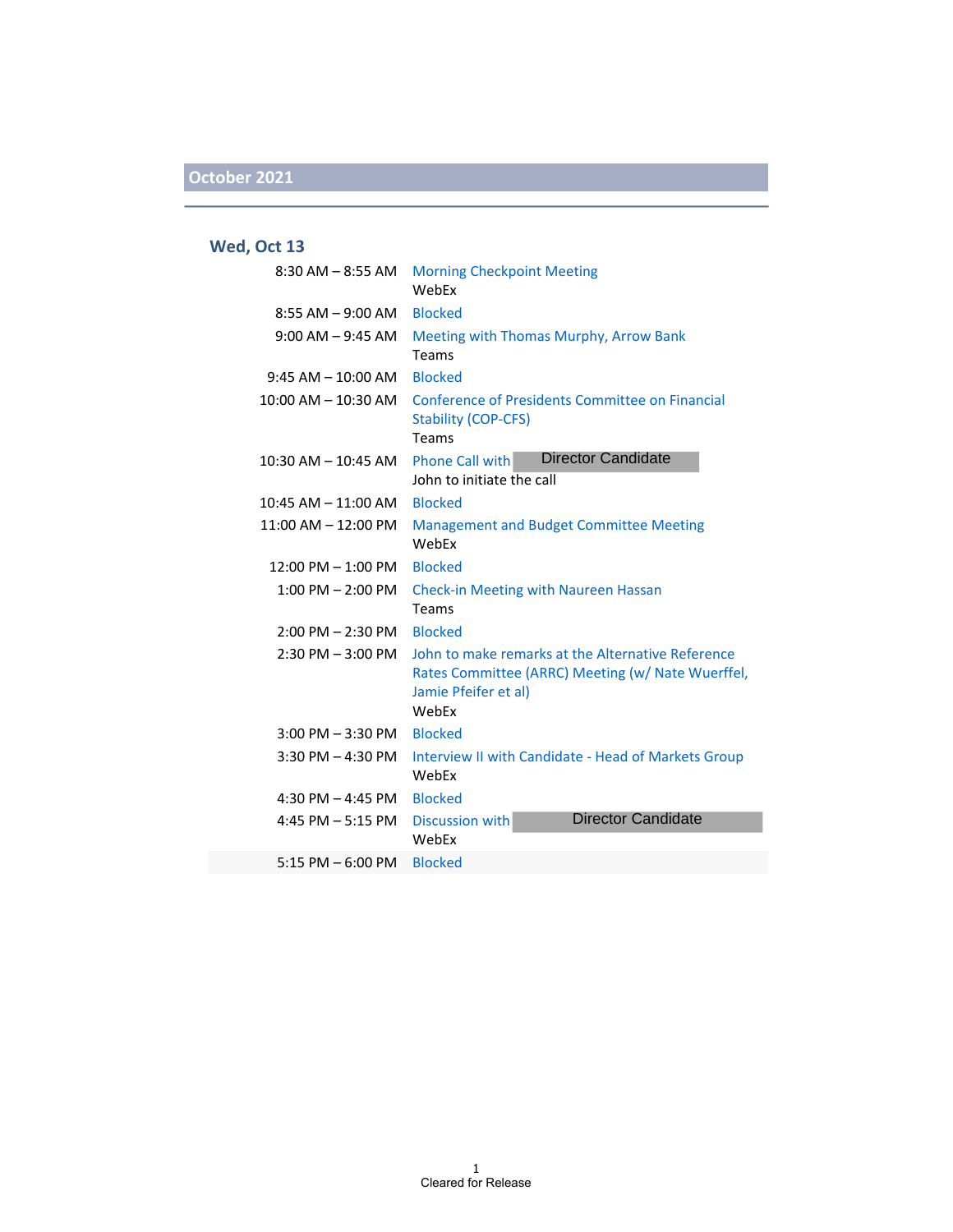## October 2021

### Wed, Oct 13

| | |
|---|---|
| 8:30 AM – 8:55 AM | Morning Checkpoint Meeting<br>WebEx |
| 8:55 AM – 9:00 AM | Blocked |
| 9:00 AM – 9:45 AM | Meeting with Thomas Murphy, Arrow Bank<br>Teams |
| 9:45 AM – 10:00 AM | Blocked |
| 10:00 AM – 10:30 AM | Conference of Presidents Committee on Financial Stability (COP-CFS)<br>Teams |
| 10:30 AM – 10:45 AM | Phone Call with Director Candidate<br>John to initiate the call |
| 10:45 AM – 11:00 AM | Blocked |
| 11:00 AM – 12:00 PM | Management and Budget Committee Meeting<br>WebEx |
| 12:00 PM – 1:00 PM | Blocked |
| 1:00 PM – 2:00 PM | Check-in Meeting with Naureen Hassan<br>Teams |
| 2:00 PM – 2:30 PM | Blocked |
| 2:30 PM – 3:00 PM | John to make remarks at the Alternative Reference Rates Committee (ARRC) Meeting (w/ Nate Wuerffel, Jamie Pfeifer et al)<br>WebEx |
| 3:00 PM – 3:30 PM | Blocked |
| 3:30 PM – 4:30 PM | Interview II with Candidate - Head of Markets Group<br>WebEx |
| 4:30 PM – 4:45 PM | Blocked |
| 4:45 PM – 5:15 PM | Discussion with Director Candidate<br>WebEx |
| 5:15 PM – 6:00 PM | Blocked |

Cleared for Release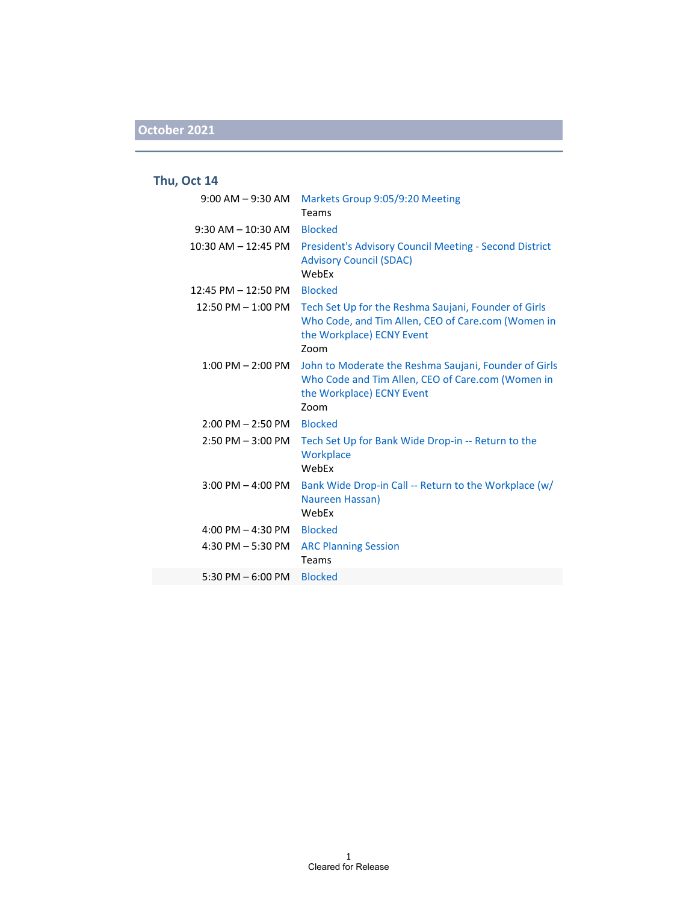## October 2021

### Thu, Oct 14

| | |
|---|---|
| 9:00 AM – 9:30 AM | Markets Group 9:05/9:20 Meeting<br>Teams |
| 9:30 AM – 10:30 AM | Blocked |
| 10:30 AM – 12:45 PM | President's Advisory Council Meeting - Second District Advisory Council (SDAC)<br>WebEx |
| 12:45 PM – 12:50 PM | Blocked |
| 12:50 PM – 1:00 PM | Tech Set Up for the Reshma Saujani, Founder of Girls Who Code, and Tim Allen, CEO of Care.com (Women in the Workplace) ECNY Event<br>Zoom |
| 1:00 PM – 2:00 PM | John to Moderate the Reshma Saujani, Founder of Girls Who Code and Tim Allen, CEO of Care.com (Women in the Workplace) ECNY Event<br>Zoom |
| 2:00 PM – 2:50 PM | Blocked |
| 2:50 PM – 3:00 PM | Tech Set Up for Bank Wide Drop-in -- Return to the Workplace<br>WebEx |
| 3:00 PM – 4:00 PM | Bank Wide Drop-in Call -- Return to the Workplace (w/ Naureen Hassan)<br>WebEx |
| 4:00 PM – 4:30 PM | Blocked |
| 4:30 PM – 5:30 PM | ARC Planning Session<br>Teams |
| 5:30 PM – 6:00 PM | Blocked |

Cleared for Release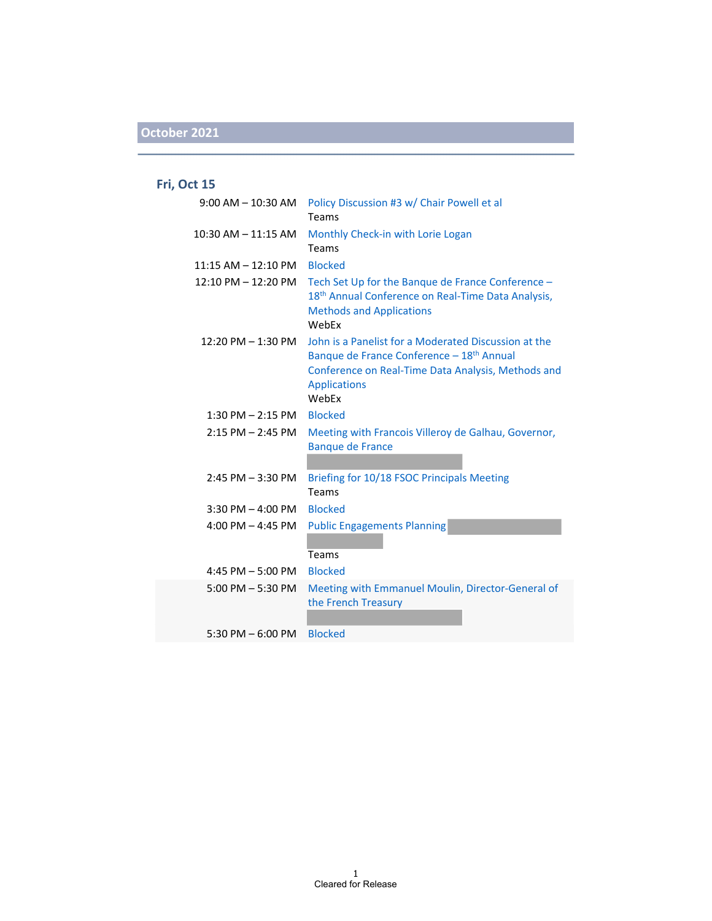## October 2021

### Fri, Oct 15

| | |
|---|---|
| 9:00 AM – 10:30 AM | Policy Discussion #3 w/ Chair Powell et al<br>Teams |
| 10:30 AM – 11:15 AM | Monthly Check-in with Lorie Logan<br>Teams |
| 11:15 AM – 12:10 PM | Blocked |
| 12:10 PM – 12:20 PM | Tech Set Up for the Banque de France Conference – 18th Annual Conference on Real-Time Data Analysis, Methods and Applications<br>WebEx |
| 12:20 PM – 1:30 PM | John is a Panelist for a Moderated Discussion at the Banque de France Conference – 18th Annual Conference on Real-Time Data Analysis, Methods and Applications<br>WebEx |
| 1:30 PM – 2:15 PM | Blocked |
| 2:15 PM – 2:45 PM | Meeting with Francois Villeroy de Galhau, Governor, Banque de France |
| 2:45 PM – 3:30 PM | Briefing for 10/18 FSOC Principals Meeting<br>Teams |
| 3:30 PM – 4:00 PM | Blocked |
| 4:00 PM – 4:45 PM | Public Engagements Planning<br>Teams |
| 4:45 PM – 5:00 PM | Blocked |
| 5:00 PM – 5:30 PM | Meeting with Emmanuel Moulin, Director-General of the French Treasury |
| 5:30 PM – 6:00 PM | Blocked |

Cleared for Release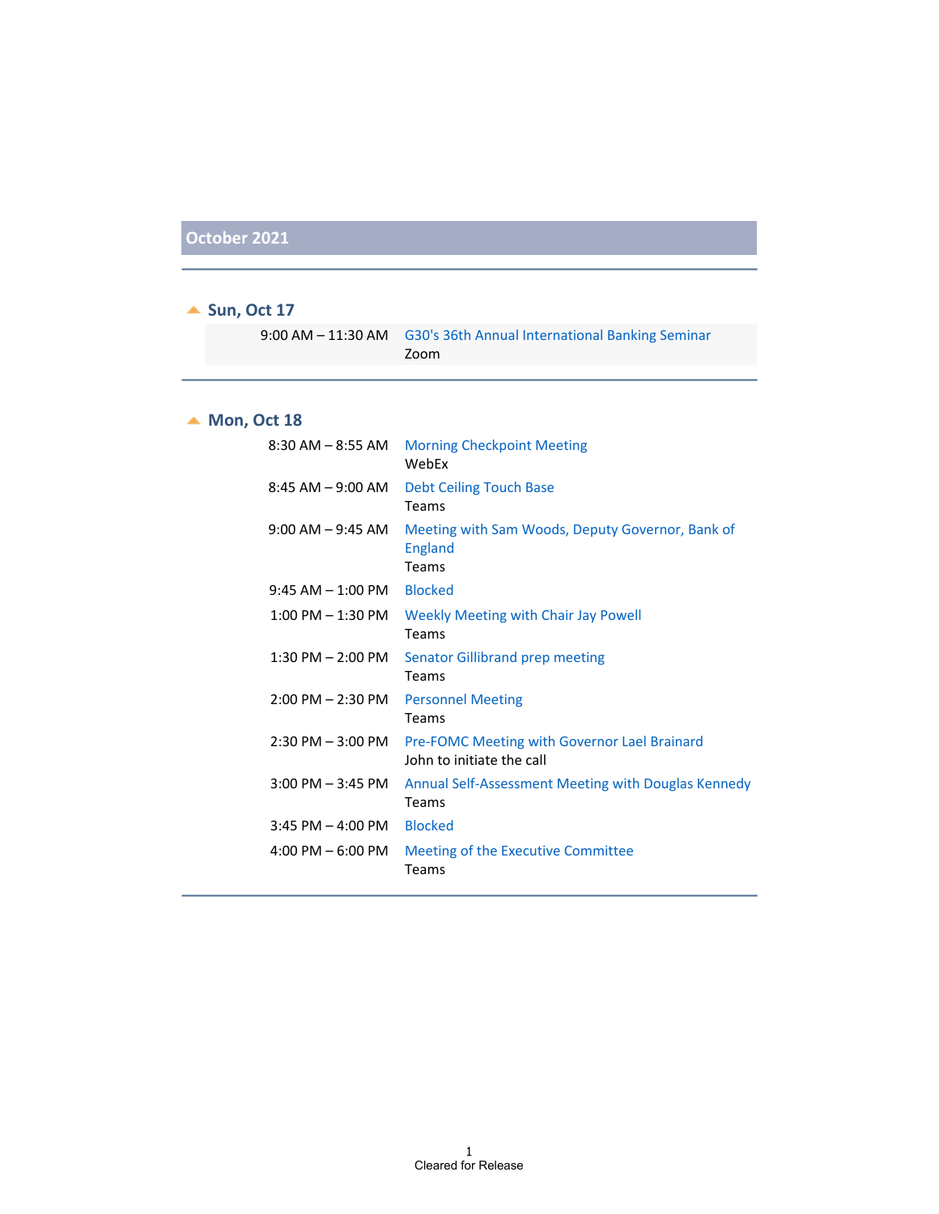## October 2021

### Sun, Oct 17

| | |
|---|---|
| 9:00 AM – 11:30 AM | G30's 36th Annual International Banking Seminar<br>Zoom |

### Mon, Oct 18

| | |
|---|---|
| 8:30 AM – 8:55 AM | Morning Checkpoint Meeting<br>WebEx |
| 8:45 AM – 9:00 AM | Debt Ceiling Touch Base<br>Teams |
| 9:00 AM – 9:45 AM | Meeting with Sam Woods, Deputy Governor, Bank of England<br>Teams |
| 9:45 AM – 1:00 PM | Blocked |
| 1:00 PM – 1:30 PM | Weekly Meeting with Chair Jay Powell<br>Teams |
| 1:30 PM – 2:00 PM | Senator Gillibrand prep meeting<br>Teams |
| 2:00 PM – 2:30 PM | Personnel Meeting<br>Teams |
| 2:30 PM – 3:00 PM | Pre-FOMC Meeting with Governor Lael Brainard<br>John to initiate the call |
| 3:00 PM – 3:45 PM | Annual Self-Assessment Meeting with Douglas Kennedy<br>Teams |
| 3:45 PM – 4:00 PM | Blocked |
| 4:00 PM – 6:00 PM | Meeting of the Executive Committee<br>Teams |

Cleared for Release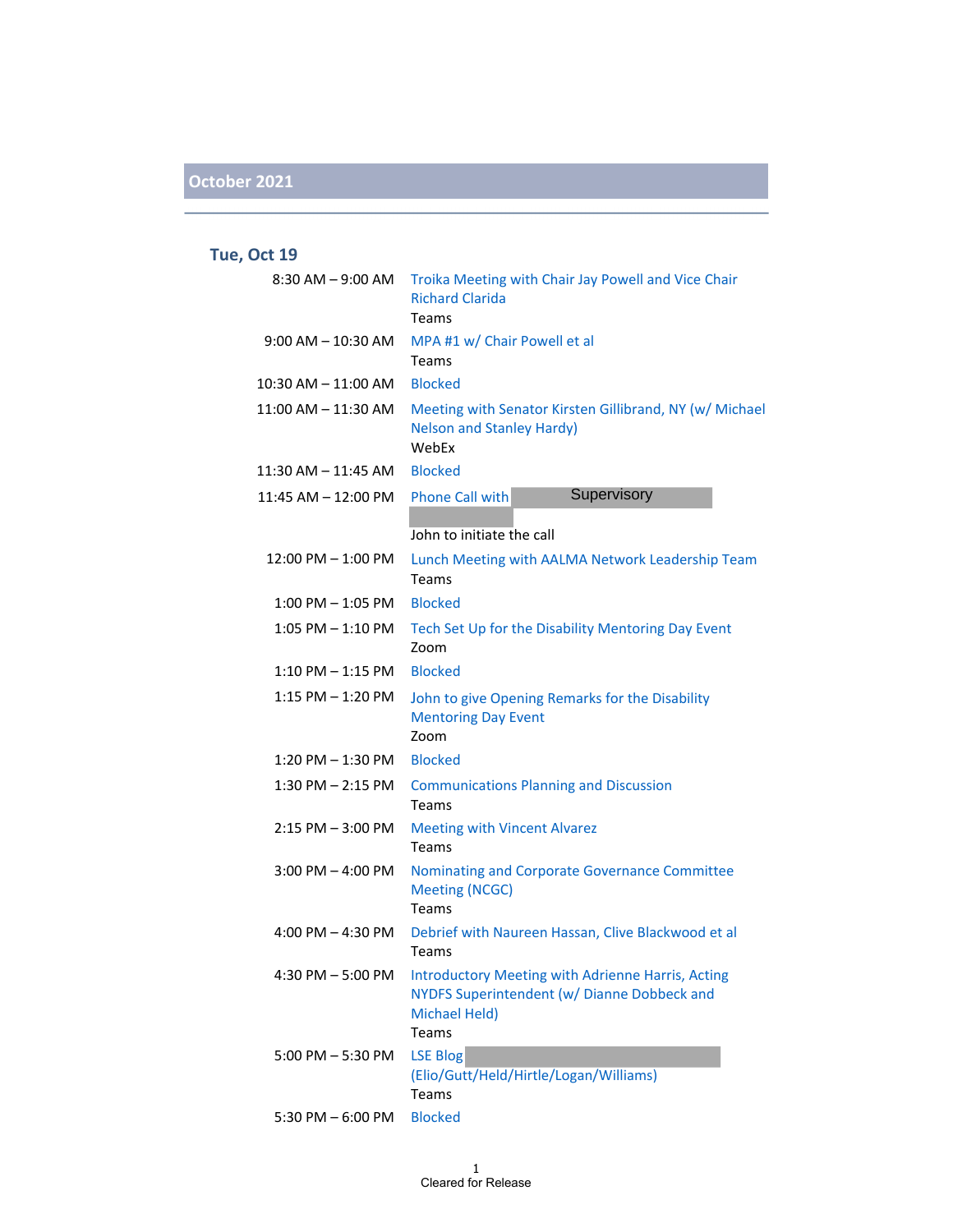## October 2021

### Tue, Oct 19

| | |
|---|---|
| 8:30 AM – 9:00 AM | Troika Meeting with Chair Jay Powell and Vice Chair Richard Clarida<br>Teams |
| 9:00 AM – 10:30 AM | MPA #1 w/ Chair Powell et al<br>Teams |
| 10:30 AM – 11:00 AM | Blocked |
| 11:00 AM – 11:30 AM | Meeting with Senator Kirsten Gillibrand, NY (w/ Michael Nelson and Stanley Hardy)<br>WebEx |
| 11:30 AM – 11:45 AM | Blocked |
| 11:45 AM – 12:00 PM | Phone Call with [Supervisory]<br>John to initiate the call |
| 12:00 PM – 1:00 PM | Lunch Meeting with AALMA Network Leadership Team<br>Teams |
| 1:00 PM – 1:05 PM | Blocked |
| 1:05 PM – 1:10 PM | Tech Set Up for the Disability Mentoring Day Event<br>Zoom |
| 1:10 PM – 1:15 PM | Blocked |
| 1:15 PM – 1:20 PM | John to give Opening Remarks for the Disability Mentoring Day Event<br>Zoom |
| 1:20 PM – 1:30 PM | Blocked |
| 1:30 PM – 2:15 PM | Communications Planning and Discussion<br>Teams |
| 2:15 PM – 3:00 PM | Meeting with Vincent Alvarez<br>Teams |
| 3:00 PM – 4:00 PM | Nominating and Corporate Governance Committee Meeting (NCGC)<br>Teams |
| 4:00 PM – 4:30 PM | Debrief with Naureen Hassan, Clive Blackwood et al<br>Teams |
| 4:30 PM – 5:00 PM | Introductory Meeting with Adrienne Harris, Acting NYDFS Superintendent (w/ Dianne Dobbeck and Michael Held)<br>Teams |
| 5:00 PM – 5:30 PM | LSE Blog (Elio/Gutt/Held/Hirtle/Logan/Williams)<br>Teams |
| 5:30 PM – 6:00 PM | Blocked |

Cleared for Release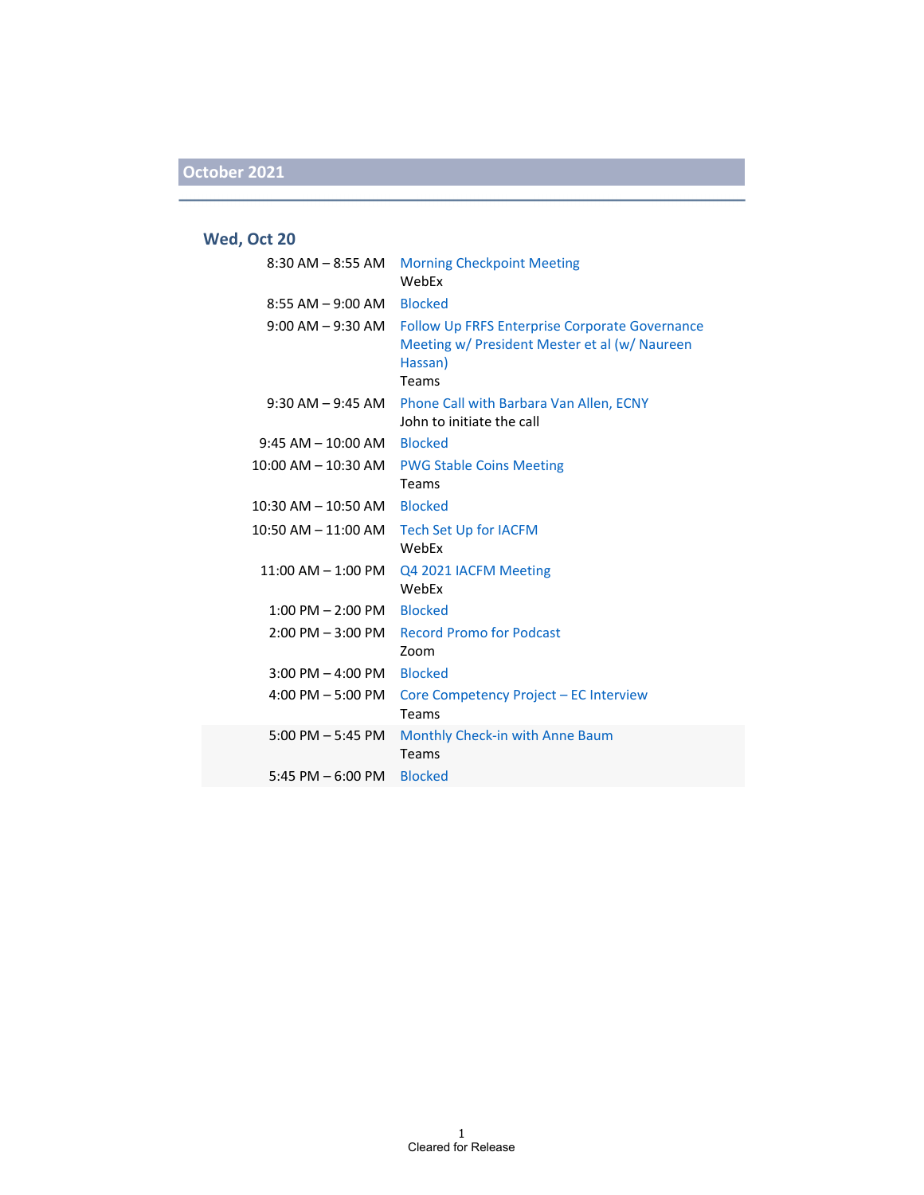## October 2021

### Wed, Oct 20

| | |
|---|---|
| 8:30 AM – 8:55 AM | Morning Checkpoint Meeting<br>WebEx |
| 8:55 AM – 9:00 AM | Blocked |
| 9:00 AM – 9:30 AM | Follow Up FRFS Enterprise Corporate Governance Meeting w/ President Mester et al (w/ Naureen Hassan)<br>Teams |
| 9:30 AM – 9:45 AM | Phone Call with Barbara Van Allen, ECNY<br>John to initiate the call |
| 9:45 AM – 10:00 AM | Blocked |
| 10:00 AM – 10:30 AM | PWG Stable Coins Meeting<br>Teams |
| 10:30 AM – 10:50 AM | Blocked |
| 10:50 AM – 11:00 AM | Tech Set Up for IACFM<br>WebEx |
| 11:00 AM – 1:00 PM | Q4 2021 IACFM Meeting<br>WebEx |
| 1:00 PM – 2:00 PM | Blocked |
| 2:00 PM – 3:00 PM | Record Promo for Podcast<br>Zoom |
| 3:00 PM – 4:00 PM | Blocked |
| 4:00 PM – 5:00 PM | Core Competency Project – EC Interview<br>Teams |
| 5:00 PM – 5:45 PM | Monthly Check-in with Anne Baum<br>Teams |
| 5:45 PM – 6:00 PM | Blocked |

Cleared for Release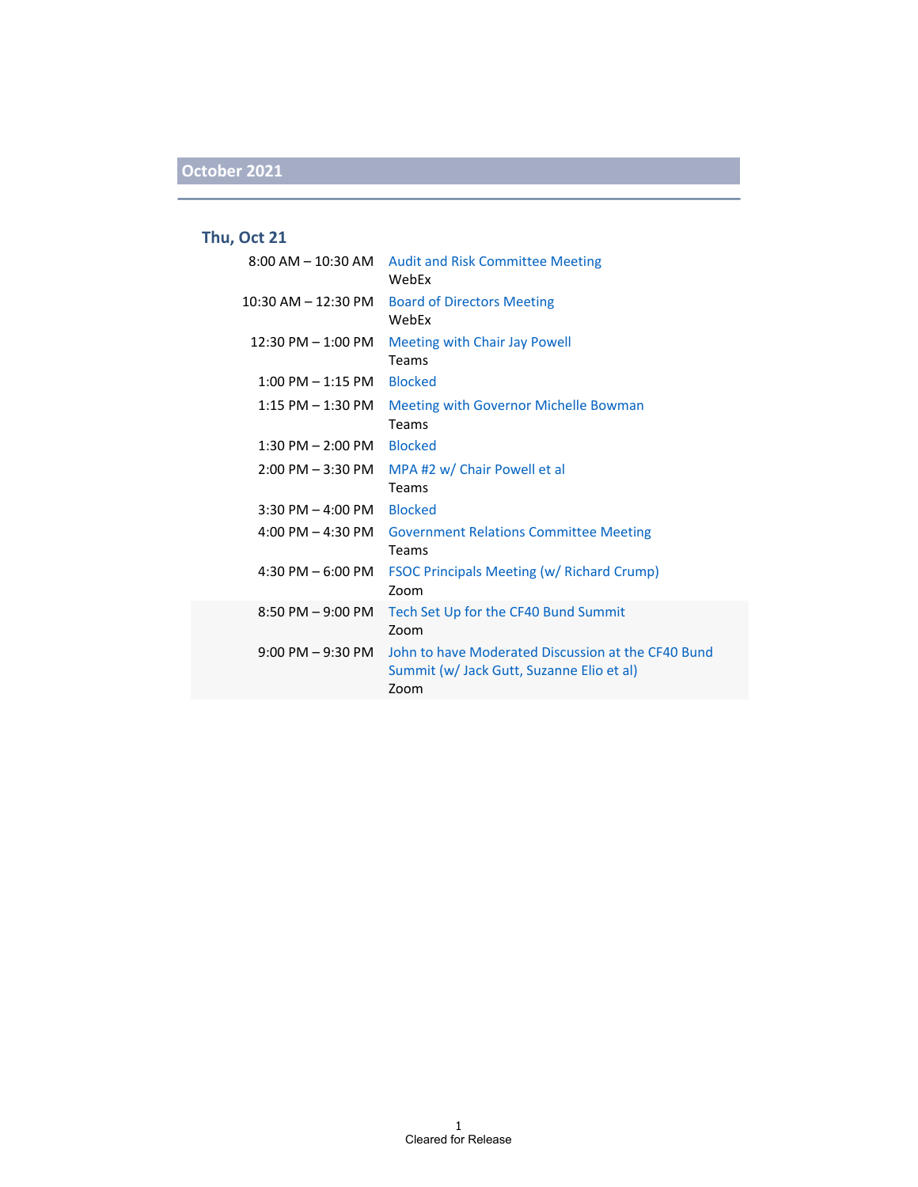## October 2021

### Thu, Oct 21

| | |
|---|---|
| 8:00 AM – 10:30 AM | Audit and Risk Committee Meeting<br>WebEx |
| 10:30 AM – 12:30 PM | Board of Directors Meeting<br>WebEx |
| 12:30 PM – 1:00 PM | Meeting with Chair Jay Powell<br>Teams |
| 1:00 PM – 1:15 PM | Blocked |
| 1:15 PM – 1:30 PM | Meeting with Governor Michelle Bowman<br>Teams |
| 1:30 PM – 2:00 PM | Blocked |
| 2:00 PM – 3:30 PM | MPA #2 w/ Chair Powell et al<br>Teams |
| 3:30 PM – 4:00 PM | Blocked |
| 4:00 PM – 4:30 PM | Government Relations Committee Meeting<br>Teams |
| 4:30 PM – 6:00 PM | FSOC Principals Meeting (w/ Richard Crump)<br>Zoom |
| 8:50 PM – 9:00 PM | Tech Set Up for the CF40 Bund Summit<br>Zoom |
| 9:00 PM – 9:30 PM | John to have Moderated Discussion at the CF40 Bund Summit (w/ Jack Gutt, Suzanne Elio et al)<br>Zoom |

Cleared for Release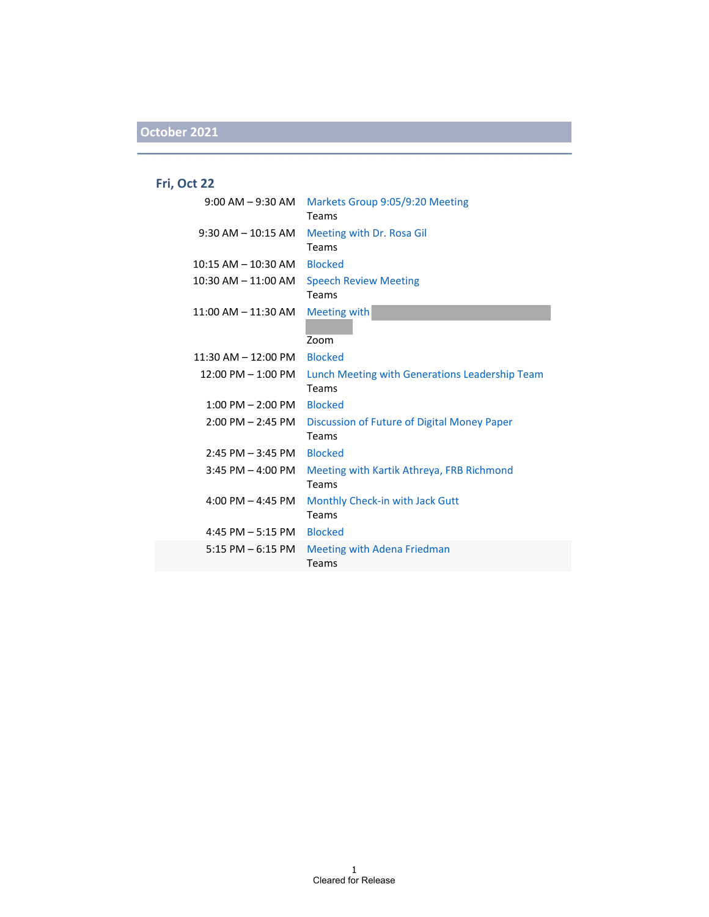## October 2021

### Fri, Oct 22

| | |
|---|---|
| 9:00 AM – 9:30 AM | Markets Group 9:05/9:20 Meeting<br>Teams |
| 9:30 AM – 10:15 AM | Meeting with Dr. Rosa Gil<br>Teams |
| 10:15 AM – 10:30 AM | Blocked |
| 10:30 AM – 11:00 AM | Speech Review Meeting<br>Teams |
| 11:00 AM – 11:30 AM | Meeting with [redacted]<br>Zoom |
| 11:30 AM – 12:00 PM | Blocked |
| 12:00 PM – 1:00 PM | Lunch Meeting with Generations Leadership Team<br>Teams |
| 1:00 PM – 2:00 PM | Blocked |
| 2:00 PM – 2:45 PM | Discussion of Future of Digital Money Paper<br>Teams |
| 2:45 PM – 3:45 PM | Blocked |
| 3:45 PM – 4:00 PM | Meeting with Kartik Athreya, FRB Richmond<br>Teams |
| 4:00 PM – 4:45 PM | Monthly Check-in with Jack Gutt<br>Teams |
| 4:45 PM – 5:15 PM | Blocked |
| 5:15 PM – 6:15 PM | Meeting with Adena Friedman<br>Teams |

Cleared for Release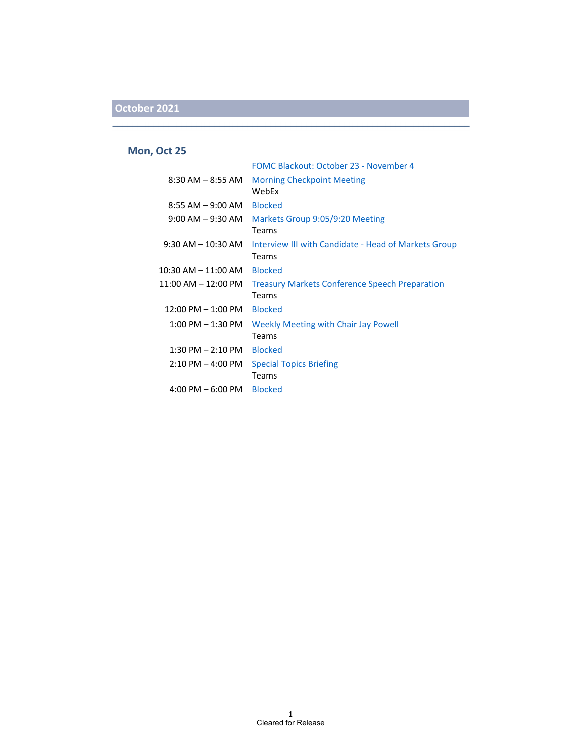## October 2021

### Mon, Oct 25

| | |
|---|---|
| | FOMC Blackout: October 23 - November 4 |
| 8:30 AM – 8:55 AM | Morning Checkpoint Meeting<br>WebEx |
| 8:55 AM – 9:00 AM | Blocked |
| 9:00 AM – 9:30 AM | Markets Group 9:05/9:20 Meeting<br>Teams |
| 9:30 AM – 10:30 AM | Interview III with Candidate - Head of Markets Group<br>Teams |
| 10:30 AM – 11:00 AM | Blocked |
| 11:00 AM – 12:00 PM | Treasury Markets Conference Speech Preparation<br>Teams |
| 12:00 PM – 1:00 PM | Blocked |
| 1:00 PM – 1:30 PM | Weekly Meeting with Chair Jay Powell<br>Teams |
| 1:30 PM – 2:10 PM | Blocked |
| 2:10 PM – 4:00 PM | Special Topics Briefing<br>Teams |
| 4:00 PM – 6:00 PM | Blocked |

Cleared for Release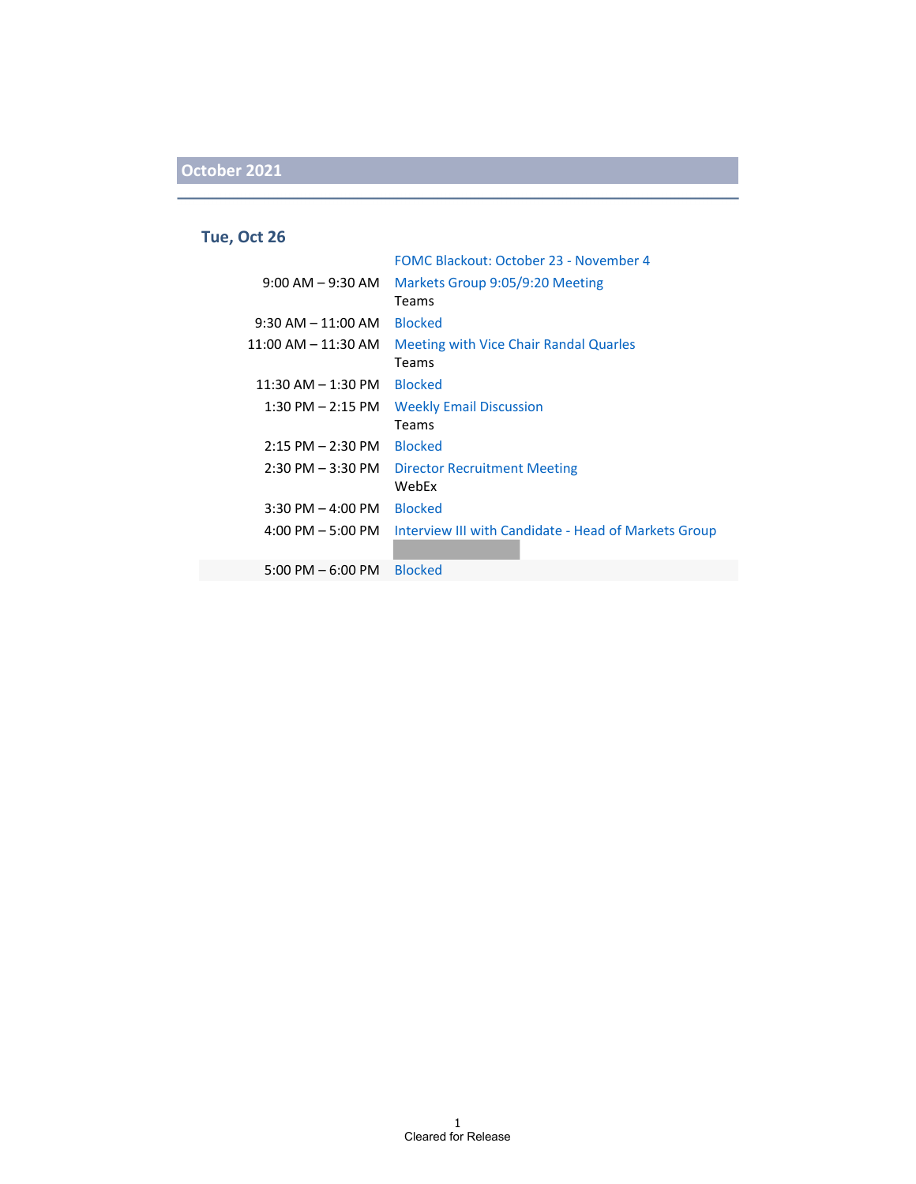## October 2021

### Tue, Oct 26

| | |
|---|---|
| | FOMC Blackout: October 23 - November 4 |
| 9:00 AM – 9:30 AM | Markets Group 9:05/9:20 Meeting<br>Teams |
| 9:30 AM – 11:00 AM | Blocked |
| 11:00 AM – 11:30 AM | Meeting with Vice Chair Randal Quarles<br>Teams |
| 11:30 AM – 1:30 PM | Blocked |
| 1:30 PM – 2:15 PM | Weekly Email Discussion<br>Teams |
| 2:15 PM – 2:30 PM | Blocked |
| 2:30 PM – 3:30 PM | Director Recruitment Meeting<br>WebEx |
| 3:30 PM – 4:00 PM | Blocked |
| 4:00 PM – 5:00 PM | Interview III with Candidate - Head of Markets Group |
| 5:00 PM – 6:00 PM | Blocked |

Cleared for Release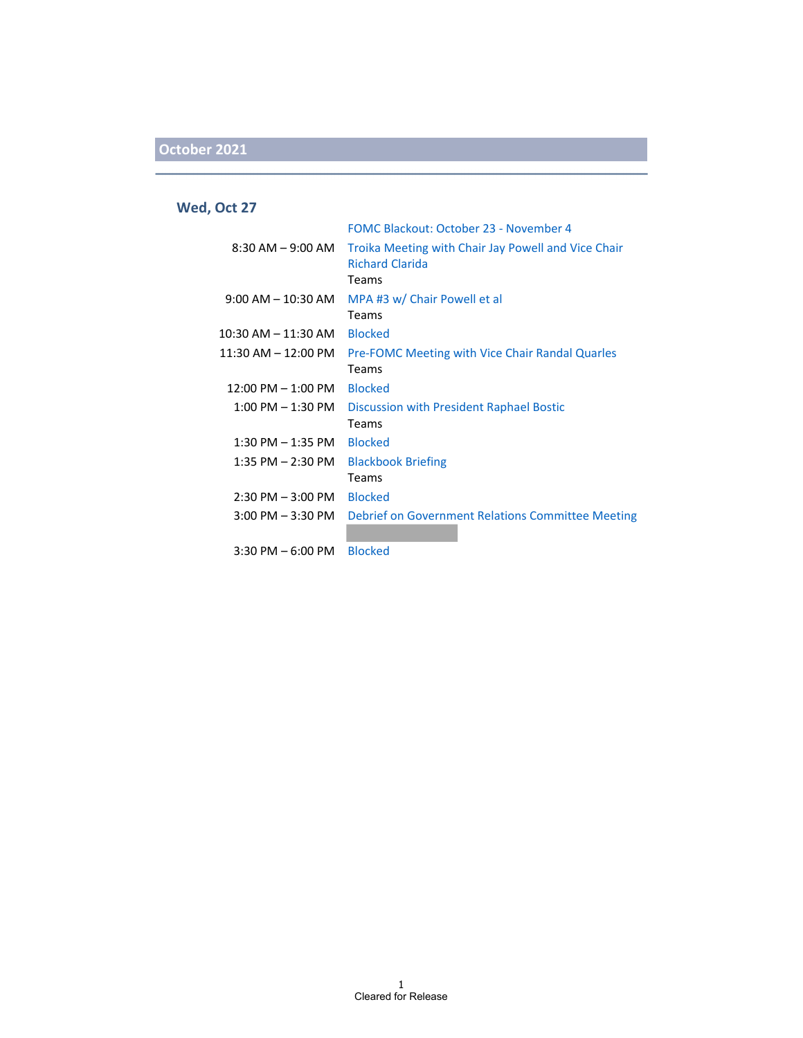## October 2021

### Wed, Oct 27

| | |
|---|---|
| | FOMC Blackout: October 23 - November 4 |
| 8:30 AM – 9:00 AM | Troika Meeting with Chair Jay Powell and Vice Chair Richard Clarida<br>Teams |
| 9:00 AM – 10:30 AM | MPA #3 w/ Chair Powell et al<br>Teams |
| 10:30 AM – 11:30 AM | Blocked |
| 11:30 AM – 12:00 PM | Pre-FOMC Meeting with Vice Chair Randal Quarles<br>Teams |
| 12:00 PM – 1:00 PM | Blocked |
| 1:00 PM – 1:30 PM | Discussion with President Raphael Bostic<br>Teams |
| 1:30 PM – 1:35 PM | Blocked |
| 1:35 PM – 2:30 PM | Blackbook Briefing<br>Teams |
| 2:30 PM – 3:00 PM | Blocked |
| 3:00 PM – 3:30 PM | Debrief on Government Relations Committee Meeting |
| 3:30 PM – 6:00 PM | Blocked |

Cleared for Release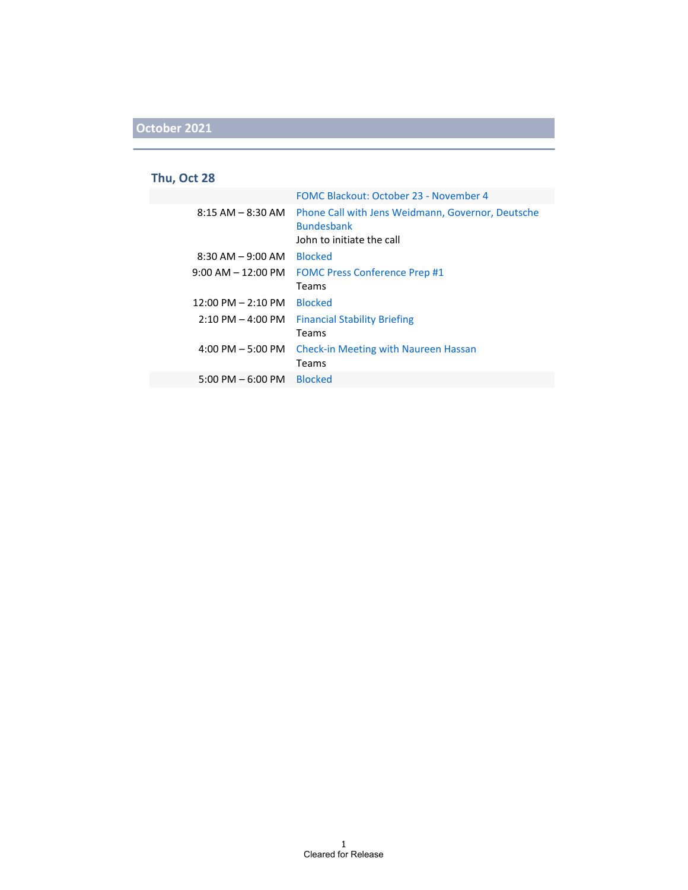## October 2021

### Thu, Oct 28

| | |
|---|---|
| | FOMC Blackout: October 23 - November 4 |
| 8:15 AM – 8:30 AM | Phone Call with Jens Weidmann, Governor, Deutsche Bundesbank<br>John to initiate the call |
| 8:30 AM – 9:00 AM | Blocked |
| 9:00 AM – 12:00 PM | FOMC Press Conference Prep #1<br>Teams |
| 12:00 PM – 2:10 PM | Blocked |
| 2:10 PM – 4:00 PM | Financial Stability Briefing<br>Teams |
| 4:00 PM – 5:00 PM | Check-in Meeting with Naureen Hassan<br>Teams |
| 5:00 PM – 6:00 PM | Blocked |

Cleared for Release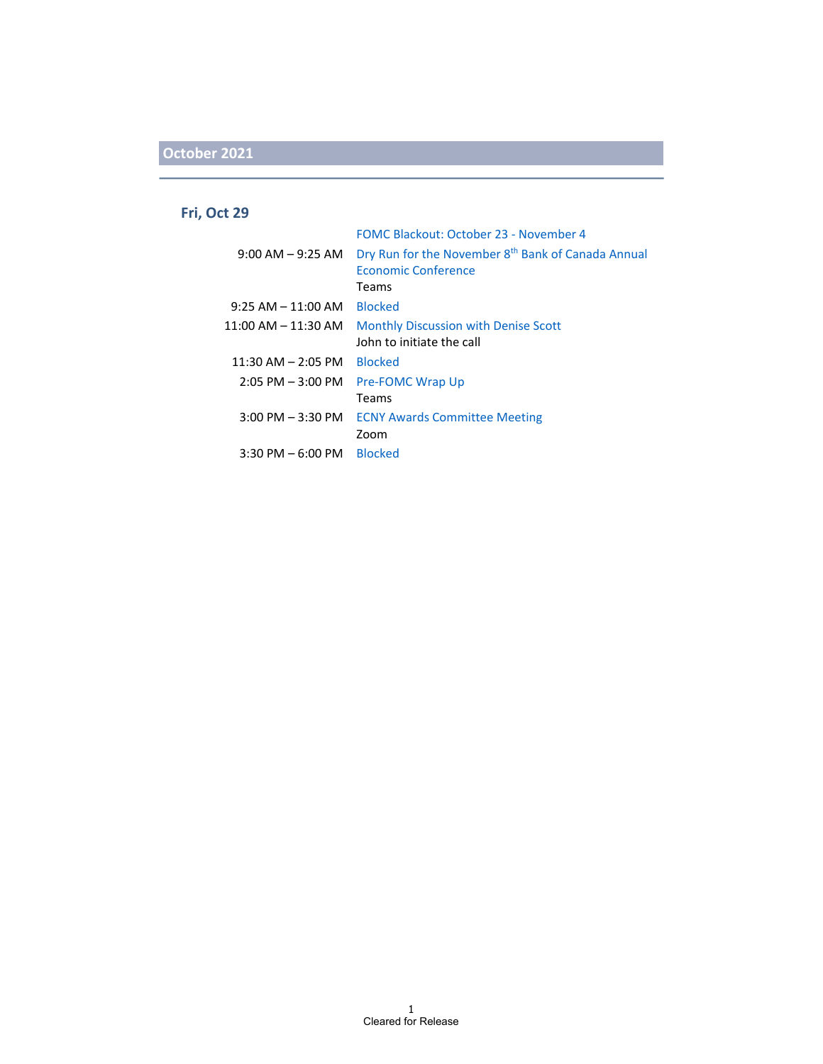## October 2021

### Fri, Oct 29

| | |
|---|---|
| | FOMC Blackout: October 23 - November 4 |
| 9:00 AM – 9:25 AM | Dry Run for the November 8th Bank of Canada Annual Economic Conference<br>Teams |
| 9:25 AM – 11:00 AM | Blocked |
| 11:00 AM – 11:30 AM | Monthly Discussion with Denise Scott<br>John to initiate the call |
| 11:30 AM – 2:05 PM | Blocked |
| 2:05 PM – 3:00 PM | Pre-FOMC Wrap Up<br>Teams |
| 3:00 PM – 3:30 PM | ECNY Awards Committee Meeting<br>Zoom |
| 3:30 PM – 6:00 PM | Blocked |

Cleared for Release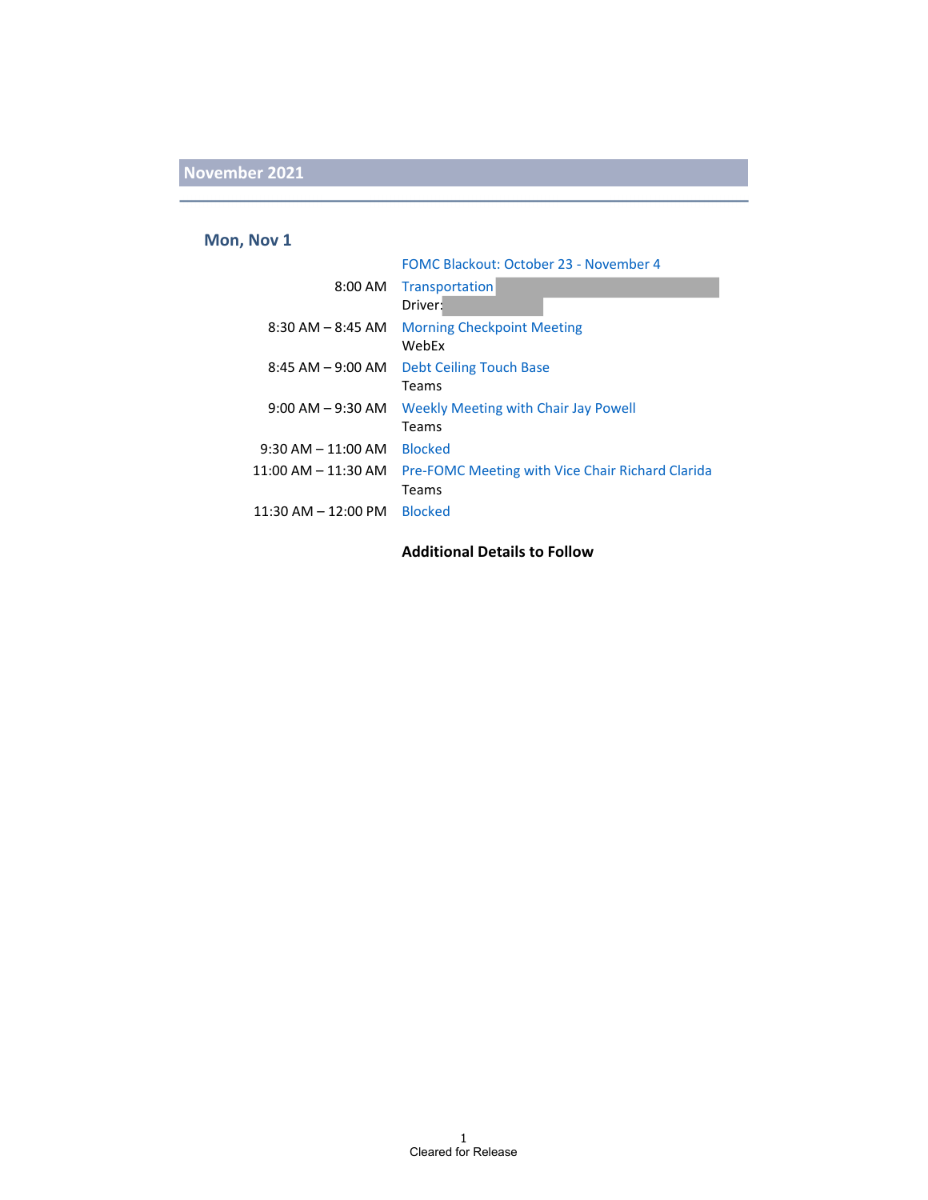## November 2021

### Mon, Nov 1

| | |
|---|---|
| | FOMC Blackout: October 23 - November 4 |
| 8:00 AM | Transportation<br>Driver: |
| 8:30 AM – 8:45 AM | Morning Checkpoint Meeting<br>WebEx |
| 8:45 AM – 9:00 AM | Debt Ceiling Touch Base<br>Teams |
| 9:00 AM – 9:30 AM | Weekly Meeting with Chair Jay Powell<br>Teams |
| 9:30 AM – 11:00 AM | Blocked |
| 11:00 AM – 11:30 AM | Pre-FOMC Meeting with Vice Chair Richard Clarida<br>Teams |
| 11:30 AM – 12:00 PM | Blocked |

**Additional Details to Follow**

Cleared for Release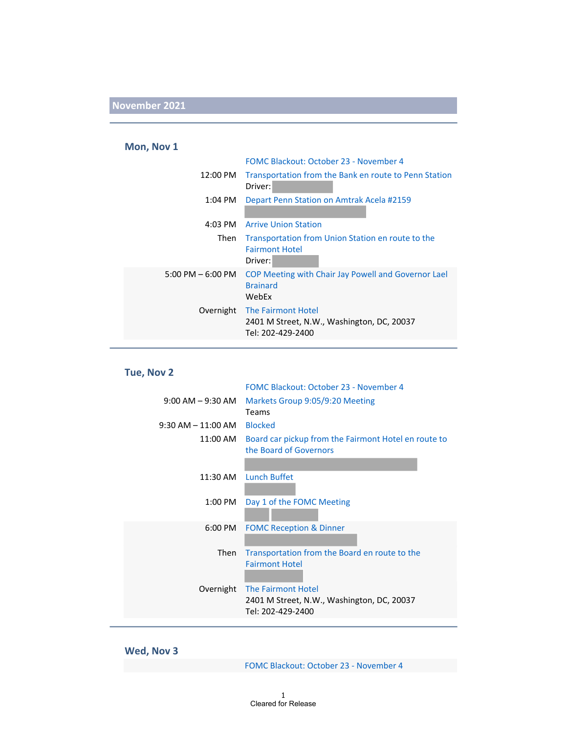## November 2021

### Mon, Nov 1

| | |
|---|---|
| | FOMC Blackout: October 23 - November 4 |
| 12:00 PM | Transportation from the Bank en route to Penn Station<br>Driver: |
| 1:04 PM | Depart Penn Station on Amtrak Acela #2159 |
| 4:03 PM | Arrive Union Station |
| Then | Transportation from Union Station en route to the Fairmont Hotel<br>Driver: |
| 5:00 PM – 6:00 PM | COP Meeting with Chair Jay Powell and Governor Lael Brainard<br>WebEx |
| Overnight | The Fairmont Hotel<br>2401 M Street, N.W., Washington, DC, 20037<br>Tel: 202-429-2400 |

### Tue, Nov 2

| | |
|---|---|
| | FOMC Blackout: October 23 - November 4 |
| 9:00 AM – 9:30 AM | Markets Group 9:05/9:20 Meeting<br>Teams |
| 9:30 AM – 11:00 AM | Blocked |
| 11:00 AM | Board car pickup from the Fairmont Hotel en route to the Board of Governors |
| 11:30 AM | Lunch Buffet |
| 1:00 PM | Day 1 of the FOMC Meeting |
| 6:00 PM | FOMC Reception & Dinner |
| Then | Transportation from the Board en route to the Fairmont Hotel |
| Overnight | The Fairmont Hotel<br>2401 M Street, N.W., Washington, DC, 20037<br>Tel: 202-429-2400 |

### Wed, Nov 3

| | |
|---|---|
| | FOMC Blackout: October 23 - November 4 |

Cleared for Release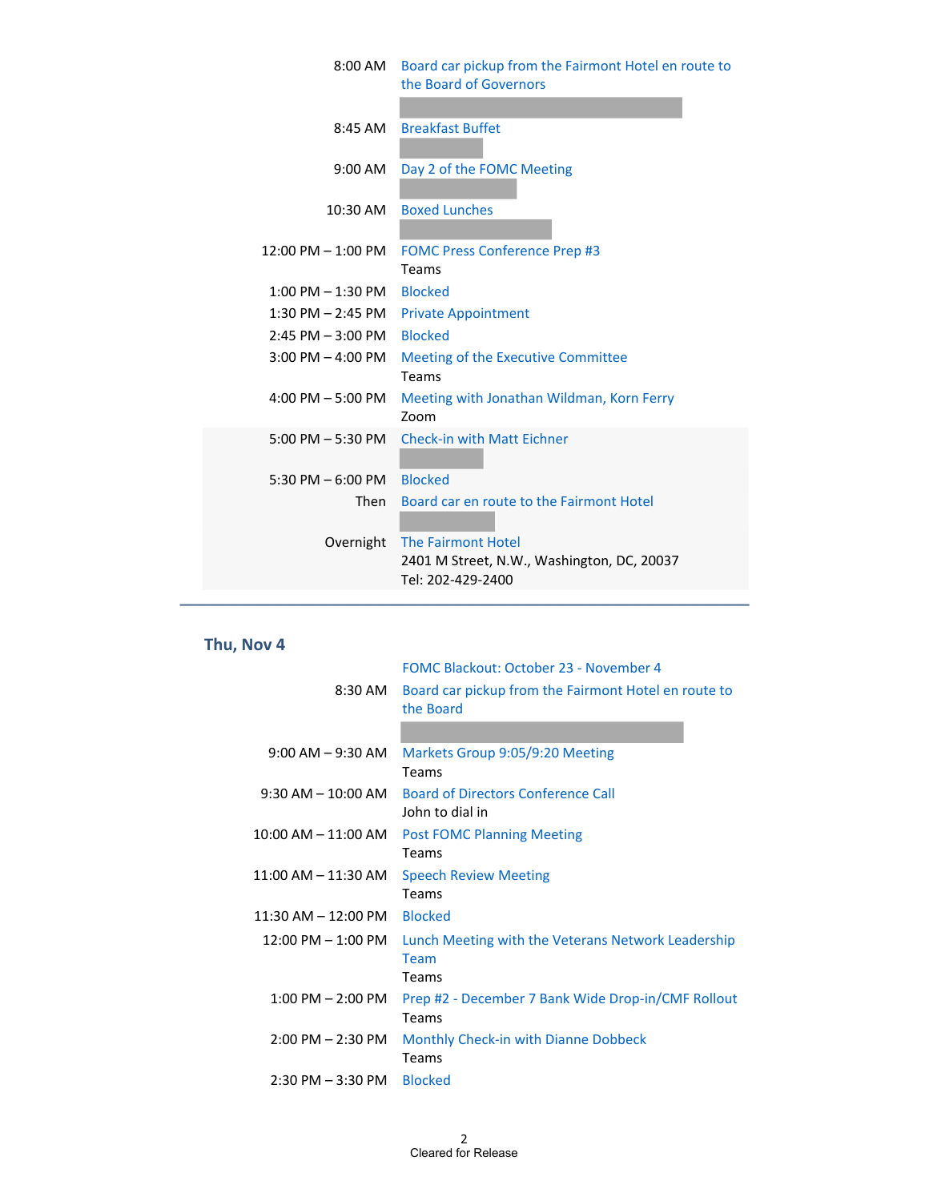| | |
|---|---|
| 8:00 AM | Board car pickup from the Fairmont Hotel en route to the Board of Governors |
| 8:45 AM | Breakfast Buffet |
| 9:00 AM | Day 2 of the FOMC Meeting |
| 10:30 AM | Boxed Lunches |
| 12:00 PM – 1:00 PM | FOMC Press Conference Prep #3<br>Teams |
| 1:00 PM – 1:30 PM | Blocked |
| 1:30 PM – 2:45 PM | Private Appointment |
| 2:45 PM – 3:00 PM | Blocked |
| 3:00 PM – 4:00 PM | Meeting of the Executive Committee<br>Teams |
| 4:00 PM – 5:00 PM | Meeting with Jonathan Wildman, Korn Ferry<br>Zoom |
| 5:00 PM – 5:30 PM | Check-in with Matt Eichner |
| 5:30 PM – 6:00 PM | Blocked |
| Then | Board car en route to the Fairmont Hotel |
| Overnight | The Fairmont Hotel<br>2401 M Street, N.W., Washington, DC, 20037<br>Tel: 202-429-2400 |

## Thu, Nov 4

| | |
|---|---|
| | FOMC Blackout: October 23 - November 4 |
| 8:30 AM | Board car pickup from the Fairmont Hotel en route to the Board |
| 9:00 AM – 9:30 AM | Markets Group 9:05/9:20 Meeting<br>Teams |
| 9:30 AM – 10:00 AM | Board of Directors Conference Call<br>John to dial in |
| 10:00 AM – 11:00 AM | Post FOMC Planning Meeting<br>Teams |
| 11:00 AM – 11:30 AM | Speech Review Meeting<br>Teams |
| 11:30 AM – 12:00 PM | Blocked |
| 12:00 PM – 1:00 PM | Lunch Meeting with the Veterans Network Leadership Team<br>Teams |
| 1:00 PM – 2:00 PM | Prep #2 - December 7 Bank Wide Drop-in/CMF Rollout<br>Teams |
| 2:00 PM – 2:30 PM | Monthly Check-in with Dianne Dobbeck<br>Teams |
| 2:30 PM – 3:30 PM | Blocked |

Cleared for Release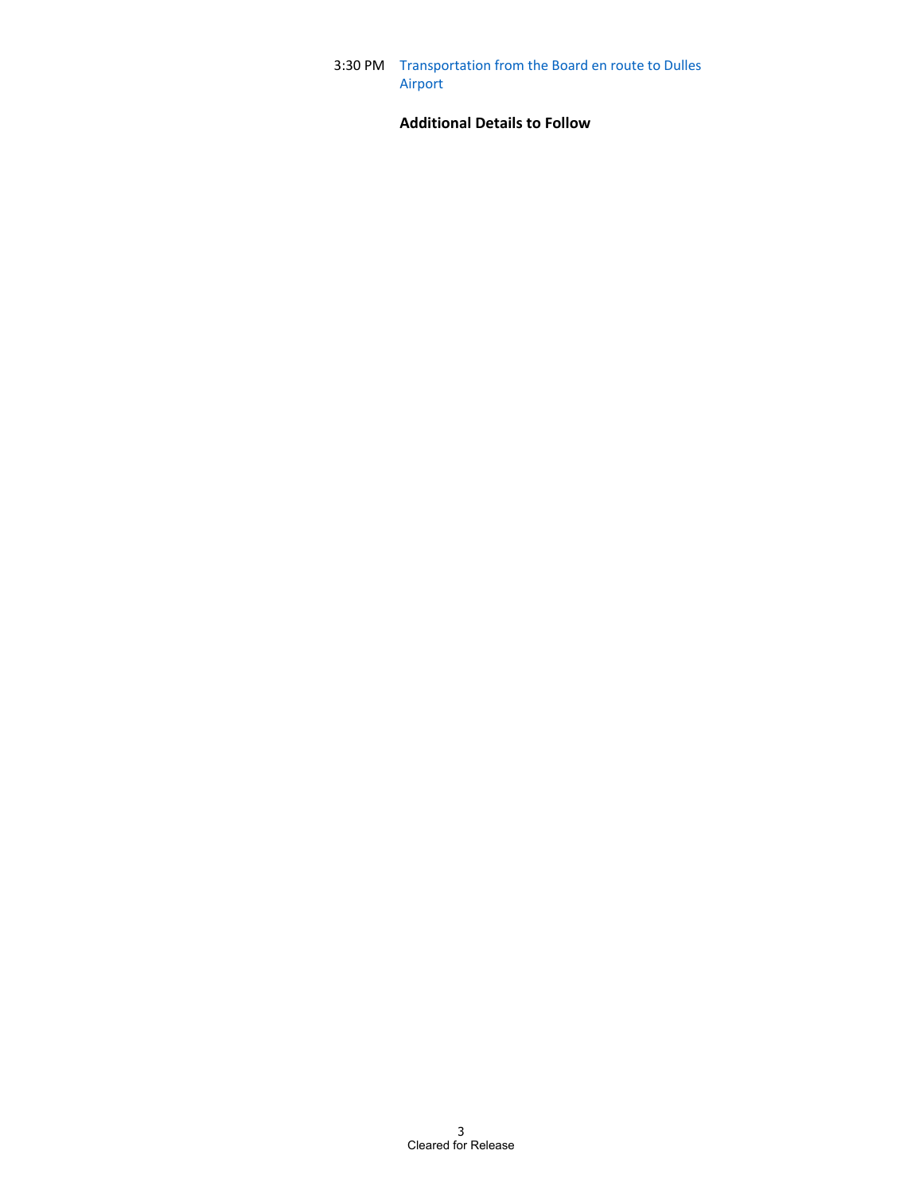3:30 PM Transportation from the Board en route to Dulles Airport

**Additional Details to Follow**

Cleared for Release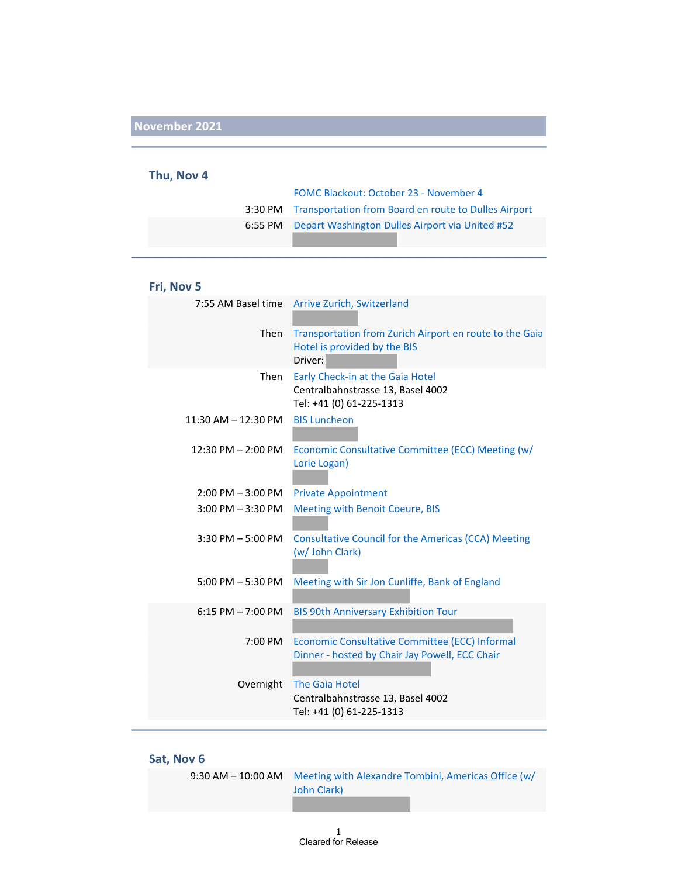## November 2021

### Thu, Nov 4

| | |
|---|---|
| | FOMC Blackout: October 23 - November 4 |
| 3:30 PM | Transportation from Board en route to Dulles Airport |
| 6:55 PM | Depart Washington Dulles Airport via United #52 |

### Fri, Nov 5

| | |
|---|---|
| 7:55 AM Basel time | Arrive Zurich, Switzerland |
| Then | Transportation from Zurich Airport en route to the Gaia Hotel is provided by the BIS<br>Driver: |
| Then | Early Check-in at the Gaia Hotel<br>Centralbahnstrasse 13, Basel 4002<br>Tel: +41 (0) 61-225-1313 |
| 11:30 AM – 12:30 PM | BIS Luncheon |
| 12:30 PM – 2:00 PM | Economic Consultative Committee (ECC) Meeting (w/ Lorie Logan) |
| 2:00 PM – 3:00 PM | Private Appointment |
| 3:00 PM – 3:30 PM | Meeting with Benoit Coeure, BIS |
| 3:30 PM – 5:00 PM | Consultative Council for the Americas (CCA) Meeting (w/ John Clark) |
| 5:00 PM – 5:30 PM | Meeting with Sir Jon Cunliffe, Bank of England |
| 6:15 PM – 7:00 PM | BIS 90th Anniversary Exhibition Tour |
| 7:00 PM | Economic Consultative Committee (ECC) Informal Dinner - hosted by Chair Jay Powell, ECC Chair |
| Overnight | The Gaia Hotel<br>Centralbahnstrasse 13, Basel 4002<br>Tel: +41 (0) 61-225-1313 |

### Sat, Nov 6

| | |
|---|---|
| 9:30 AM – 10:00 AM | Meeting with Alexandre Tombini, Americas Office (w/ John Clark) |

Cleared for Release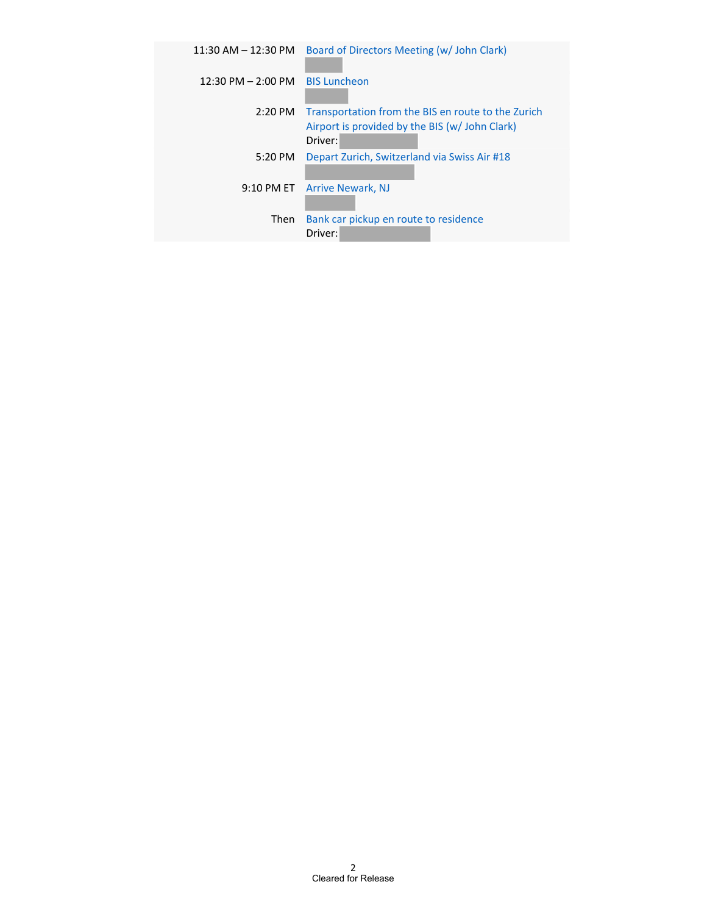| | |
|---|---|
| 11:30 AM – 12:30 PM | Board of Directors Meeting (w/ John Clark) |
| 12:30 PM – 2:00 PM | BIS Luncheon |
| 2:20 PM | Transportation from the BIS en route to the Zurich Airport is provided by the BIS (w/ John Clark)<br>Driver: |
| 5:20 PM | Depart Zurich, Switzerland via Swiss Air #18 |
| 9:10 PM ET | Arrive Newark, NJ |
| Then | Bank car pickup en route to residence<br>Driver: |

Cleared for Release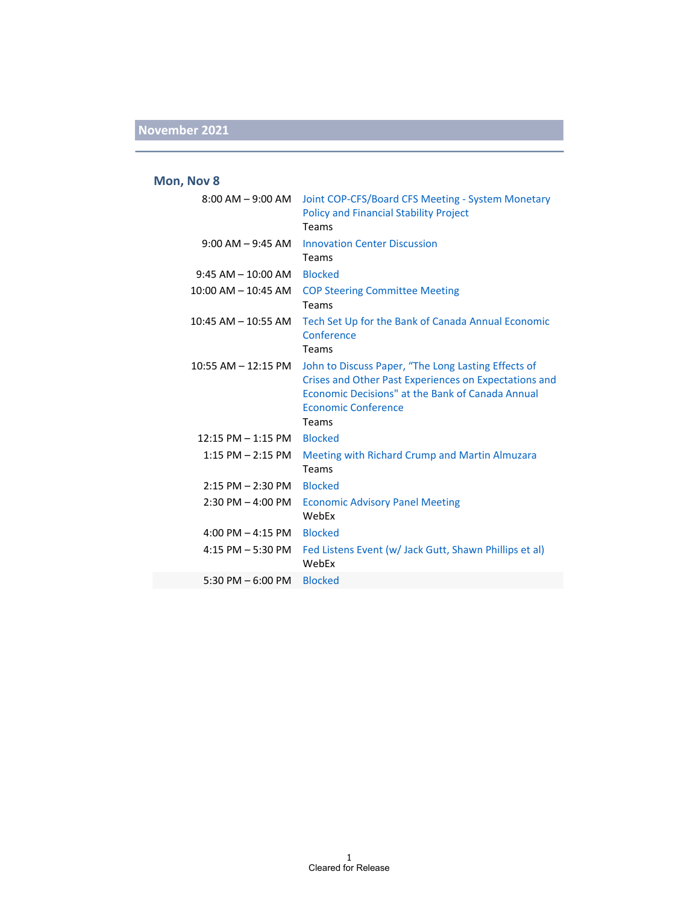## November 2021

### Mon, Nov 8

| Time | Event |
| --- | --- |
| 8:00 AM – 9:00 AM | Joint COP-CFS/Board CFS Meeting - System Monetary Policy and Financial Stability Project<br>Teams |
| 9:00 AM – 9:45 AM | Innovation Center Discussion<br>Teams |
| 9:45 AM – 10:00 AM | Blocked |
| 10:00 AM – 10:45 AM | COP Steering Committee Meeting<br>Teams |
| 10:45 AM – 10:55 AM | Tech Set Up for the Bank of Canada Annual Economic Conference<br>Teams |
| 10:55 AM – 12:15 PM | John to Discuss Paper, “The Long Lasting Effects of Crises and Other Past Experiences on Expectations and Economic Decisions" at the Bank of Canada Annual Economic Conference<br>Teams |
| 12:15 PM – 1:15 PM | Blocked |
| 1:15 PM – 2:15 PM | Meeting with Richard Crump and Martin Almuzara<br>Teams |
| 2:15 PM – 2:30 PM | Blocked |
| 2:30 PM – 4:00 PM | Economic Advisory Panel Meeting<br>WebEx |
| 4:00 PM – 4:15 PM | Blocked |
| 4:15 PM – 5:30 PM | Fed Listens Event (w/ Jack Gutt, Shawn Phillips et al)<br>WebEx |
| 5:30 PM – 6:00 PM | Blocked |

Cleared for Release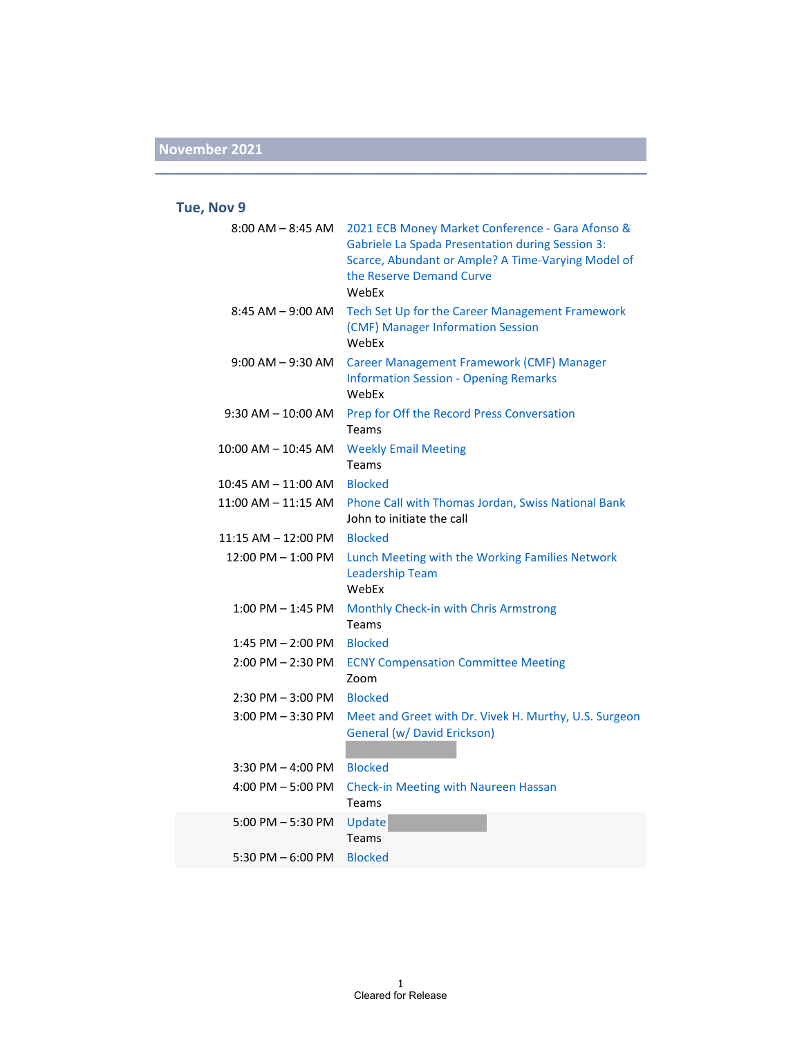## November 2021

### Tue, Nov 9

| | |
|---|---|
| 8:00 AM – 8:45 AM | 2021 ECB Money Market Conference - Gara Afonso & Gabriele La Spada Presentation during Session 3: Scarce, Abundant or Ample? A Time-Varying Model of the Reserve Demand Curve<br>WebEx |
| 8:45 AM – 9:00 AM | Tech Set Up for the Career Management Framework (CMF) Manager Information Session<br>WebEx |
| 9:00 AM – 9:30 AM | Career Management Framework (CMF) Manager Information Session - Opening Remarks<br>WebEx |
| 9:30 AM – 10:00 AM | Prep for Off the Record Press Conversation<br>Teams |
| 10:00 AM – 10:45 AM | Weekly Email Meeting<br>Teams |
| 10:45 AM – 11:00 AM | Blocked |
| 11:00 AM – 11:15 AM | Phone Call with Thomas Jordan, Swiss National Bank<br>John to initiate the call |
| 11:15 AM – 12:00 PM | Blocked |
| 12:00 PM – 1:00 PM | Lunch Meeting with the Working Families Network Leadership Team<br>WebEx |
| 1:00 PM – 1:45 PM | Monthly Check-in with Chris Armstrong<br>Teams |
| 1:45 PM – 2:00 PM | Blocked |
| 2:00 PM – 2:30 PM | ECNY Compensation Committee Meeting<br>Zoom |
| 2:30 PM – 3:00 PM | Blocked |
| 3:00 PM – 3:30 PM | Meet and Greet with Dr. Vivek H. Murthy, U.S. Surgeon General (w/ David Erickson) |
| 3:30 PM – 4:00 PM | Blocked |
| 4:00 PM – 5:00 PM | Check-in Meeting with Naureen Hassan<br>Teams |
| 5:00 PM – 5:30 PM | Update<br>Teams |
| 5:30 PM – 6:00 PM | Blocked |

Cleared for Release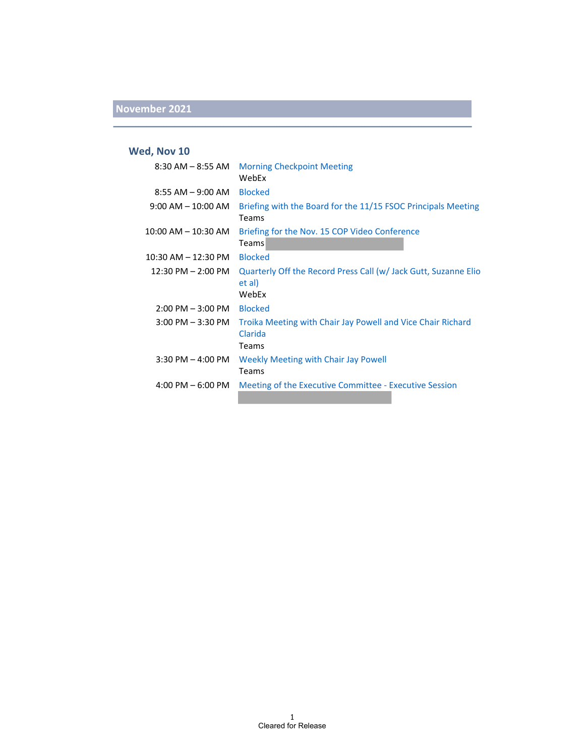## November 2021

### Wed, Nov 10

| | |
|---|---|
| 8:30 AM – 8:55 AM | Morning Checkpoint Meeting<br>WebEx |
| 8:55 AM – 9:00 AM | Blocked |
| 9:00 AM – 10:00 AM | Briefing with the Board for the 11/15 FSOC Principals Meeting<br>Teams |
| 10:00 AM – 10:30 AM | Briefing for the Nov. 15 COP Video Conference<br>Teams |
| 10:30 AM – 12:30 PM | Blocked |
| 12:30 PM – 2:00 PM | Quarterly Off the Record Press Call (w/ Jack Gutt, Suzanne Elio et al)<br>WebEx |
| 2:00 PM – 3:00 PM | Blocked |
| 3:00 PM – 3:30 PM | Troika Meeting with Chair Jay Powell and Vice Chair Richard Clarida<br>Teams |
| 3:30 PM – 4:00 PM | Weekly Meeting with Chair Jay Powell<br>Teams |
| 4:00 PM – 6:00 PM | Meeting of the Executive Committee - Executive Session |

Cleared for Release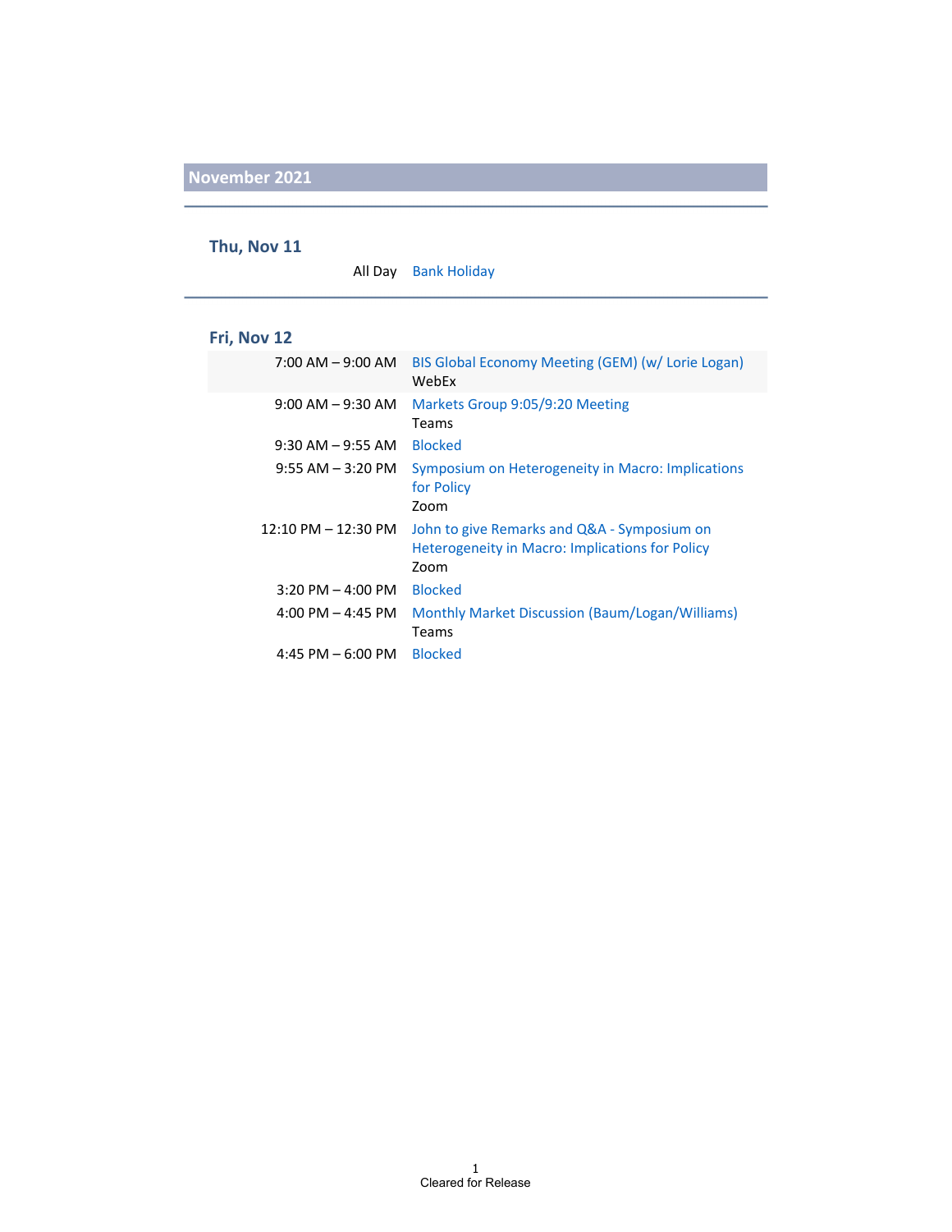## November 2021

### Thu, Nov 11

| | |
|---|---|
| All Day | Bank Holiday |

### Fri, Nov 12

| | |
|---|---|
| 7:00 AM – 9:00 AM | BIS Global Economy Meeting (GEM) (w/ Lorie Logan)<br>WebEx |
| 9:00 AM – 9:30 AM | Markets Group 9:05/9:20 Meeting<br>Teams |
| 9:30 AM – 9:55 AM | Blocked |
| 9:55 AM – 3:20 PM | Symposium on Heterogeneity in Macro: Implications for Policy<br>Zoom |
| 12:10 PM – 12:30 PM | John to give Remarks and Q&A - Symposium on Heterogeneity in Macro: Implications for Policy<br>Zoom |
| 3:20 PM – 4:00 PM | Blocked |
| 4:00 PM – 4:45 PM | Monthly Market Discussion (Baum/Logan/Williams)<br>Teams |
| 4:45 PM – 6:00 PM | Blocked |

Cleared for Release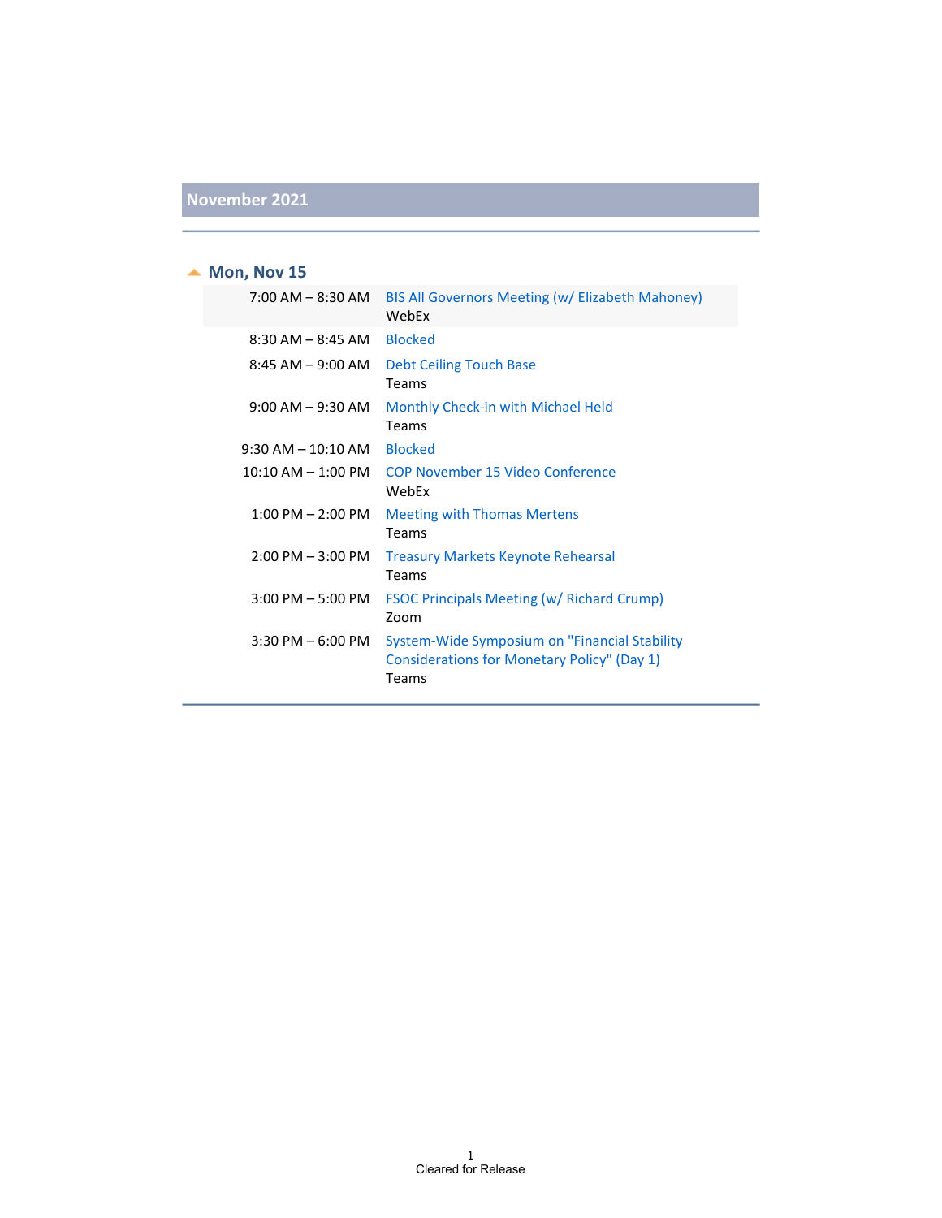## November 2021

### Mon, Nov 15

| | |
|---|---|
| 7:00 AM – 8:30 AM | BIS All Governors Meeting (w/ Elizabeth Mahoney)<br>WebEx |
| 8:30 AM – 8:45 AM | Blocked |
| 8:45 AM – 9:00 AM | Debt Ceiling Touch Base<br>Teams |
| 9:00 AM – 9:30 AM | Monthly Check-in with Michael Held<br>Teams |
| 9:30 AM – 10:10 AM | Blocked |
| 10:10 AM – 1:00 PM | COP November 15 Video Conference<br>WebEx |
| 1:00 PM – 2:00 PM | Meeting with Thomas Mertens<br>Teams |
| 2:00 PM – 3:00 PM | Treasury Markets Keynote Rehearsal<br>Teams |
| 3:00 PM – 5:00 PM | FSOC Principals Meeting (w/ Richard Crump)<br>Zoom |
| 3:30 PM – 6:00 PM | System-Wide Symposium on "Financial Stability Considerations for Monetary Policy" (Day 1)<br>Teams |

Cleared for Release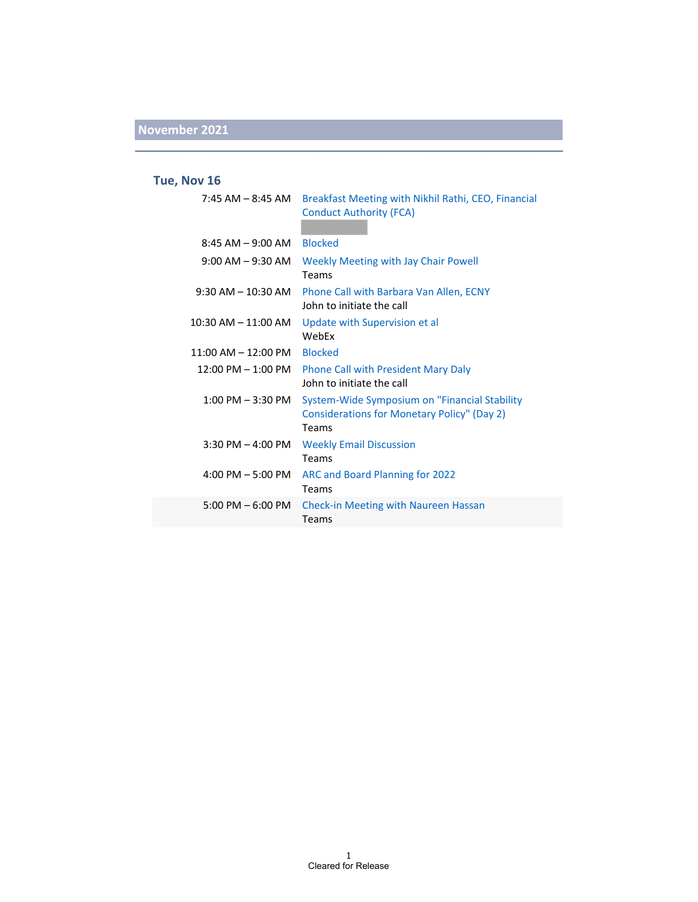## November 2021

### Tue, Nov 16

| | |
|---|---|
| 7:45 AM – 8:45 AM | Breakfast Meeting with Nikhil Rathi, CEO, Financial Conduct Authority (FCA) |
| 8:45 AM – 9:00 AM | Blocked |
| 9:00 AM – 9:30 AM | Weekly Meeting with Jay Chair Powell<br>Teams |
| 9:30 AM – 10:30 AM | Phone Call with Barbara Van Allen, ECNY<br>John to initiate the call |
| 10:30 AM – 11:00 AM | Update with Supervision et al<br>WebEx |
| 11:00 AM – 12:00 PM | Blocked |
| 12:00 PM – 1:00 PM | Phone Call with President Mary Daly<br>John to initiate the call |
| 1:00 PM – 3:30 PM | System-Wide Symposium on "Financial Stability Considerations for Monetary Policy" (Day 2)<br>Teams |
| 3:30 PM – 4:00 PM | Weekly Email Discussion<br>Teams |
| 4:00 PM – 5:00 PM | ARC and Board Planning for 2022<br>Teams |
| 5:00 PM – 6:00 PM | Check-in Meeting with Naureen Hassan<br>Teams |

Cleared for Release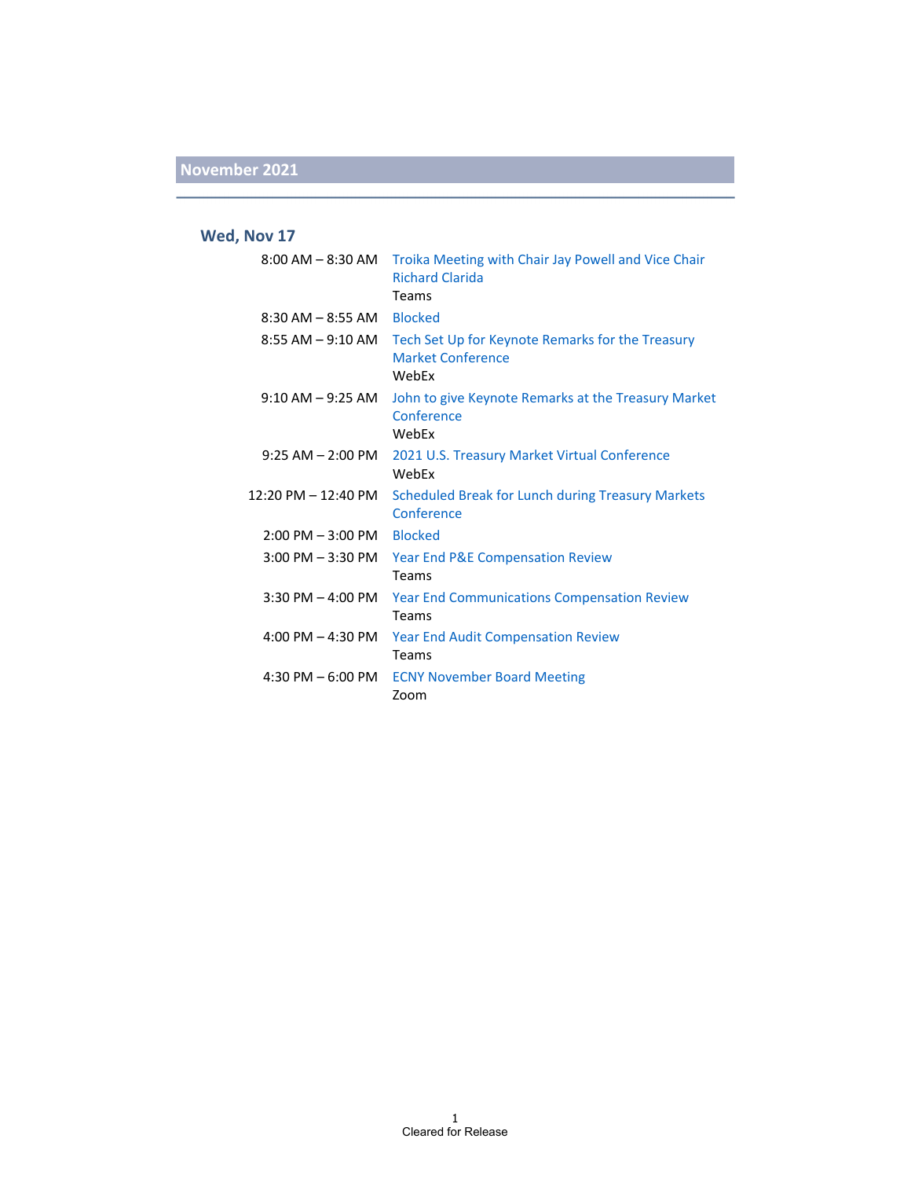## November 2021

### Wed, Nov 17

| | |
|---|---|
| 8:00 AM – 8:30 AM | Troika Meeting with Chair Jay Powell and Vice Chair Richard Clarida<br>Teams |
| 8:30 AM – 8:55 AM | Blocked |
| 8:55 AM – 9:10 AM | Tech Set Up for Keynote Remarks for the Treasury Market Conference<br>WebEx |
| 9:10 AM – 9:25 AM | John to give Keynote Remarks at the Treasury Market Conference<br>WebEx |
| 9:25 AM – 2:00 PM | 2021 U.S. Treasury Market Virtual Conference<br>WebEx |
| 12:20 PM – 12:40 PM | Scheduled Break for Lunch during Treasury Markets Conference |
| 2:00 PM – 3:00 PM | Blocked |
| 3:00 PM – 3:30 PM | Year End P&E Compensation Review<br>Teams |
| 3:30 PM – 4:00 PM | Year End Communications Compensation Review<br>Teams |
| 4:00 PM – 4:30 PM | Year End Audit Compensation Review<br>Teams |
| 4:30 PM – 6:00 PM | ECNY November Board Meeting<br>Zoom |

Cleared for Release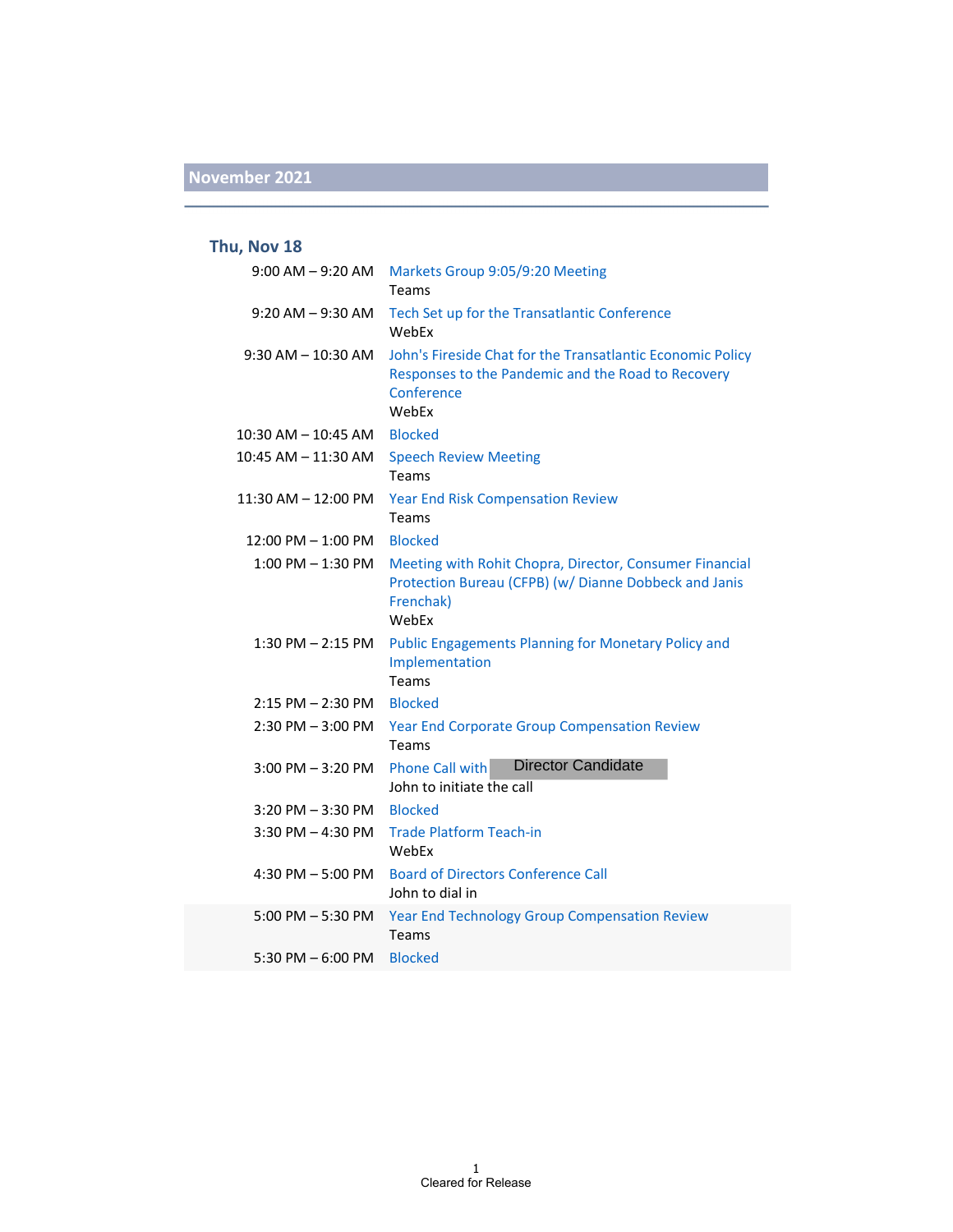## November 2021

### Thu, Nov 18

| | |
|---|---|
| 9:00 AM – 9:20 AM | Markets Group 9:05/9:20 Meeting<br>Teams |
| 9:20 AM – 9:30 AM | Tech Set up for the Transatlantic Conference<br>WebEx |
| 9:30 AM – 10:30 AM | John's Fireside Chat for the Transatlantic Economic Policy Responses to the Pandemic and the Road to Recovery Conference<br>WebEx |
| 10:30 AM – 10:45 AM | Blocked |
| 10:45 AM – 11:30 AM | Speech Review Meeting<br>Teams |
| 11:30 AM – 12:00 PM | Year End Risk Compensation Review<br>Teams |
| 12:00 PM – 1:00 PM | Blocked |
| 1:00 PM – 1:30 PM | Meeting with Rohit Chopra, Director, Consumer Financial Protection Bureau (CFPB) (w/ Dianne Dobbeck and Janis Frenchak)<br>WebEx |
| 1:30 PM – 2:15 PM | Public Engagements Planning for Monetary Policy and Implementation<br>Teams |
| 2:15 PM – 2:30 PM | Blocked |
| 2:30 PM – 3:00 PM | Year End Corporate Group Compensation Review<br>Teams |
| 3:00 PM – 3:20 PM | Phone Call with Director Candidate<br>John to initiate the call |
| 3:20 PM – 3:30 PM | Blocked |
| 3:30 PM – 4:30 PM | Trade Platform Teach-in<br>WebEx |
| 4:30 PM – 5:00 PM | Board of Directors Conference Call<br>John to dial in |
| 5:00 PM – 5:30 PM | Year End Technology Group Compensation Review<br>Teams |
| 5:30 PM – 6:00 PM | Blocked |

Cleared for Release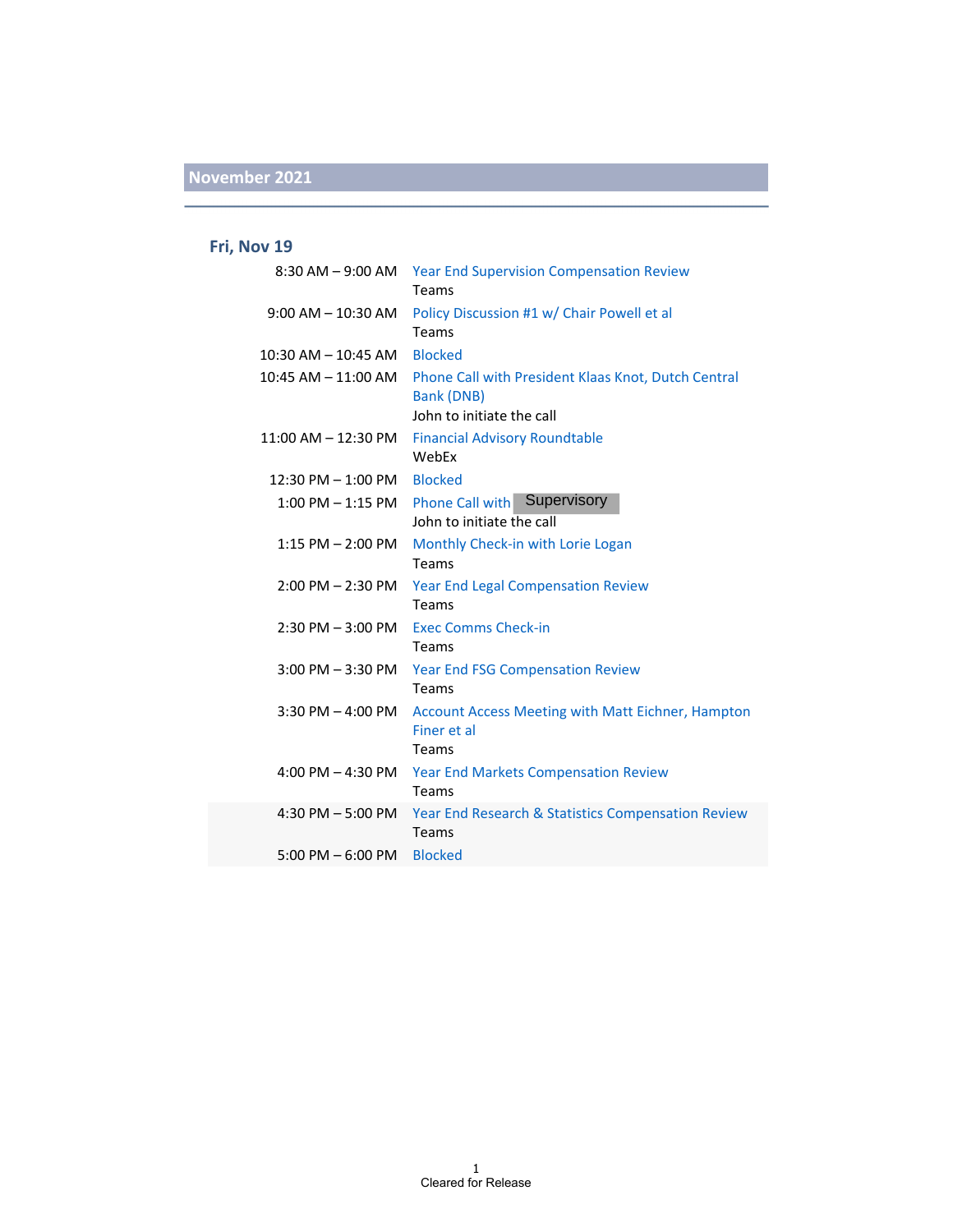## November 2021

### Fri, Nov 19

| | |
|---|---|
| 8:30 AM – 9:00 AM | Year End Supervision Compensation Review<br>Teams |
| 9:00 AM – 10:30 AM | Policy Discussion #1 w/ Chair Powell et al<br>Teams |
| 10:30 AM – 10:45 AM | Blocked |
| 10:45 AM – 11:00 AM | Phone Call with President Klaas Knot, Dutch Central Bank (DNB)<br>John to initiate the call |
| 11:00 AM – 12:30 PM | Financial Advisory Roundtable<br>WebEx |
| 12:30 PM – 1:00 PM | Blocked |
| 1:00 PM – 1:15 PM | Phone Call with Supervisory<br>John to initiate the call |
| 1:15 PM – 2:00 PM | Monthly Check-in with Lorie Logan<br>Teams |
| 2:00 PM – 2:30 PM | Year End Legal Compensation Review<br>Teams |
| 2:30 PM – 3:00 PM | Exec Comms Check-in<br>Teams |
| 3:00 PM – 3:30 PM | Year End FSG Compensation Review<br>Teams |
| 3:30 PM – 4:00 PM | Account Access Meeting with Matt Eichner, Hampton Finer et al<br>Teams |
| 4:00 PM – 4:30 PM | Year End Markets Compensation Review<br>Teams |
| 4:30 PM – 5:00 PM | Year End Research & Statistics Compensation Review<br>Teams |
| 5:00 PM – 6:00 PM | Blocked |

Cleared for Release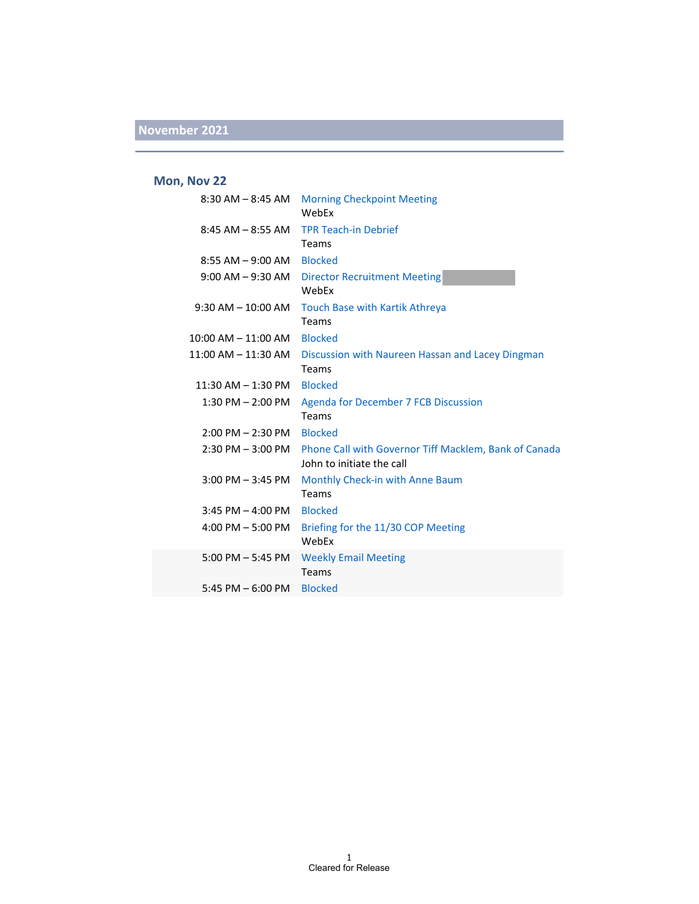## November 2021

### Mon, Nov 22

| | |
|---|---|
| 8:30 AM – 8:45 AM | Morning Checkpoint Meeting<br>WebEx |
| 8:45 AM – 8:55 AM | TPR Teach-in Debrief<br>Teams |
| 8:55 AM – 9:00 AM | Blocked |
| 9:00 AM – 9:30 AM | Director Recruitment Meeting<br>WebEx |
| 9:30 AM – 10:00 AM | Touch Base with Kartik Athreya<br>Teams |
| 10:00 AM – 11:00 AM | Blocked |
| 11:00 AM – 11:30 AM | Discussion with Naureen Hassan and Lacey Dingman<br>Teams |
| 11:30 AM – 1:30 PM | Blocked |
| 1:30 PM – 2:00 PM | Agenda for December 7 FCB Discussion<br>Teams |
| 2:00 PM – 2:30 PM | Blocked |
| 2:30 PM – 3:00 PM | Phone Call with Governor Tiff Macklem, Bank of Canada<br>John to initiate the call |
| 3:00 PM – 3:45 PM | Monthly Check-in with Anne Baum<br>Teams |
| 3:45 PM – 4:00 PM | Blocked |
| 4:00 PM – 5:00 PM | Briefing for the 11/30 COP Meeting<br>WebEx |
| 5:00 PM – 5:45 PM | Weekly Email Meeting<br>Teams |
| 5:45 PM – 6:00 PM | Blocked |

Cleared for Release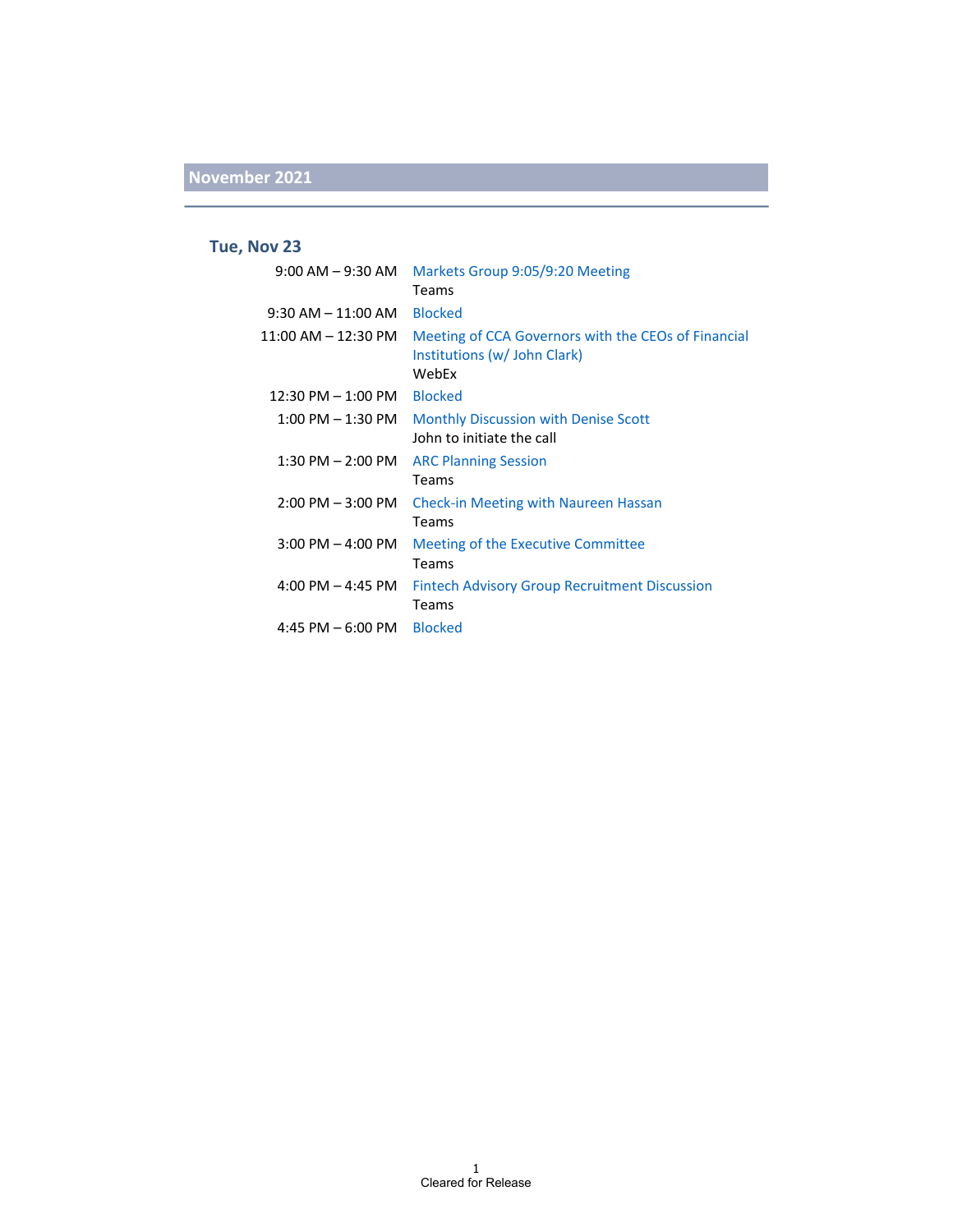## November 2021

### Tue, Nov 23

| | |
|---|---|
| 9:00 AM – 9:30 AM | Markets Group 9:05/9:20 Meeting<br>Teams |
| 9:30 AM – 11:00 AM | Blocked |
| 11:00 AM – 12:30 PM | Meeting of CCA Governors with the CEOs of Financial Institutions (w/ John Clark)<br>WebEx |
| 12:30 PM – 1:00 PM | Blocked |
| 1:00 PM – 1:30 PM | Monthly Discussion with Denise Scott<br>John to initiate the call |
| 1:30 PM – 2:00 PM | ARC Planning Session<br>Teams |
| 2:00 PM – 3:00 PM | Check-in Meeting with Naureen Hassan<br>Teams |
| 3:00 PM – 4:00 PM | Meeting of the Executive Committee<br>Teams |
| 4:00 PM – 4:45 PM | Fintech Advisory Group Recruitment Discussion<br>Teams |
| 4:45 PM – 6:00 PM | Blocked |

Cleared for Release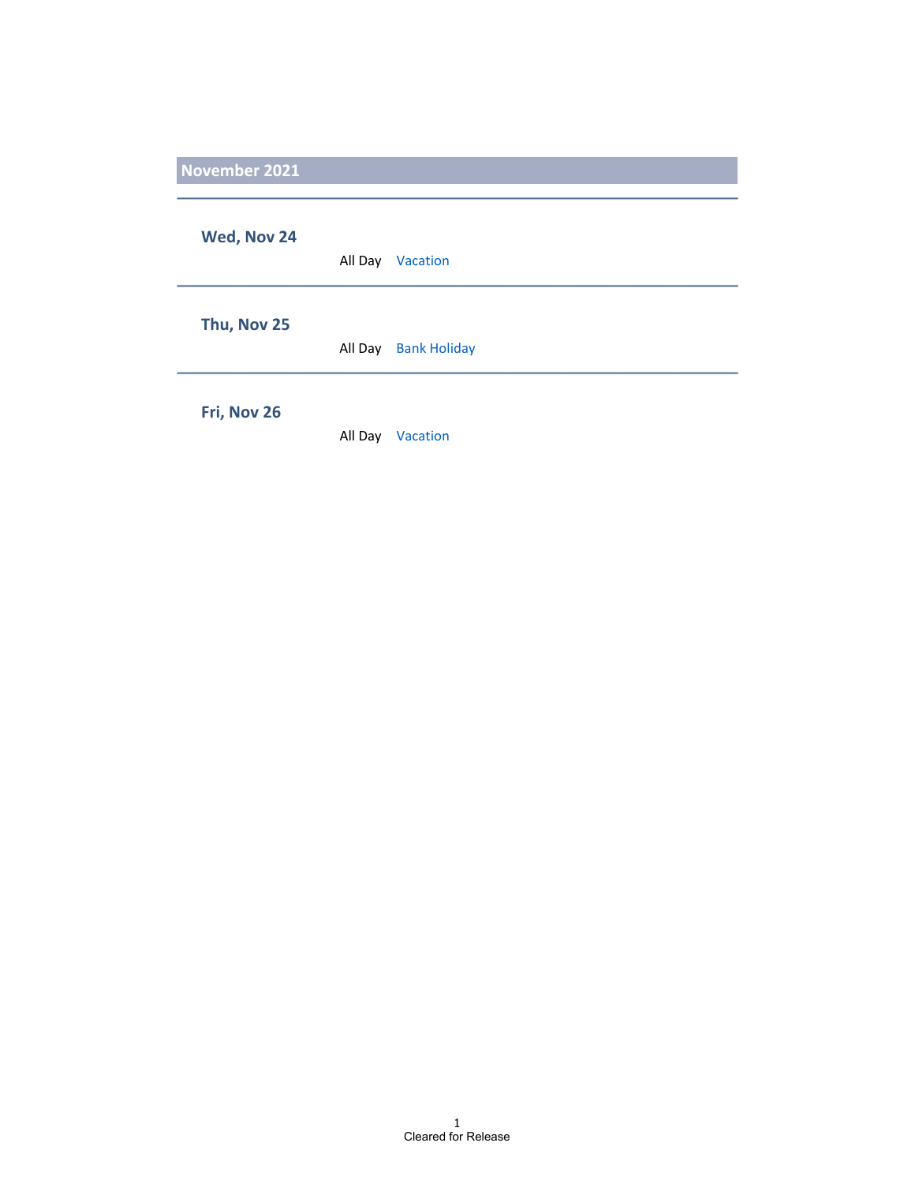## November 2021

---

### Wed, Nov 24

All Day Vacation

---

### Thu, Nov 25

All Day Bank Holiday

---

### Fri, Nov 26

All Day Vacation

Cleared for Release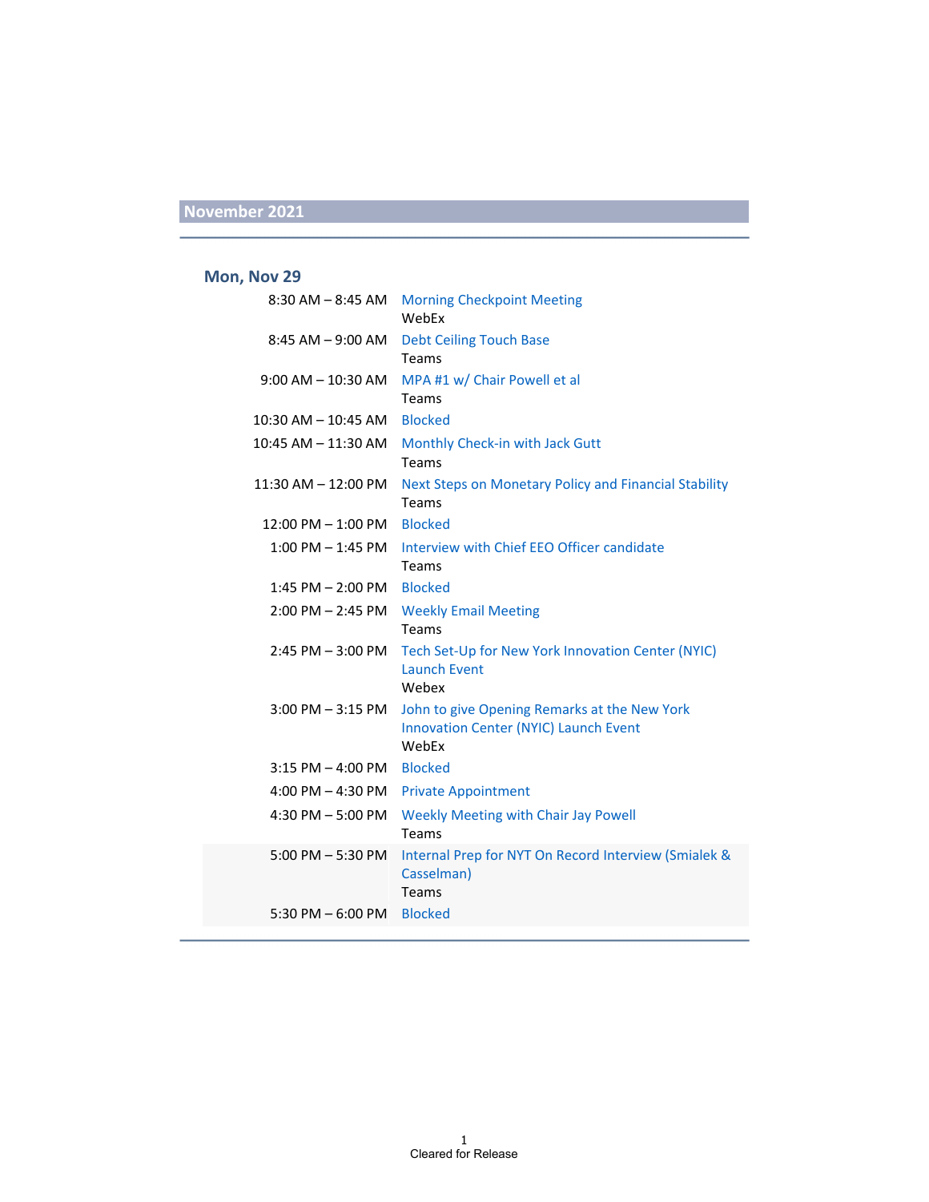## November 2021

### Mon, Nov 29

| | |
|---|---|
| 8:30 AM – 8:45 AM | Morning Checkpoint Meeting<br>WebEx |
| 8:45 AM – 9:00 AM | Debt Ceiling Touch Base<br>Teams |
| 9:00 AM – 10:30 AM | MPA #1 w/ Chair Powell et al<br>Teams |
| 10:30 AM – 10:45 AM | Blocked |
| 10:45 AM – 11:30 AM | Monthly Check-in with Jack Gutt<br>Teams |
| 11:30 AM – 12:00 PM | Next Steps on Monetary Policy and Financial Stability<br>Teams |
| 12:00 PM – 1:00 PM | Blocked |
| 1:00 PM – 1:45 PM | Interview with Chief EEO Officer candidate<br>Teams |
| 1:45 PM – 2:00 PM | Blocked |
| 2:00 PM – 2:45 PM | Weekly Email Meeting<br>Teams |
| 2:45 PM – 3:00 PM | Tech Set-Up for New York Innovation Center (NYIC) Launch Event<br>Webex |
| 3:00 PM – 3:15 PM | John to give Opening Remarks at the New York Innovation Center (NYIC) Launch Event<br>WebEx |
| 3:15 PM – 4:00 PM | Blocked |
| 4:00 PM – 4:30 PM | Private Appointment |
| 4:30 PM – 5:00 PM | Weekly Meeting with Chair Jay Powell<br>Teams |
| 5:00 PM – 5:30 PM | Internal Prep for NYT On Record Interview (Smialek & Casselman)<br>Teams |
| 5:30 PM – 6:00 PM | Blocked |

Cleared for Release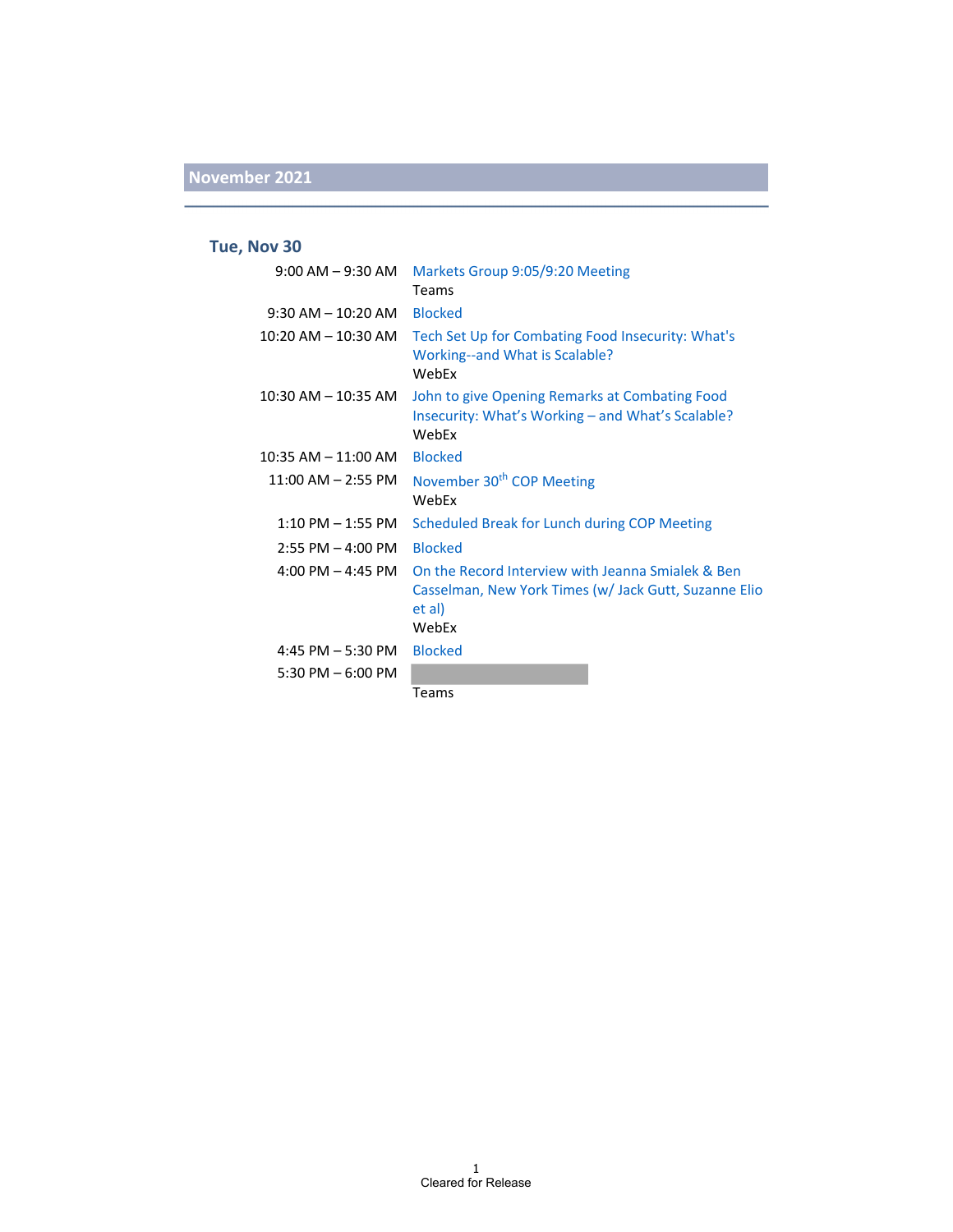## November 2021

### Tue, Nov 30

| | |
|---|---|
| 9:00 AM – 9:30 AM | Markets Group 9:05/9:20 Meeting<br>Teams |
| 9:30 AM – 10:20 AM | Blocked |
| 10:20 AM – 10:30 AM | Tech Set Up for Combating Food Insecurity: What's Working--and What is Scalable?<br>WebEx |
| 10:30 AM – 10:35 AM | John to give Opening Remarks at Combating Food Insecurity: What's Working – and What's Scalable?<br>WebEx |
| 10:35 AM – 11:00 AM | Blocked |
| 11:00 AM – 2:55 PM | November 30th COP Meeting<br>WebEx |
| 1:10 PM – 1:55 PM | Scheduled Break for Lunch during COP Meeting |
| 2:55 PM – 4:00 PM | Blocked |
| 4:00 PM – 4:45 PM | On the Record Interview with Jeanna Smialek & Ben Casselman, New York Times (w/ Jack Gutt, Suzanne Elio et al)<br>WebEx |
| 4:45 PM – 5:30 PM | Blocked |
| 5:30 PM – 6:00 PM | [redacted]<br>Teams |

Cleared for Release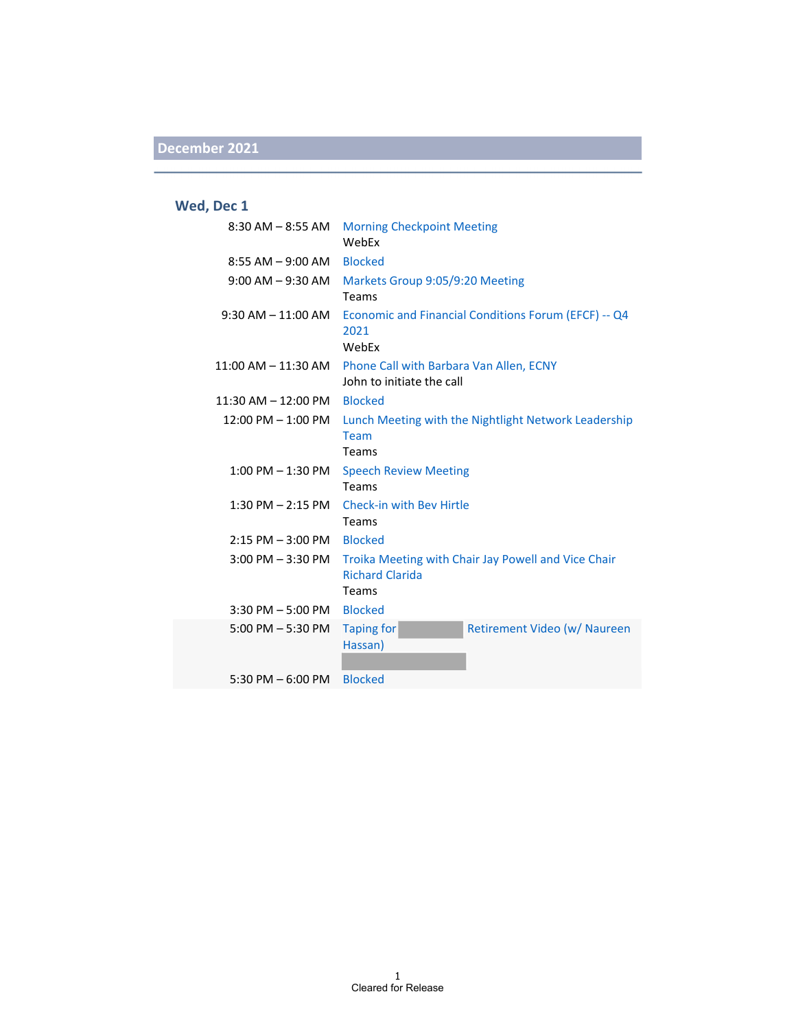## December 2021

### Wed, Dec 1

| | |
|---|---|
| 8:30 AM – 8:55 AM | Morning Checkpoint Meeting<br>WebEx |
| 8:55 AM – 9:00 AM | Blocked |
| 9:00 AM – 9:30 AM | Markets Group 9:05/9:20 Meeting<br>Teams |
| 9:30 AM – 11:00 AM | Economic and Financial Conditions Forum (EFCF) -- Q4 2021<br>WebEx |
| 11:00 AM – 11:30 AM | Phone Call with Barbara Van Allen, ECNY<br>John to initiate the call |
| 11:30 AM – 12:00 PM | Blocked |
| 12:00 PM – 1:00 PM | Lunch Meeting with the Nightlight Network Leadership Team<br>Teams |
| 1:00 PM – 1:30 PM | Speech Review Meeting<br>Teams |
| 1:30 PM – 2:15 PM | Check-in with Bev Hirtle<br>Teams |
| 2:15 PM – 3:00 PM | Blocked |
| 3:00 PM – 3:30 PM | Troika Meeting with Chair Jay Powell and Vice Chair Richard Clarida<br>Teams |
| 3:30 PM – 5:00 PM | Blocked |
| 5:00 PM – 5:30 PM | Taping for [REDACTED] Retirement Video (w/ Naureen Hassan)<br>[REDACTED] |
| 5:30 PM – 6:00 PM | Blocked |

Cleared for Release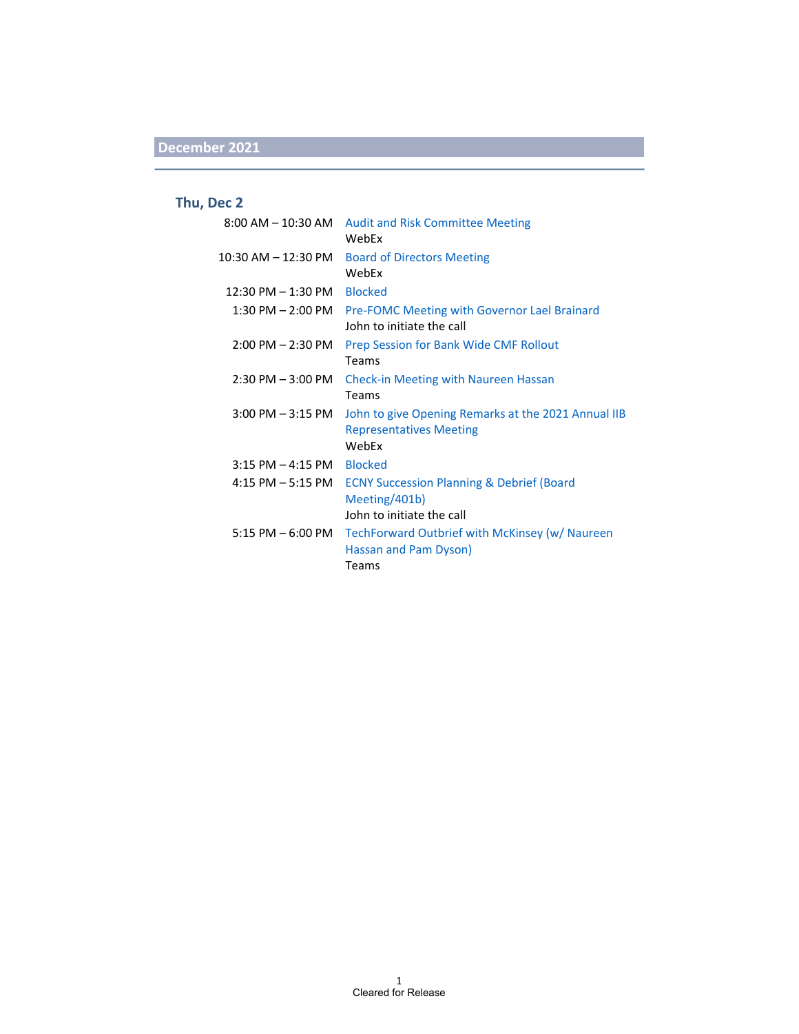## December 2021

### Thu, Dec 2

| | |
|---|---|
| 8:00 AM – 10:30 AM | Audit and Risk Committee Meeting<br>WebEx |
| 10:30 AM – 12:30 PM | Board of Directors Meeting<br>WebEx |
| 12:30 PM – 1:30 PM | Blocked |
| 1:30 PM – 2:00 PM | Pre-FOMC Meeting with Governor Lael Brainard<br>John to initiate the call |
| 2:00 PM – 2:30 PM | Prep Session for Bank Wide CMF Rollout<br>Teams |
| 2:30 PM – 3:00 PM | Check-in Meeting with Naureen Hassan<br>Teams |
| 3:00 PM – 3:15 PM | John to give Opening Remarks at the 2021 Annual IIB Representatives Meeting<br>WebEx |
| 3:15 PM – 4:15 PM | Blocked |
| 4:15 PM – 5:15 PM | ECNY Succession Planning & Debrief (Board Meeting/401b)<br>John to initiate the call |
| 5:15 PM – 6:00 PM | TechForward Outbrief with McKinsey (w/ Naureen Hassan and Pam Dyson)<br>Teams |

Cleared for Release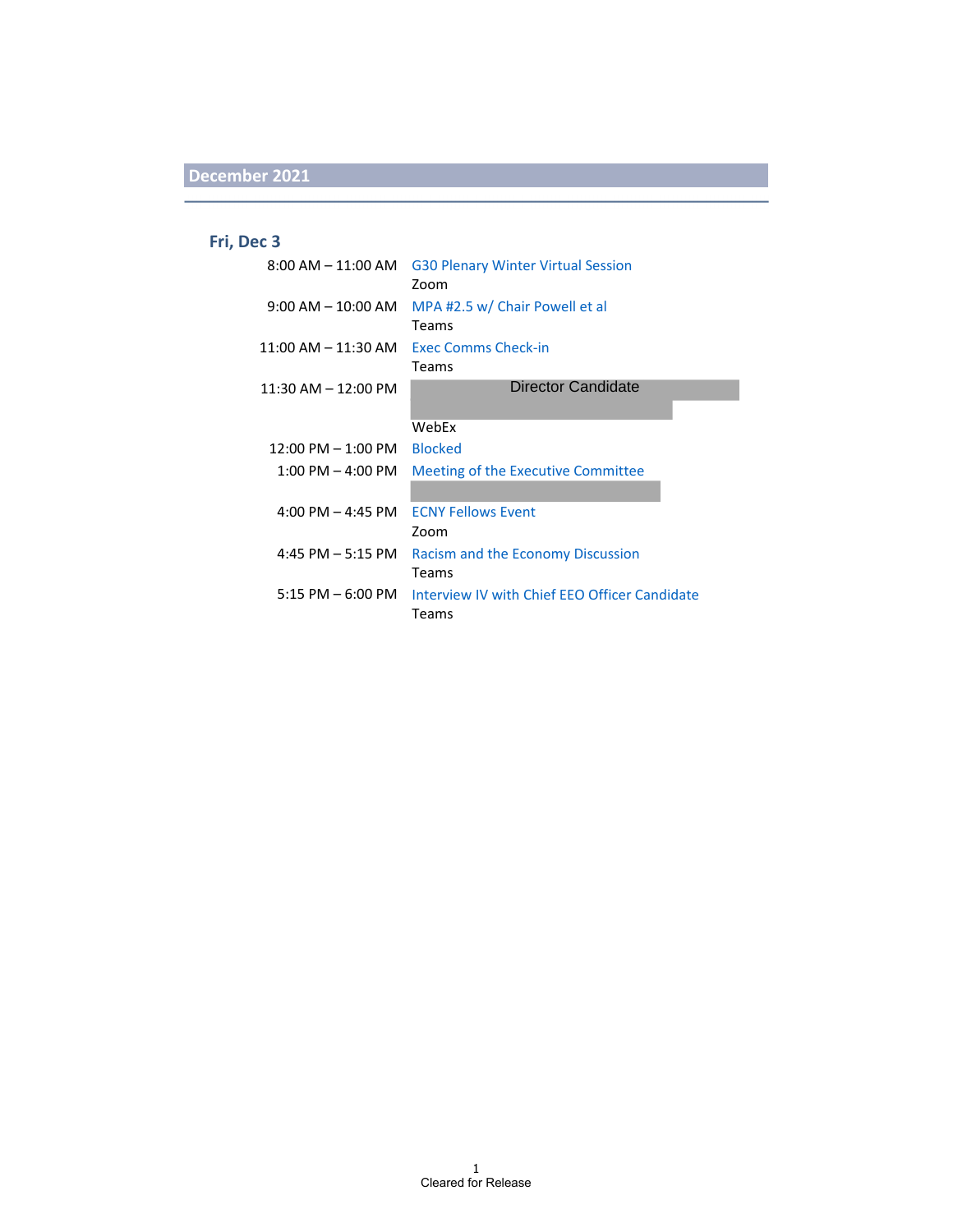## December 2021

### Fri, Dec 3

| | |
|---|---|
| 8:00 AM – 11:00 AM | G30 Plenary Winter Virtual Session<br>Zoom |
| 9:00 AM – 10:00 AM | MPA #2.5 w/ Chair Powell et al<br>Teams |
| 11:00 AM – 11:30 AM | Exec Comms Check-in<br>Teams |
| 11:30 AM – 12:00 PM | Director Candidate<br>WebEx |
| 12:00 PM – 1:00 PM | Blocked |
| 1:00 PM – 4:00 PM | Meeting of the Executive Committee |
| 4:00 PM – 4:45 PM | ECNY Fellows Event<br>Zoom |
| 4:45 PM – 5:15 PM | Racism and the Economy Discussion<br>Teams |
| 5:15 PM – 6:00 PM | Interview IV with Chief EEO Officer Candidate<br>Teams |

Cleared for Release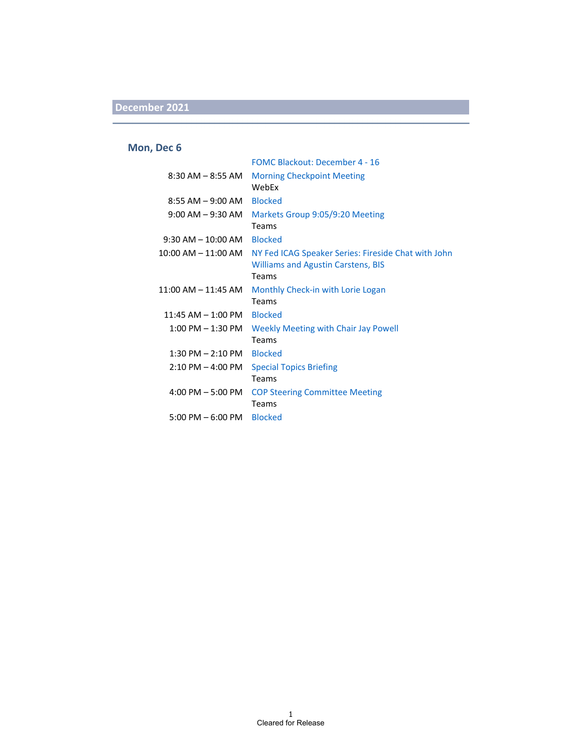## December 2021

### Mon, Dec 6

| | |
|---|---|
| | FOMC Blackout: December 4 - 16 |
| 8:30 AM – 8:55 AM | Morning Checkpoint Meeting<br>WebEx |
| 8:55 AM – 9:00 AM | Blocked |
| 9:00 AM – 9:30 AM | Markets Group 9:05/9:20 Meeting<br>Teams |
| 9:30 AM – 10:00 AM | Blocked |
| 10:00 AM – 11:00 AM | NY Fed ICAG Speaker Series: Fireside Chat with John Williams and Agustin Carstens, BIS<br>Teams |
| 11:00 AM – 11:45 AM | Monthly Check-in with Lorie Logan<br>Teams |
| 11:45 AM – 1:00 PM | Blocked |
| 1:00 PM – 1:30 PM | Weekly Meeting with Chair Jay Powell<br>Teams |
| 1:30 PM – 2:10 PM | Blocked |
| 2:10 PM – 4:00 PM | Special Topics Briefing<br>Teams |
| 4:00 PM – 5:00 PM | COP Steering Committee Meeting<br>Teams |
| 5:00 PM – 6:00 PM | Blocked |

Cleared for Release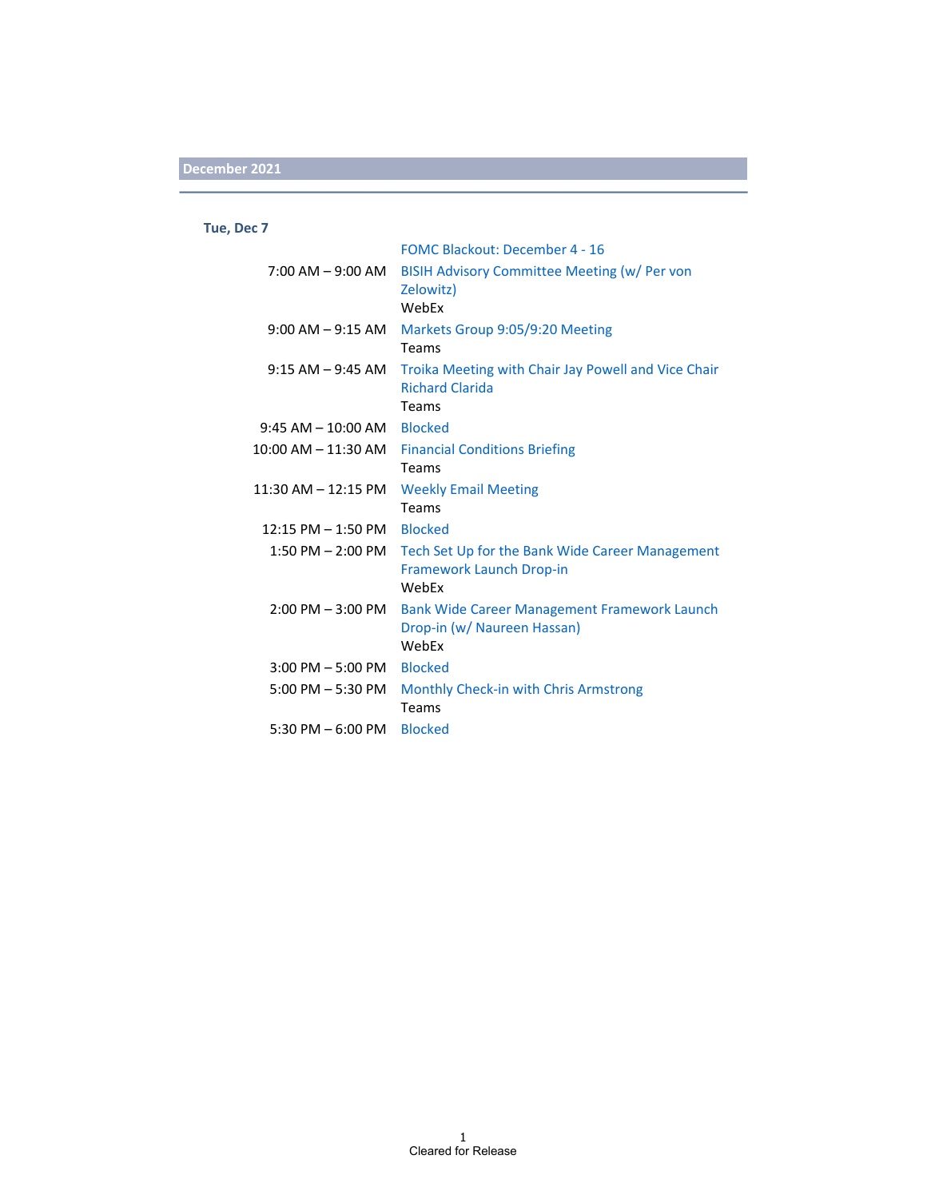## December 2021

### Tue, Dec 7

| | |
|---|---|
| | FOMC Blackout: December 4 - 16 |
| 7:00 AM – 9:00 AM | BISIH Advisory Committee Meeting (w/ Per von Zelowitz)<br>WebEx |
| 9:00 AM – 9:15 AM | Markets Group 9:05/9:20 Meeting<br>Teams |
| 9:15 AM – 9:45 AM | Troika Meeting with Chair Jay Powell and Vice Chair Richard Clarida<br>Teams |
| 9:45 AM – 10:00 AM | Blocked |
| 10:00 AM – 11:30 AM | Financial Conditions Briefing<br>Teams |
| 11:30 AM – 12:15 PM | Weekly Email Meeting<br>Teams |
| 12:15 PM – 1:50 PM | Blocked |
| 1:50 PM – 2:00 PM | Tech Set Up for the Bank Wide Career Management Framework Launch Drop-in<br>WebEx |
| 2:00 PM – 3:00 PM | Bank Wide Career Management Framework Launch Drop-in (w/ Naureen Hassan)<br>WebEx |
| 3:00 PM – 5:00 PM | Blocked |
| 5:00 PM – 5:30 PM | Monthly Check-in with Chris Armstrong<br>Teams |
| 5:30 PM – 6:00 PM | Blocked |

Cleared for Release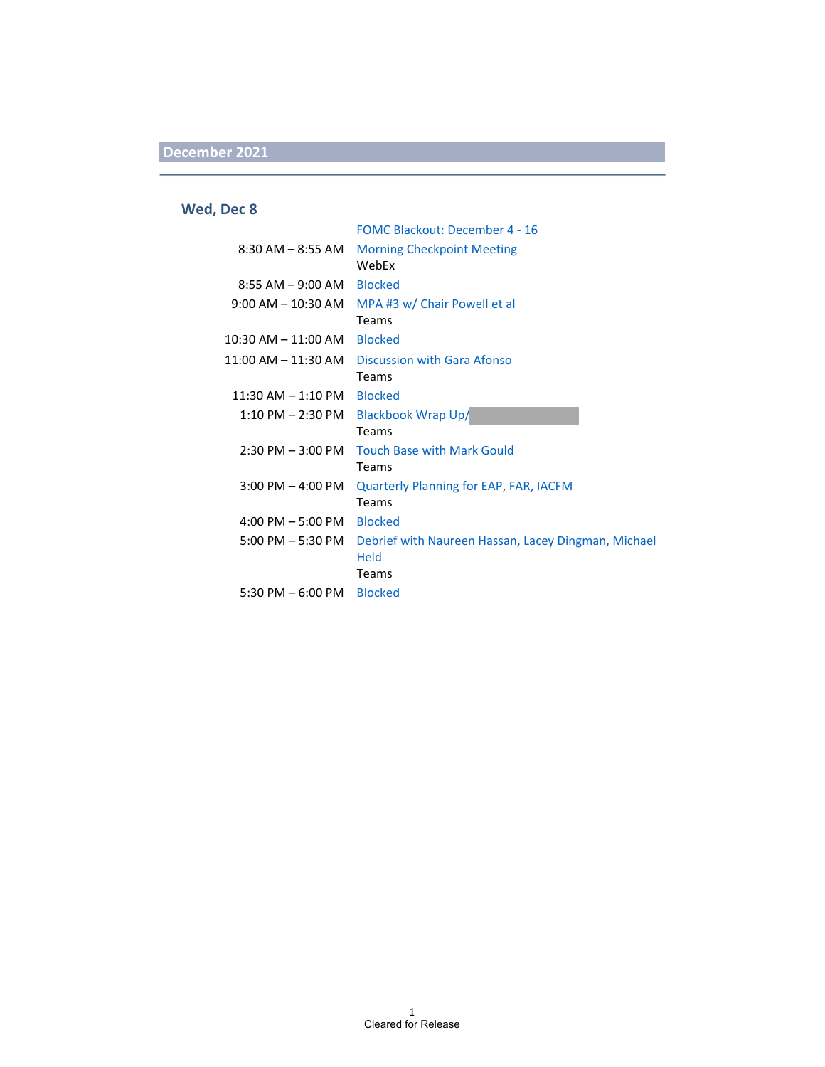## December 2021

### Wed, Dec 8

| | |
|---|---|
| | FOMC Blackout: December 4 - 16 |
| 8:30 AM – 8:55 AM | Morning Checkpoint Meeting<br>WebEx |
| 8:55 AM – 9:00 AM | Blocked |
| 9:00 AM – 10:30 AM | MPA #3 w/ Chair Powell et al<br>Teams |
| 10:30 AM – 11:00 AM | Blocked |
| 11:00 AM – 11:30 AM | Discussion with Gara Afonso<br>Teams |
| 11:30 AM – 1:10 PM | Blocked |
| 1:10 PM – 2:30 PM | Blackbook Wrap Up/<br>Teams |
| 2:30 PM – 3:00 PM | Touch Base with Mark Gould<br>Teams |
| 3:00 PM – 4:00 PM | Quarterly Planning for EAP, FAR, IACFM<br>Teams |
| 4:00 PM – 5:00 PM | Blocked |
| 5:00 PM – 5:30 PM | Debrief with Naureen Hassan, Lacey Dingman, Michael Held<br>Teams |
| 5:30 PM – 6:00 PM | Blocked |

Cleared for Release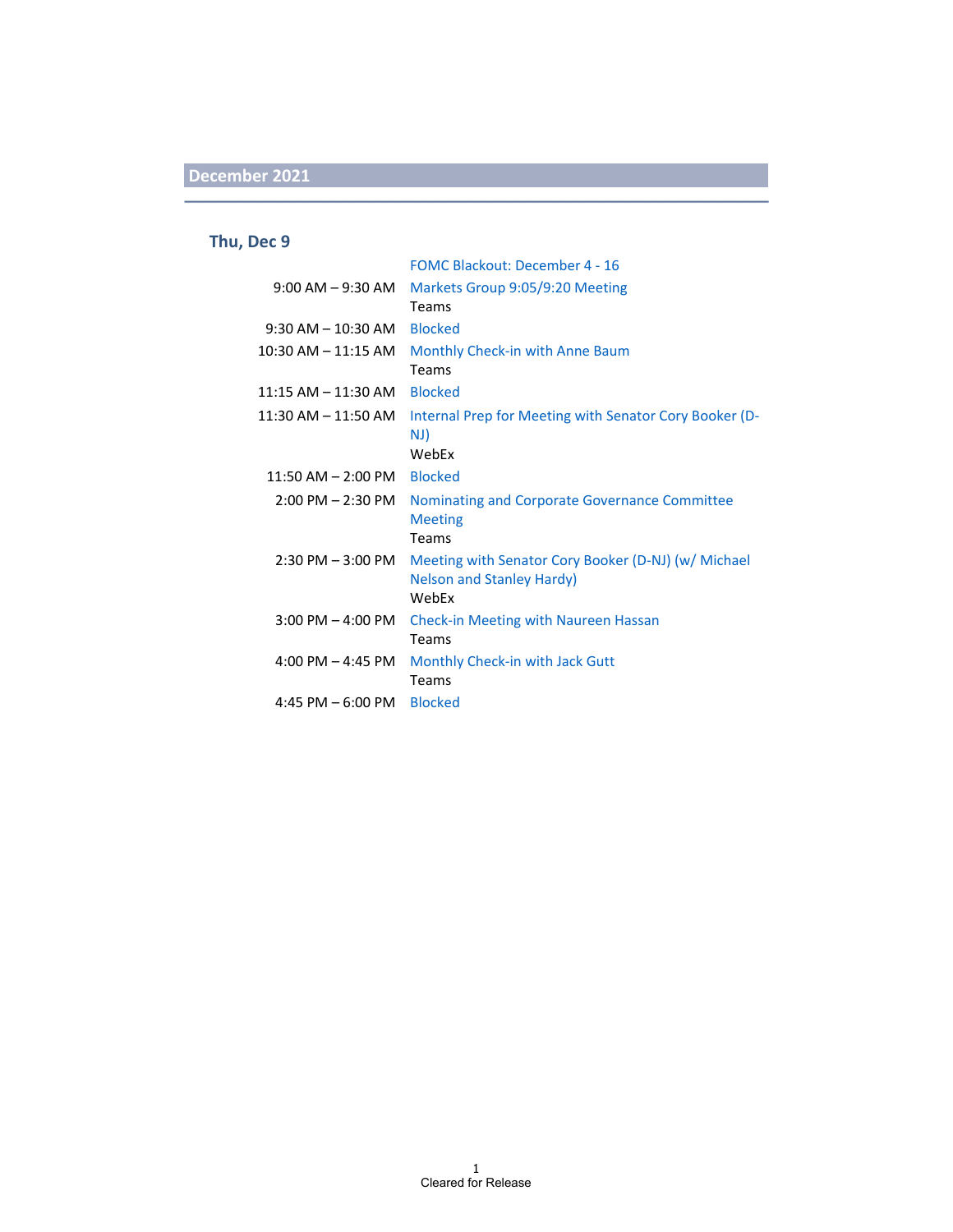## December 2021

### Thu, Dec 9

| | |
|---|---|
| | FOMC Blackout: December 4 - 16 |
| 9:00 AM – 9:30 AM | Markets Group 9:05/9:20 Meeting<br>Teams |
| 9:30 AM – 10:30 AM | Blocked |
| 10:30 AM – 11:15 AM | Monthly Check-in with Anne Baum<br>Teams |
| 11:15 AM – 11:30 AM | Blocked |
| 11:30 AM – 11:50 AM | Internal Prep for Meeting with Senator Cory Booker (D-NJ)<br>WebEx |
| 11:50 AM – 2:00 PM | Blocked |
| 2:00 PM – 2:30 PM | Nominating and Corporate Governance Committee Meeting<br>Teams |
| 2:30 PM – 3:00 PM | Meeting with Senator Cory Booker (D-NJ) (w/ Michael Nelson and Stanley Hardy)<br>WebEx |
| 3:00 PM – 4:00 PM | Check-in Meeting with Naureen Hassan<br>Teams |
| 4:00 PM – 4:45 PM | Monthly Check-in with Jack Gutt<br>Teams |
| 4:45 PM – 6:00 PM | Blocked |

Cleared for Release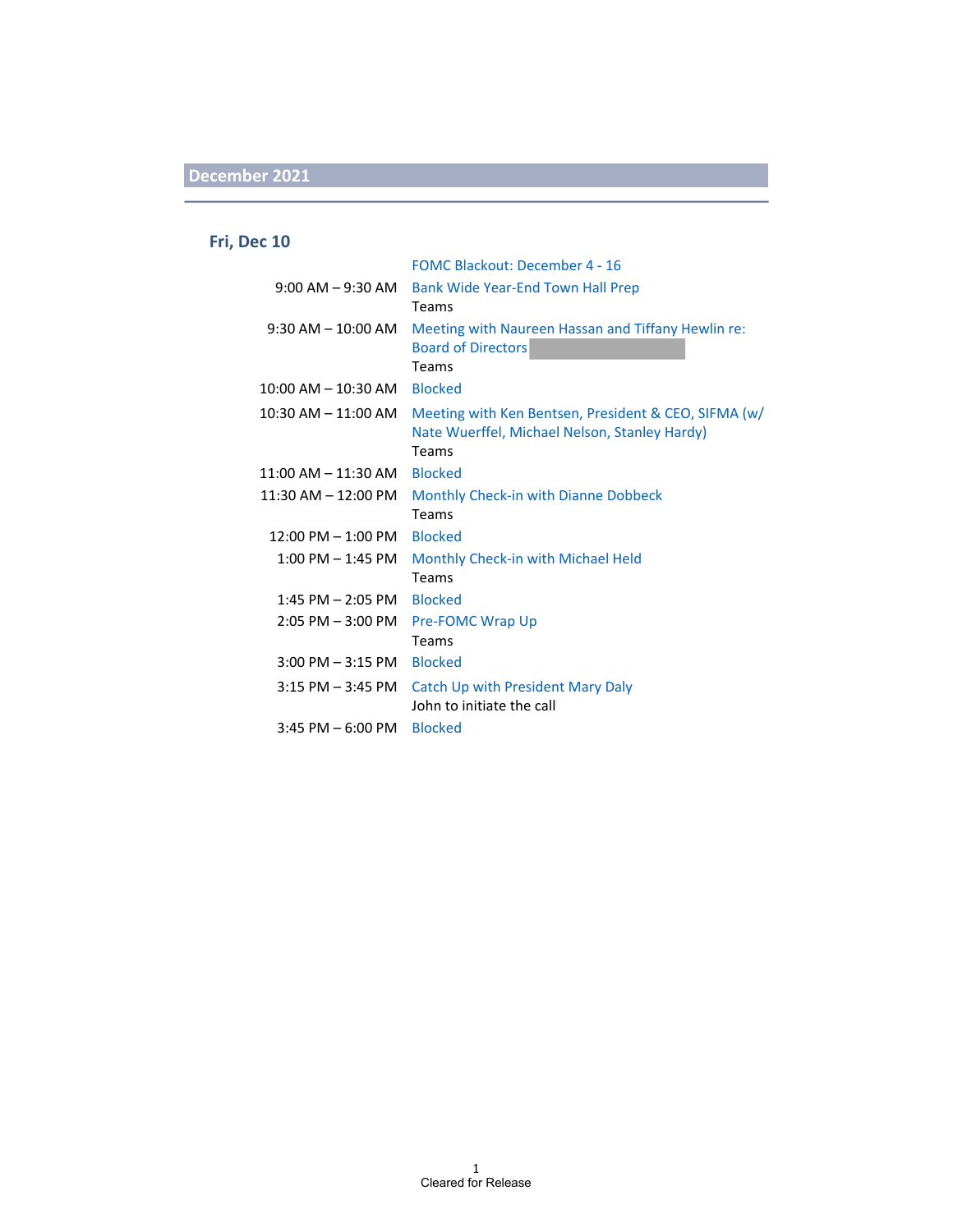## December 2021

### Fri, Dec 10

| | |
|---|---|
| | FOMC Blackout: December 4 - 16 |
| 9:00 AM – 9:30 AM | Bank Wide Year-End Town Hall Prep<br>Teams |
| 9:30 AM – 10:00 AM | Meeting with Naureen Hassan and Tiffany Hewlin re: Board of Directors<br>Teams |
| 10:00 AM – 10:30 AM | Blocked |
| 10:30 AM – 11:00 AM | Meeting with Ken Bentsen, President & CEO, SIFMA (w/ Nate Wuerffel, Michael Nelson, Stanley Hardy)<br>Teams |
| 11:00 AM – 11:30 AM | Blocked |
| 11:30 AM – 12:00 PM | Monthly Check-in with Dianne Dobbeck<br>Teams |
| 12:00 PM – 1:00 PM | Blocked |
| 1:00 PM – 1:45 PM | Monthly Check-in with Michael Held<br>Teams |
| 1:45 PM – 2:05 PM | Blocked |
| 2:05 PM – 3:00 PM | Pre-FOMC Wrap Up<br>Teams |
| 3:00 PM – 3:15 PM | Blocked |
| 3:15 PM – 3:45 PM | Catch Up with President Mary Daly<br>John to initiate the call |
| 3:45 PM – 6:00 PM | Blocked |

Cleared for Release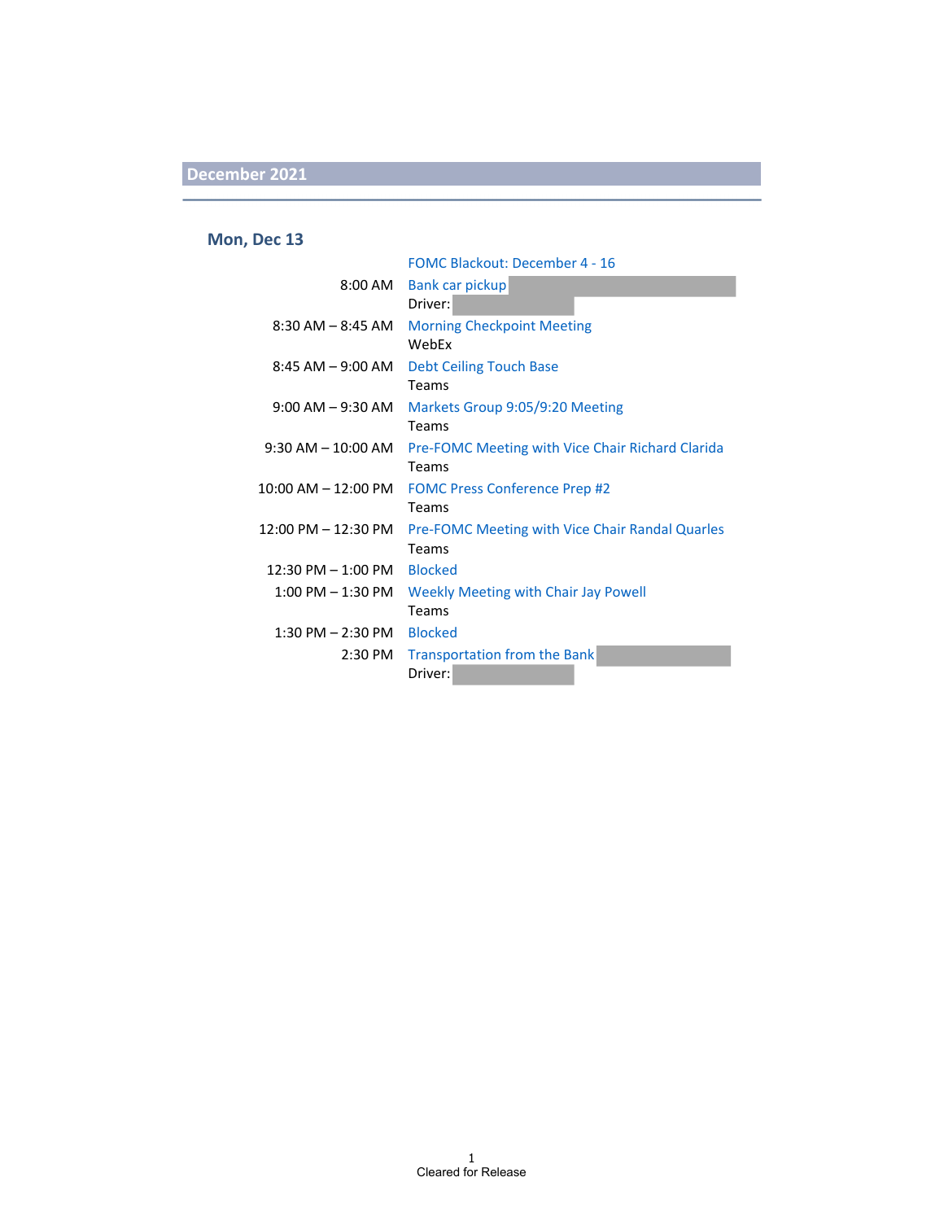## December 2021

### Mon, Dec 13

| | |
|---|---|
| | FOMC Blackout: December 4 - 16 |
| 8:00 AM | Bank car pickup<br>Driver: |
| 8:30 AM – 8:45 AM | Morning Checkpoint Meeting<br>WebEx |
| 8:45 AM – 9:00 AM | Debt Ceiling Touch Base<br>Teams |
| 9:00 AM – 9:30 AM | Markets Group 9:05/9:20 Meeting<br>Teams |
| 9:30 AM – 10:00 AM | Pre-FOMC Meeting with Vice Chair Richard Clarida<br>Teams |
| 10:00 AM – 12:00 PM | FOMC Press Conference Prep #2<br>Teams |
| 12:00 PM – 12:30 PM | Pre-FOMC Meeting with Vice Chair Randal Quarles<br>Teams |
| 12:30 PM – 1:00 PM | Blocked |
| 1:00 PM – 1:30 PM | Weekly Meeting with Chair Jay Powell<br>Teams |
| 1:30 PM – 2:30 PM | Blocked |
| 2:30 PM | Transportation from the Bank<br>Driver: |

Cleared for Release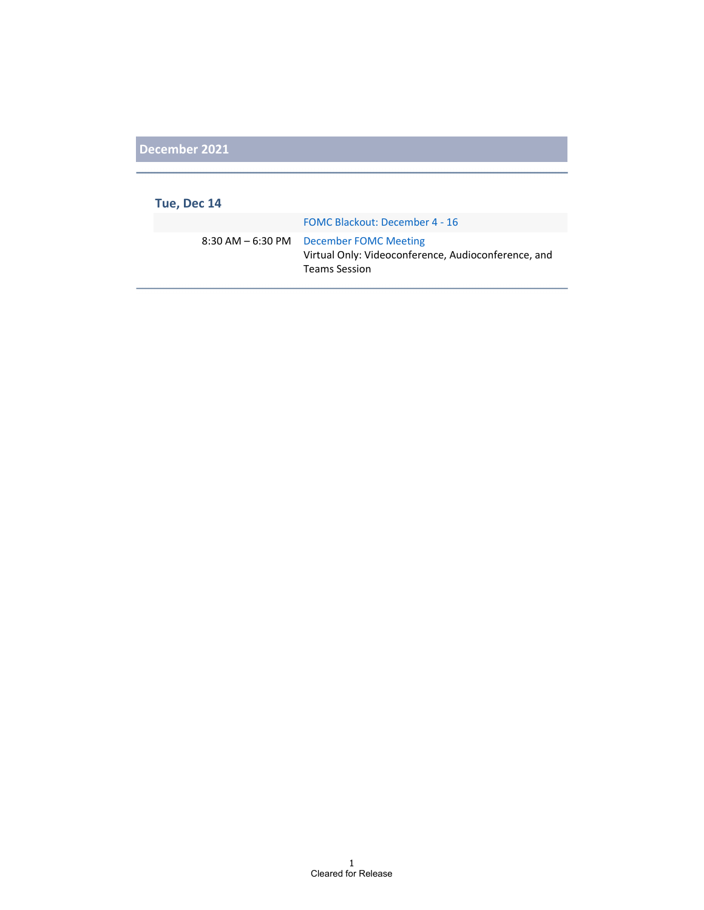## December 2021

### Tue, Dec 14

| | |
|---|---|
| | FOMC Blackout: December 4 - 16 |
| 8:30 AM – 6:30 PM | December FOMC Meeting<br>Virtual Only: Videoconference, Audioconference, and Teams Session |

Cleared for Release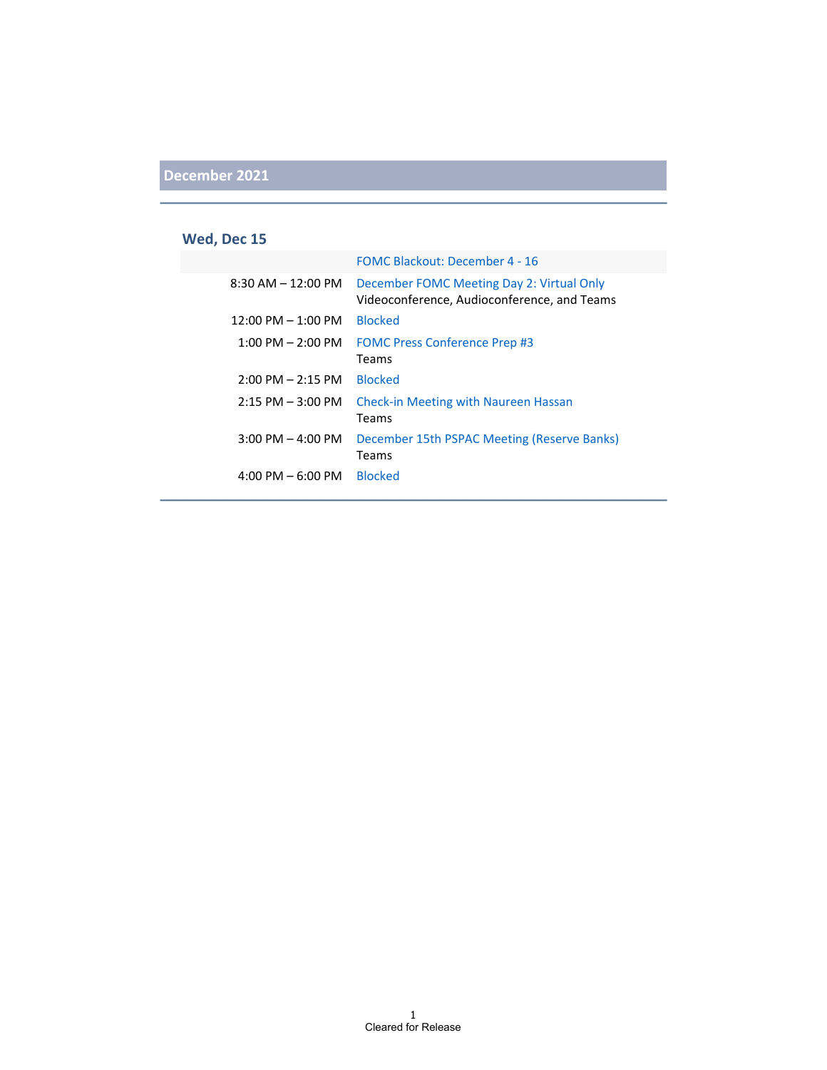## December 2021

### Wed, Dec 15

| | |
|---|---|
| | FOMC Blackout: December 4 - 16 |
| 8:30 AM – 12:00 PM | December FOMC Meeting Day 2: Virtual Only<br>Videoconference, Audioconference, and Teams |
| 12:00 PM – 1:00 PM | Blocked |
| 1:00 PM – 2:00 PM | FOMC Press Conference Prep #3<br>Teams |
| 2:00 PM – 2:15 PM | Blocked |
| 2:15 PM – 3:00 PM | Check-in Meeting with Naureen Hassan<br>Teams |
| 3:00 PM – 4:00 PM | December 15th PSPAC Meeting (Reserve Banks)<br>Teams |
| 4:00 PM – 6:00 PM | Blocked |

Cleared for Release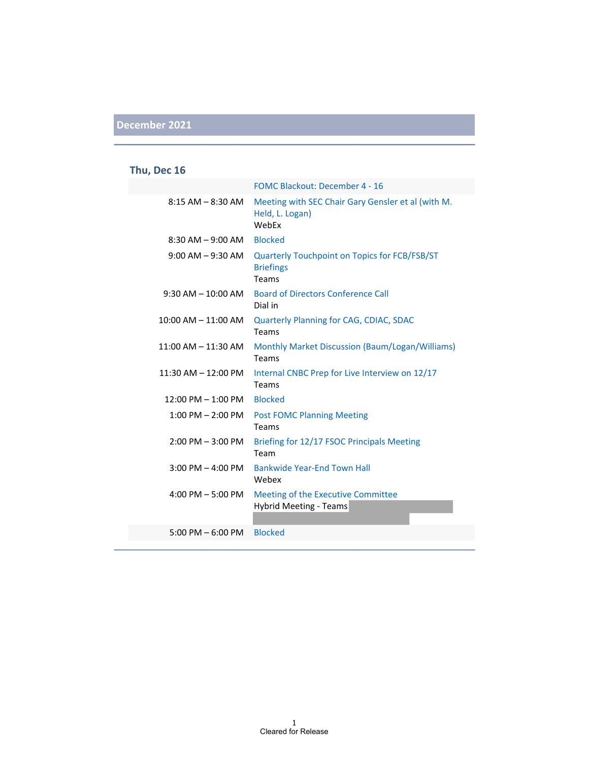## December 2021

### Thu, Dec 16

| | |
|---|---|
| | FOMC Blackout: December 4 - 16 |
| 8:15 AM – 8:30 AM | Meeting with SEC Chair Gary Gensler et al (with M. Held, L. Logan)<br>WebEx |
| 8:30 AM – 9:00 AM | Blocked |
| 9:00 AM – 9:30 AM | Quarterly Touchpoint on Topics for FCB/FSB/ST Briefings<br>Teams |
| 9:30 AM – 10:00 AM | Board of Directors Conference Call<br>Dial in |
| 10:00 AM – 11:00 AM | Quarterly Planning for CAG, CDIAC, SDAC<br>Teams |
| 11:00 AM – 11:30 AM | Monthly Market Discussion (Baum/Logan/Williams)<br>Teams |
| 11:30 AM – 12:00 PM | Internal CNBC Prep for Live Interview on 12/17<br>Teams |
| 12:00 PM – 1:00 PM | Blocked |
| 1:00 PM – 2:00 PM | Post FOMC Planning Meeting<br>Teams |
| 2:00 PM – 3:00 PM | Briefing for 12/17 FSOC Principals Meeting<br>Team |
| 3:00 PM – 4:00 PM | Bankwide Year-End Town Hall<br>Webex |
| 4:00 PM – 5:00 PM | Meeting of the Executive Committee<br>Hybrid Meeting - Teams |
| 5:00 PM – 6:00 PM | Blocked |

Cleared for Release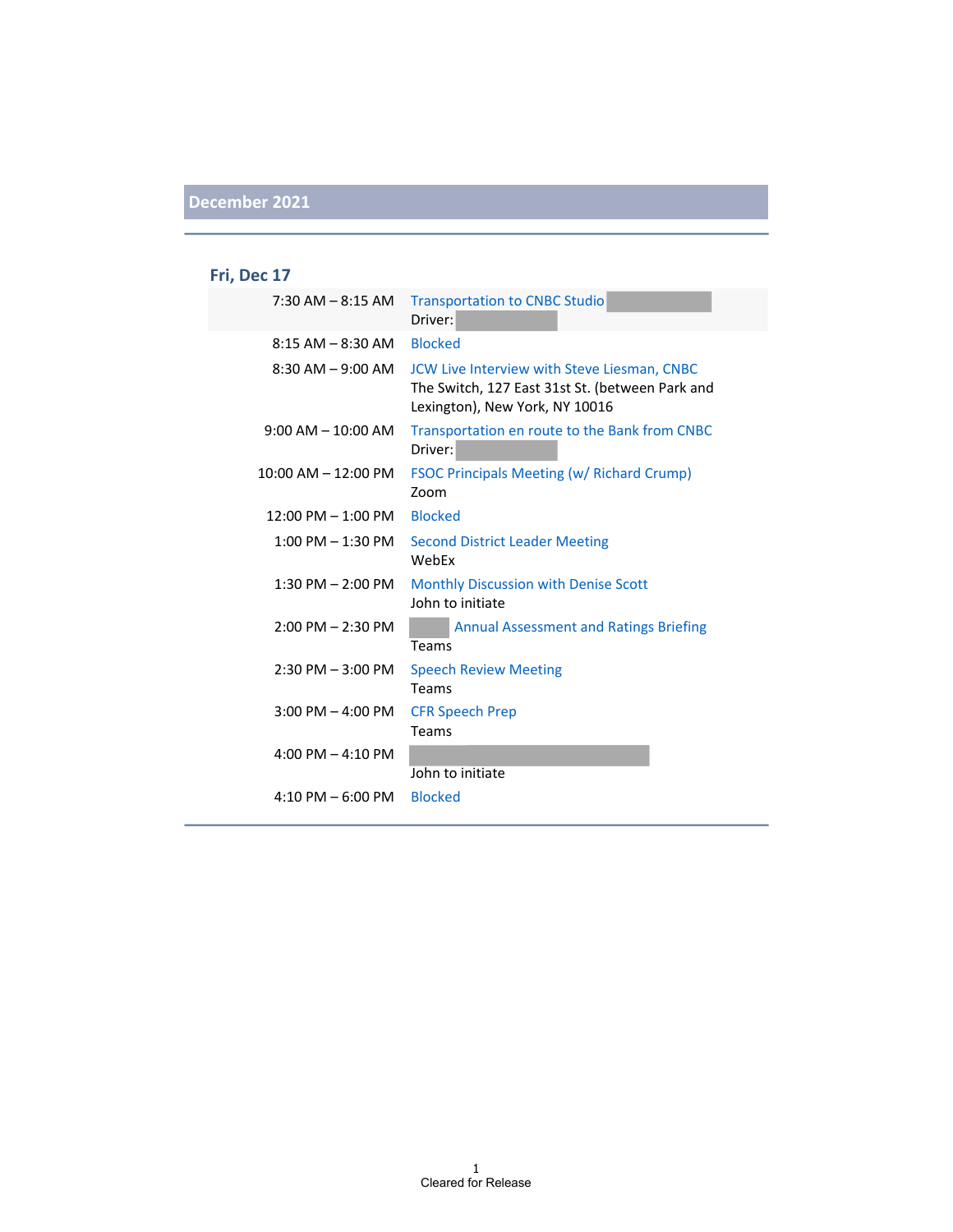## December 2021

### Fri, Dec 17

| Time | Event |
|---|---|
| 7:30 AM – 8:15 AM | Transportation to CNBC Studio<br>Driver: |
| 8:15 AM – 8:30 AM | Blocked |
| 8:30 AM – 9:00 AM | JCW Live Interview with Steve Liesman, CNBC<br>The Switch, 127 East 31st St. (between Park and Lexington), New York, NY 10016 |
| 9:00 AM – 10:00 AM | Transportation en route to the Bank from CNBC<br>Driver: |
| 10:00 AM – 12:00 PM | FSOC Principals Meeting (w/ Richard Crump)<br>Zoom |
| 12:00 PM – 1:00 PM | Blocked |
| 1:00 PM – 1:30 PM | Second District Leader Meeting<br>WebEx |
| 1:30 PM – 2:00 PM | Monthly Discussion with Denise Scott<br>John to initiate |
| 2:00 PM – 2:30 PM | Annual Assessment and Ratings Briefing<br>Teams |
| 2:30 PM – 3:00 PM | Speech Review Meeting<br>Teams |
| 3:00 PM – 4:00 PM | CFR Speech Prep<br>Teams |
| 4:00 PM – 4:10 PM | John to initiate |
| 4:10 PM – 6:00 PM | Blocked |

Cleared for Release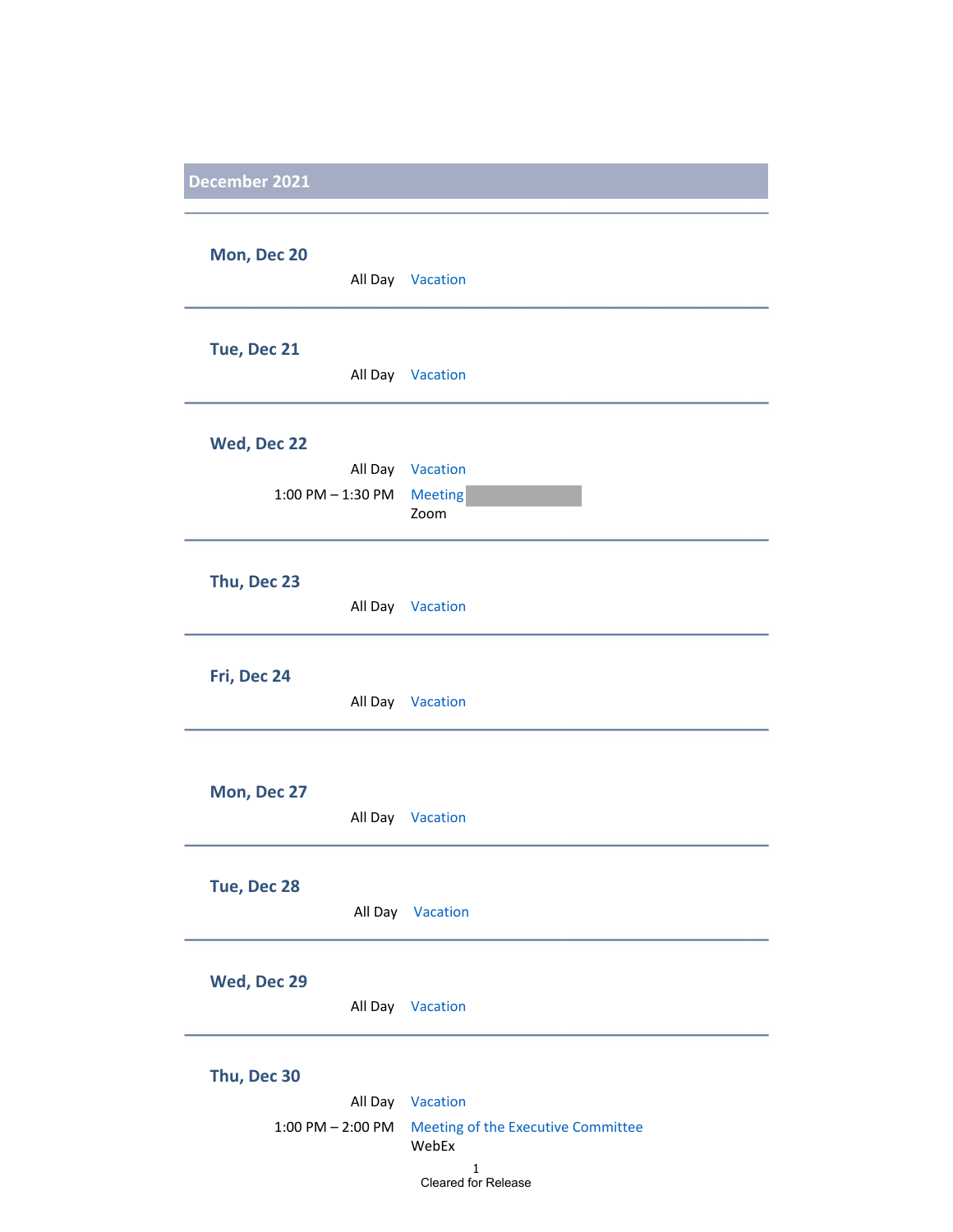## December 2021

### Mon, Dec 20

All Day Vacation

### Tue, Dec 21

All Day Vacation

### Wed, Dec 22

All Day Vacation

1:00 PM – 1:30 PM Meeting
Zoom

### Thu, Dec 23

All Day Vacation

### Fri, Dec 24

All Day Vacation

### Mon, Dec 27

All Day Vacation

### Tue, Dec 28

All Day Vacation

### Wed, Dec 29

All Day Vacation

### Thu, Dec 30

All Day Vacation

1:00 PM – 2:00 PM Meeting of the Executive Committee
WebEx

Cleared for Release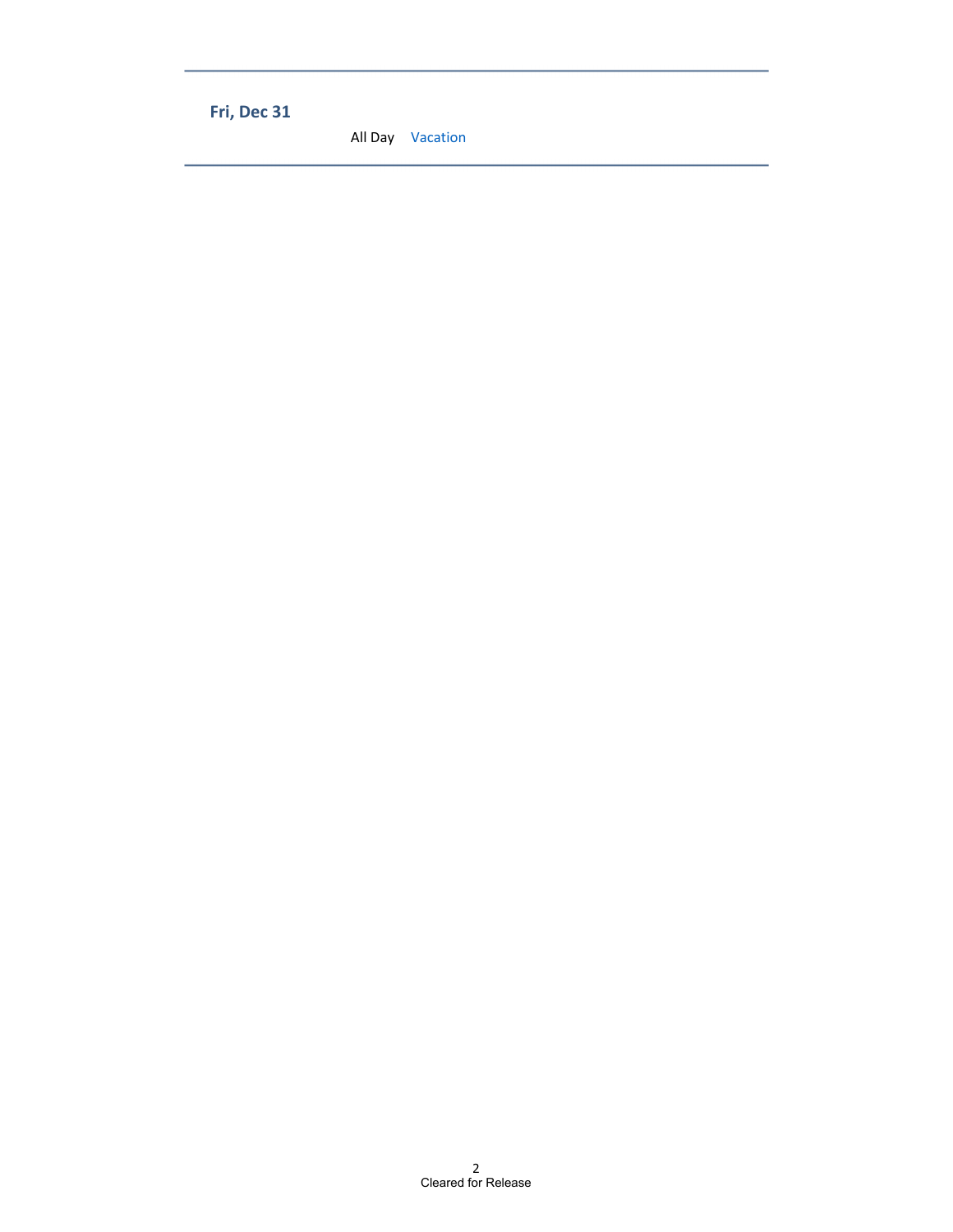### Fri, Dec 31

All Day Vacation

Cleared for Release